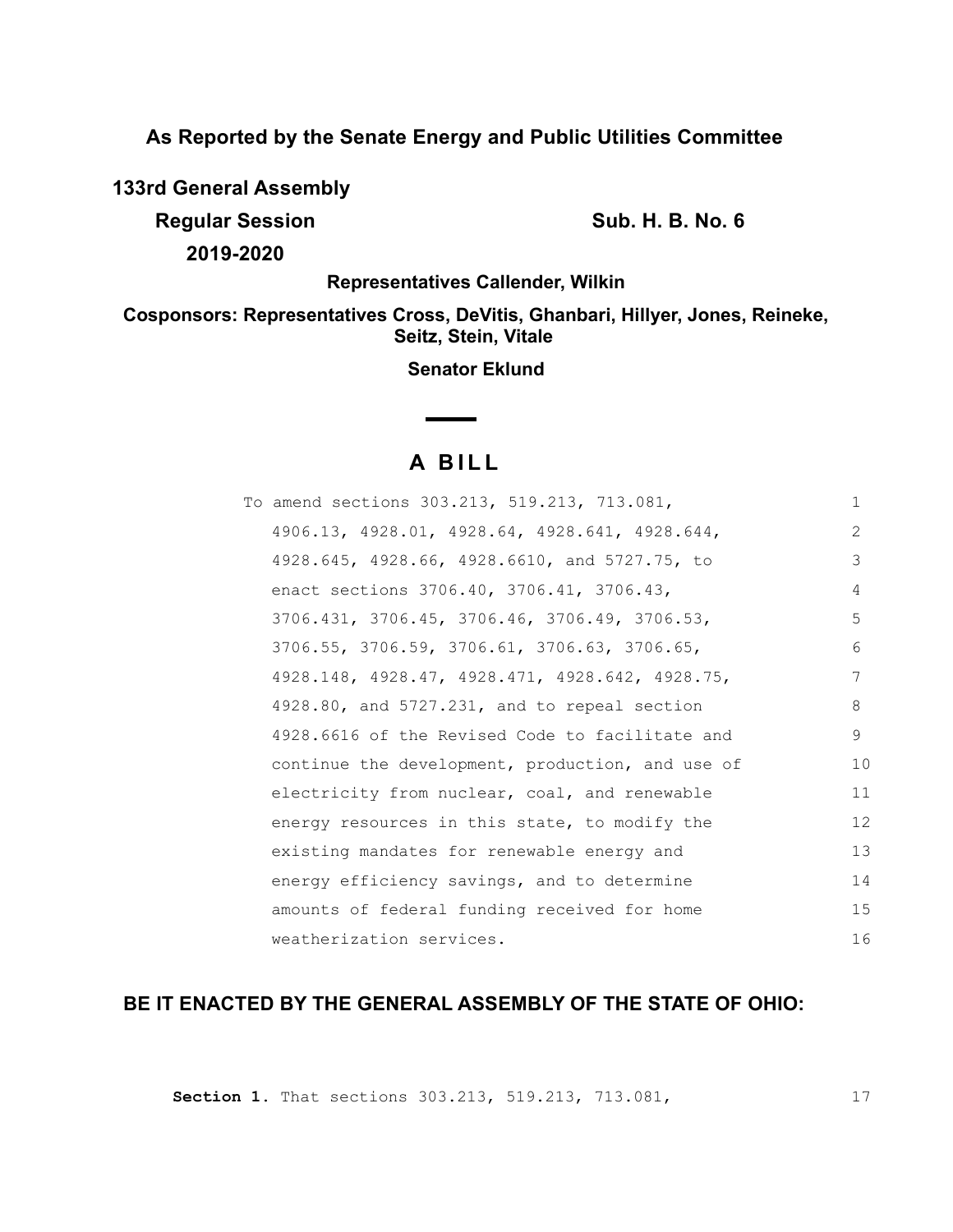**As Reported by the Senate Energy and Public Utilities Committee**

**133rd General Assembly**

**Regular Session** **Sub. H. B. No. 6**

**2019-2020**

**Representatives Callender, Wilkin**

**Cosponsors: Representatives Cross, DeVitis, Ghanbari, Hillyer, Jones, Reineke, Seitz, Stein, Vitale**

**Senator Eklund**

# A BILL

To amend sections 303.213, 519.213, 713.081, 4906.13, 4928.01, 4928.64, 4928.641, 4928.644, 4928.645, 4928.66, 4928.6610, and 5727.75, to enact sections 3706.40, 3706.41, 3706.43, 3706.431, 3706.45, 3706.46, 3706.49, 3706.53, 3706.55, 3706.59, 3706.61, 3706.63, 3706.65, 4928.148, 4928.47, 4928.471, 4928.642, 4928.75, 4928.80, and 5727.231, and to repeal section 4928.6616 of the Revised Code to facilitate and continue the development, production, and use of electricity from nuclear, coal, and renewable energy resources in this state, to modify the existing mandates for renewable energy and energy efficiency savings, and to determine amounts of federal funding received for home weatherization services.

## BE IT ENACTED BY THE GENERAL ASSEMBLY OF THE STATE OF OHIO:

**Section 1.** That sections 303.213, 519.213, 713.081,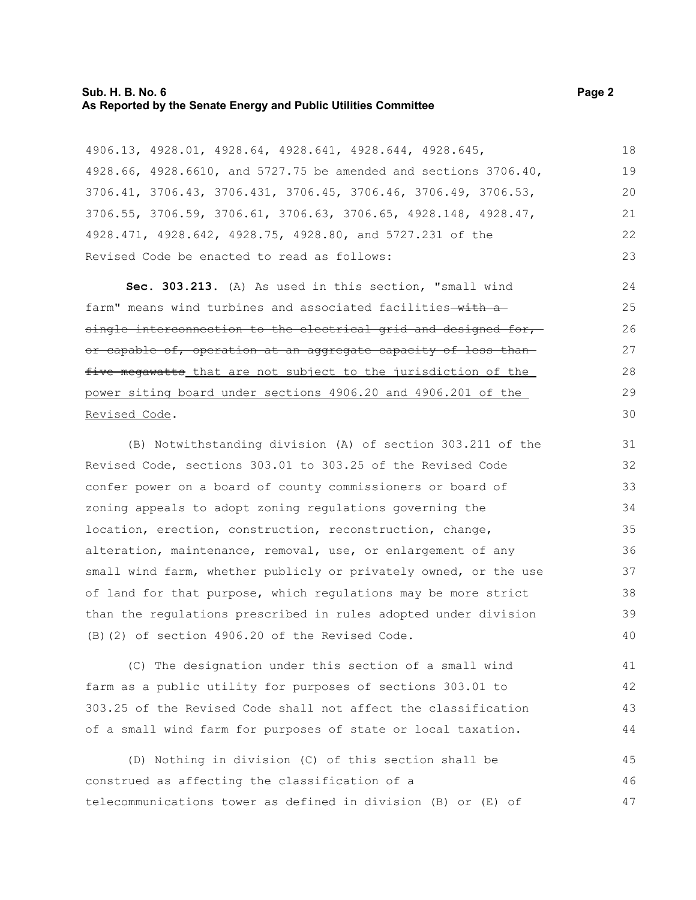4906.13, 4928.01, 4928.64, 4928.641, 4928.644, 4928.645, 4928.66, 4928.6610, and 5727.75 be amended and sections 3706.40, 3706.41, 3706.43, 3706.431, 3706.45, 3706.46, 3706.49, 3706.53, 3706.55, 3706.59, 3706.61, 3706.63, 3706.65, 4928.148, 4928.47, 4928.471, 4928.642, 4928.75, 4928.80, and 5727.231 of the Revised Code be enacted to read as follows:

**Sec. 303.213.** (A) As used in this section, "small wind farm" means wind turbines and associated facilities ~~with a single interconnection to the electrical grid and designed for, or capable of, operation at an aggregate capacity of less than five megawatts~~ <u>that are not subject to the jurisdiction of the power siting board under sections 4906.20 and 4906.201 of the Revised Code</u>.

(B) Notwithstanding division (A) of section 303.211 of the Revised Code, sections 303.01 to 303.25 of the Revised Code confer power on a board of county commissioners or board of zoning appeals to adopt zoning regulations governing the location, erection, construction, reconstruction, change, alteration, maintenance, removal, use, or enlargement of any small wind farm, whether publicly or privately owned, or the use of land for that purpose, which regulations may be more strict than the regulations prescribed in rules adopted under division (B)(2) of section 4906.20 of the Revised Code.

(C) The designation under this section of a small wind farm as a public utility for purposes of sections 303.01 to 303.25 of the Revised Code shall not affect the classification of a small wind farm for purposes of state or local taxation.

(D) Nothing in division (C) of this section shall be construed as affecting the classification of a telecommunications tower as defined in division (B) or (E) of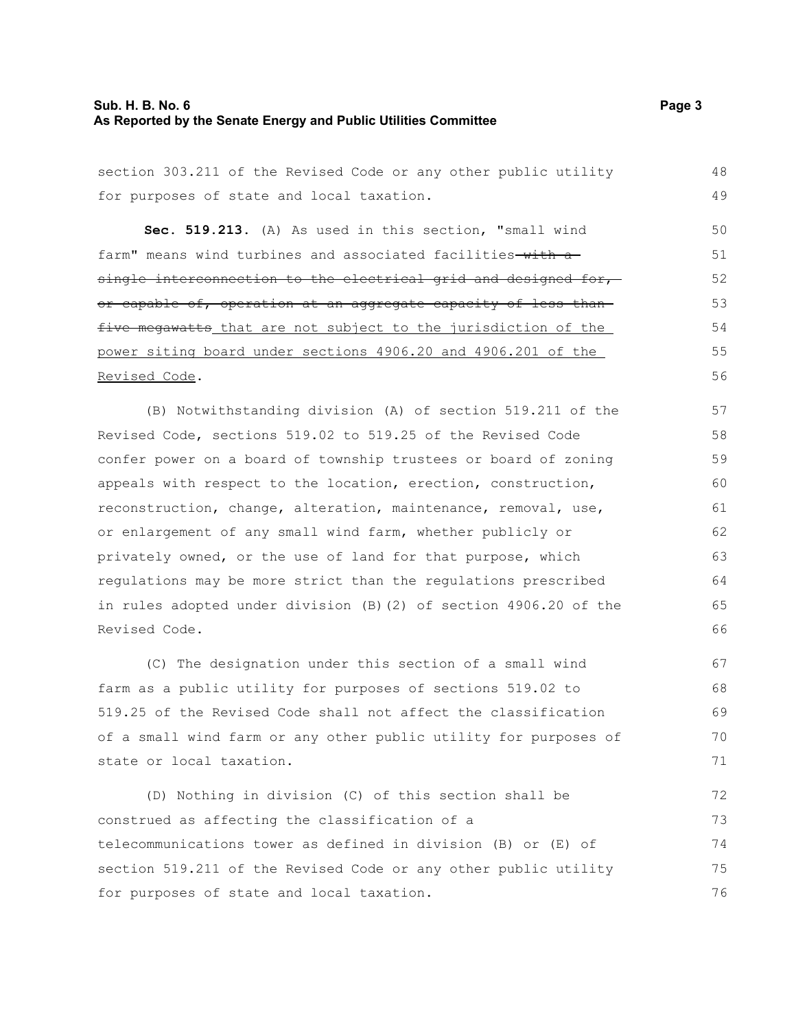section 303.211 of the Revised Code or any other public utility for purposes of state and local taxation.

**Sec. 519.213.** (A) As used in this section, "small wind farm" means wind turbines and associated facilities ~~with a single interconnection to the electrical grid and designed for, or capable of, operation at an aggregate capacity of less than five megawatts~~ that are not subject to the jurisdiction of the power siting board under sections 4906.20 and 4906.201 of the Revised Code.

(B) Notwithstanding division (A) of section 519.211 of the Revised Code, sections 519.02 to 519.25 of the Revised Code confer power on a board of township trustees or board of zoning appeals with respect to the location, erection, construction, reconstruction, change, alteration, maintenance, removal, use, or enlargement of any small wind farm, whether publicly or privately owned, or the use of land for that purpose, which regulations may be more strict than the regulations prescribed in rules adopted under division (B)(2) of section 4906.20 of the Revised Code.

(C) The designation under this section of a small wind farm as a public utility for purposes of sections 519.02 to 519.25 of the Revised Code shall not affect the classification of a small wind farm or any other public utility for purposes of state or local taxation.

(D) Nothing in division (C) of this section shall be construed as affecting the classification of a telecommunications tower as defined in division (B) or (E) of section 519.211 of the Revised Code or any other public utility for purposes of state and local taxation.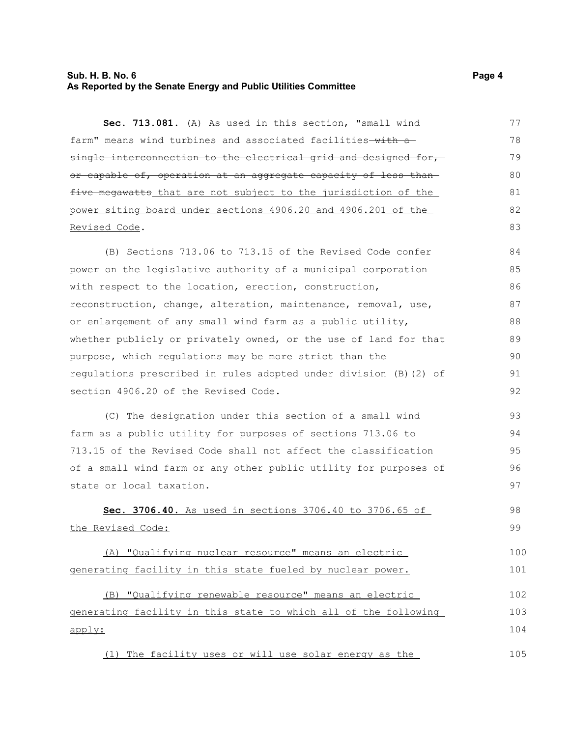**Sec. 713.081.** (A) As used in this section, "small wind farm" means wind turbines and associated facilities ~~with a single interconnection to the electrical grid and designed for, or capable of, operation at an aggregate capacity of less than five megawatts~~ that are not subject to the jurisdiction of the power siting board under sections 4906.20 and 4906.201 of the Revised Code.

(B) Sections 713.06 to 713.15 of the Revised Code confer power on the legislative authority of a municipal corporation with respect to the location, erection, construction, reconstruction, change, alteration, maintenance, removal, use, or enlargement of any small wind farm as a public utility, whether publicly or privately owned, or the use of land for that purpose, which regulations may be more strict than the regulations prescribed in rules adopted under division (B)(2) of section 4906.20 of the Revised Code.

(C) The designation under this section of a small wind farm as a public utility for purposes of sections 713.06 to 713.15 of the Revised Code shall not affect the classification of a small wind farm or any other public utility for purposes of state or local taxation.

**Sec. 3706.40.** As used in sections 3706.40 to 3706.65 of the Revised Code:

(A) "Qualifying nuclear resource" means an electric generating facility in this state fueled by nuclear power.

(B) "Qualifying renewable resource" means an electric generating facility in this state to which all of the following apply:

(1) The facility uses or will use solar energy as the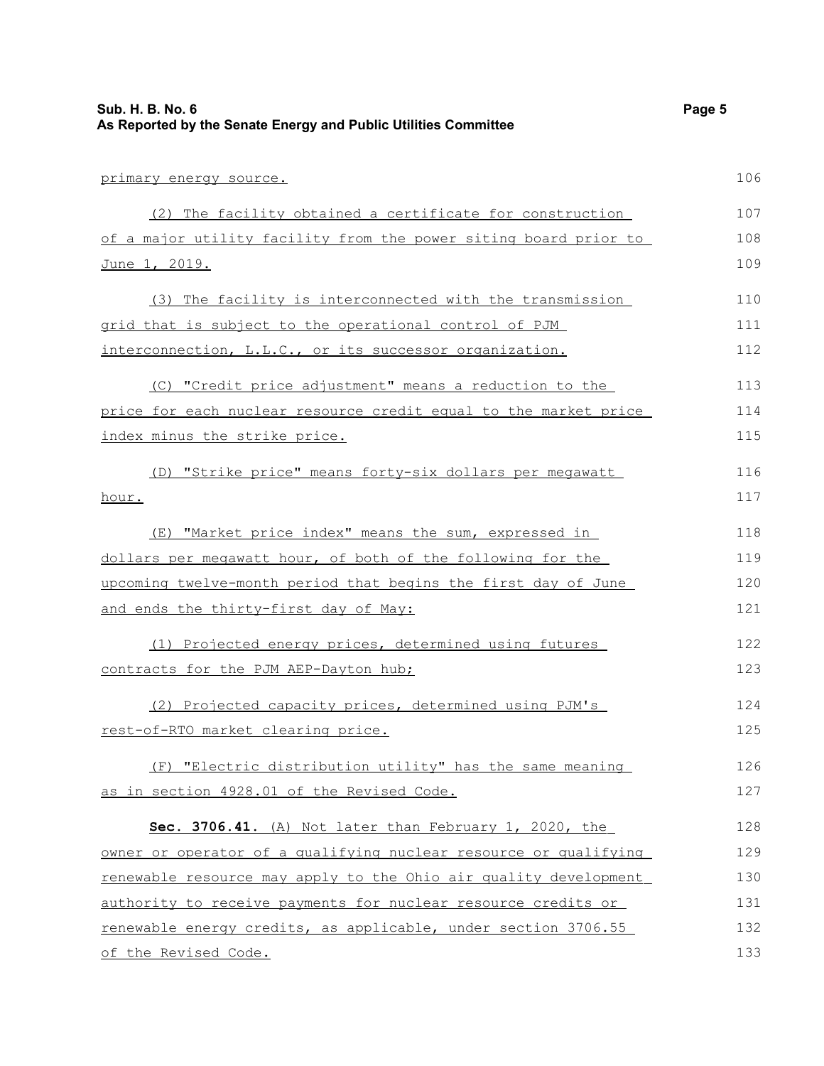primary energy source.

(2) The facility obtained a certificate for construction of a major utility facility from the power siting board prior to June 1, 2019.

(3) The facility is interconnected with the transmission grid that is subject to the operational control of PJM interconnection, L.L.C., or its successor organization.

(C) "Credit price adjustment" means a reduction to the price for each nuclear resource credit equal to the market price index minus the strike price.

(D) "Strike price" means forty-six dollars per megawatt hour.

(E) "Market price index" means the sum, expressed in dollars per megawatt hour, of both of the following for the upcoming twelve-month period that begins the first day of June and ends the thirty-first day of May:

(1) Projected energy prices, determined using futures contracts for the PJM AEP-Dayton hub;

(2) Projected capacity prices, determined using PJM's rest-of-RTO market clearing price.

(F) "Electric distribution utility" has the same meaning as in section 4928.01 of the Revised Code.

**Sec. 3706.41.** (A) Not later than February 1, 2020, the owner or operator of a qualifying nuclear resource or qualifying renewable resource may apply to the Ohio air quality development authority to receive payments for nuclear resource credits or renewable energy credits, as applicable, under section 3706.55 of the Revised Code.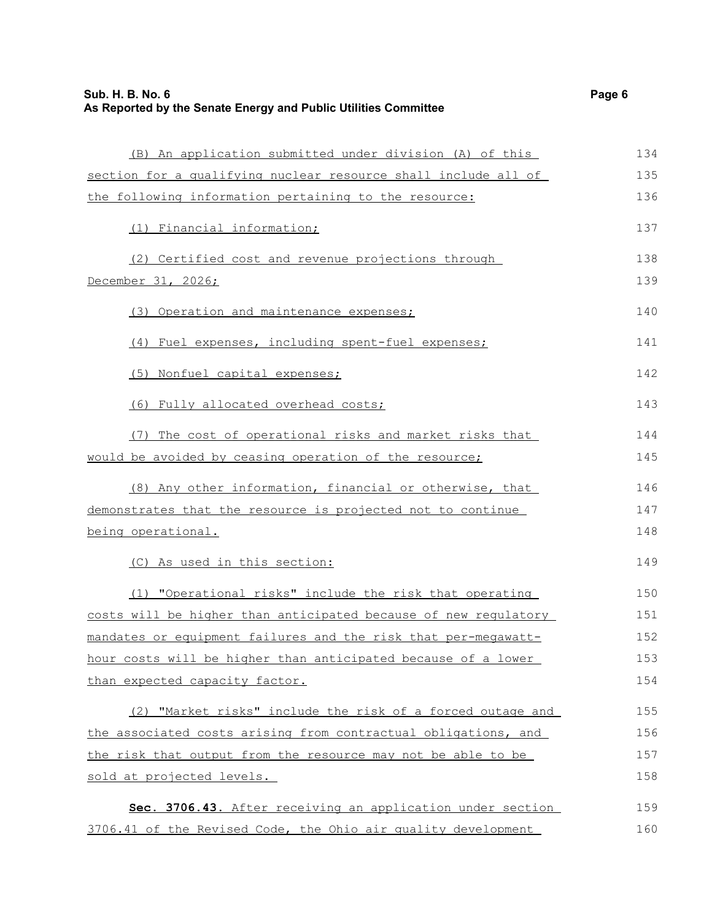(B) An application submitted under division (A) of this section for a qualifying nuclear resource shall include all of the following information pertaining to the resource:

(1) Financial information;

(2) Certified cost and revenue projections through December 31, 2026;

(3) Operation and maintenance expenses;

(4) Fuel expenses, including spent-fuel expenses;

(5) Nonfuel capital expenses;

(6) Fully allocated overhead costs;

(7) The cost of operational risks and market risks that would be avoided by ceasing operation of the resource;

(8) Any other information, financial or otherwise, that demonstrates that the resource is projected not to continue being operational.

(C) As used in this section:

(1) "Operational risks" include the risk that operating costs will be higher than anticipated because of new regulatory mandates or equipment failures and the risk that per-megawatt-hour costs will be higher than anticipated because of a lower than expected capacity factor.

(2) "Market risks" include the risk of a forced outage and the associated costs arising from contractual obligations, and the risk that output from the resource may not be able to be sold at projected levels.

**Sec. 3706.43.** After receiving an application under section 3706.41 of the Revised Code, the Ohio air quality development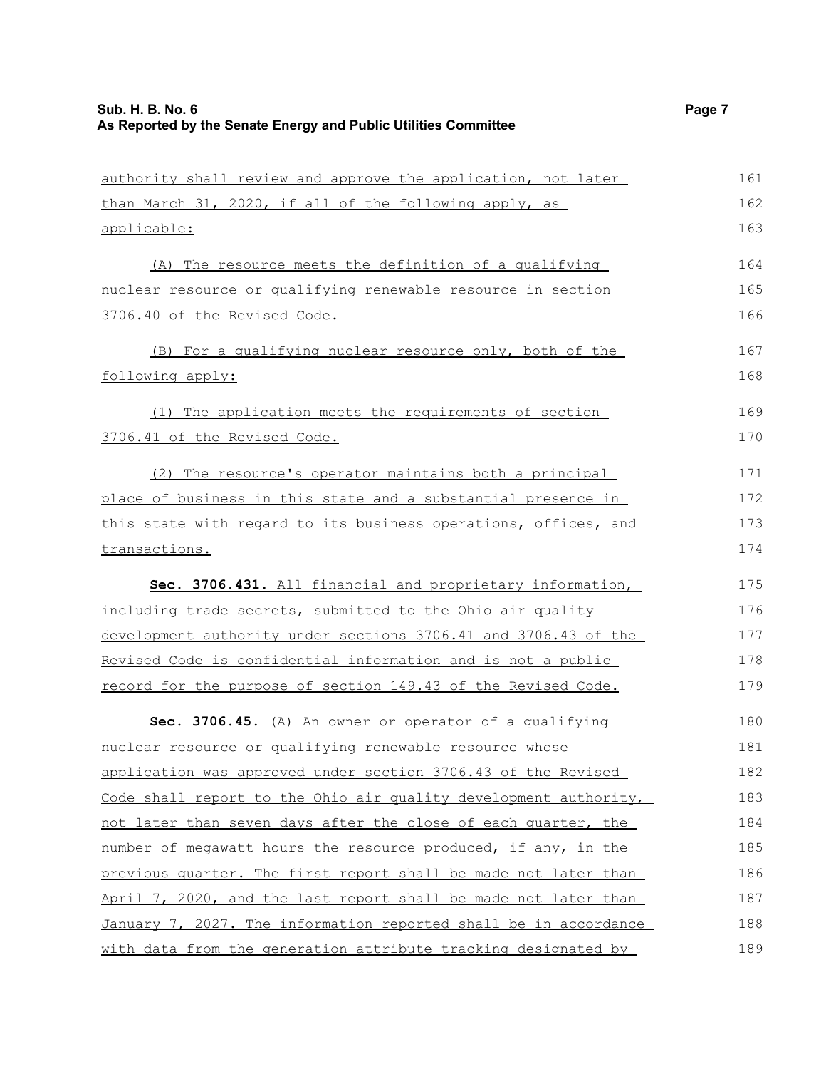authority shall review and approve the application, not later than March 31, 2020, if all of the following apply, as applicable:

(A) The resource meets the definition of a qualifying nuclear resource or qualifying renewable resource in section 3706.40 of the Revised Code.

(B) For a qualifying nuclear resource only, both of the following apply:

(1) The application meets the requirements of section 3706.41 of the Revised Code.

(2) The resource's operator maintains both a principal place of business in this state and a substantial presence in this state with regard to its business operations, offices, and transactions.

**Sec. 3706.431.** All financial and proprietary information, including trade secrets, submitted to the Ohio air quality development authority under sections 3706.41 and 3706.43 of the Revised Code is confidential information and is not a public record for the purpose of section 149.43 of the Revised Code.

**Sec. 3706.45.** (A) An owner or operator of a qualifying nuclear resource or qualifying renewable resource whose application was approved under section 3706.43 of the Revised Code shall report to the Ohio air quality development authority, not later than seven days after the close of each quarter, the number of megawatt hours the resource produced, if any, in the previous quarter. The first report shall be made not later than April 7, 2020, and the last report shall be made not later than January 7, 2027. The information reported shall be in accordance with data from the generation attribute tracking designated by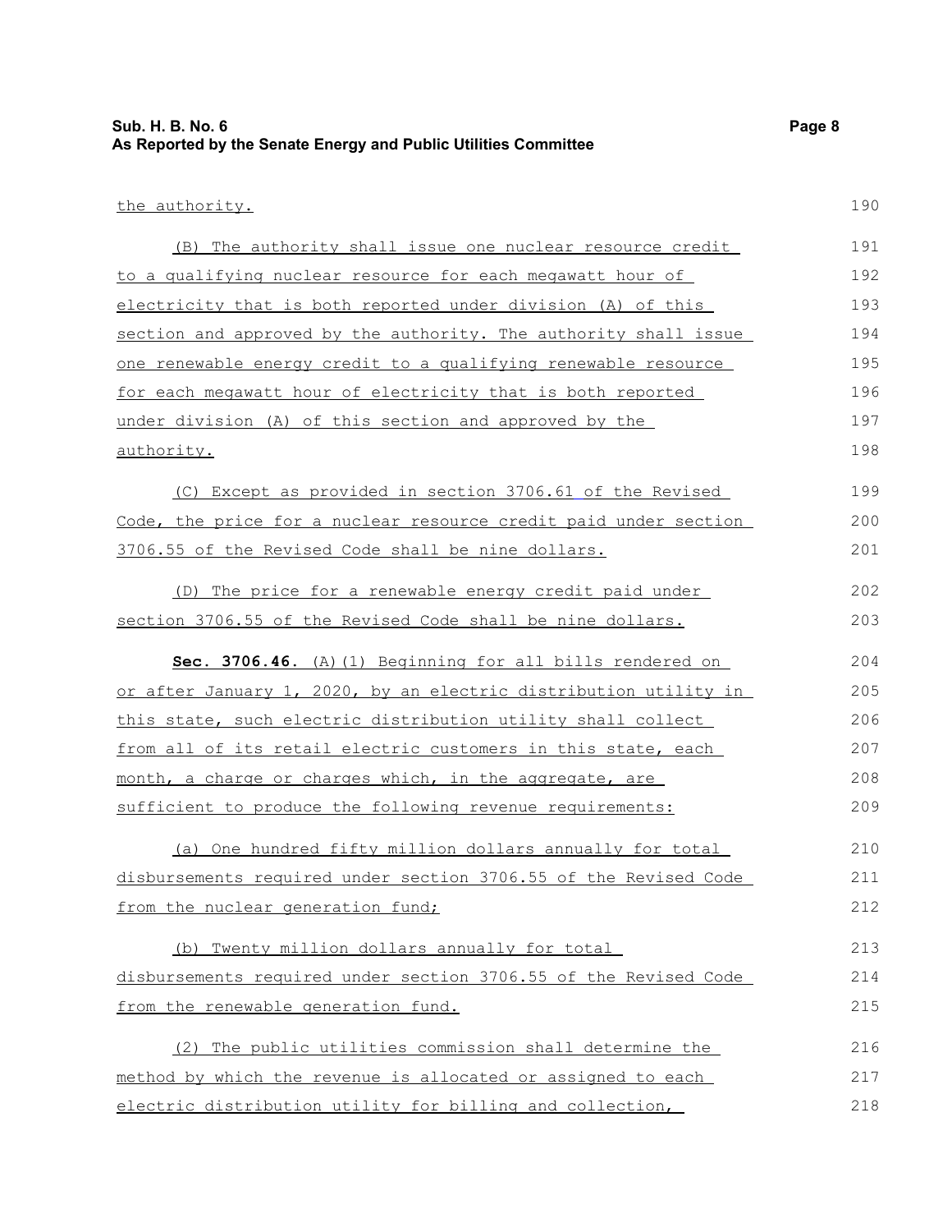the authority.

(B) The authority shall issue one nuclear resource credit to a qualifying nuclear resource for each megawatt hour of electricity that is both reported under division (A) of this section and approved by the authority. The authority shall issue one renewable energy credit to a qualifying renewable resource for each megawatt hour of electricity that is both reported under division (A) of this section and approved by the authority.

(C) Except as provided in section 3706.61 of the Revised Code, the price for a nuclear resource credit paid under section 3706.55 of the Revised Code shall be nine dollars.

(D) The price for a renewable energy credit paid under section 3706.55 of the Revised Code shall be nine dollars.

**Sec. 3706.46.** (A)(1) Beginning for all bills rendered on or after January 1, 2020, by an electric distribution utility in this state, such electric distribution utility shall collect from all of its retail electric customers in this state, each month, a charge or charges which, in the aggregate, are sufficient to produce the following revenue requirements:

(a) One hundred fifty million dollars annually for total disbursements required under section 3706.55 of the Revised Code from the nuclear generation fund;

(b) Twenty million dollars annually for total disbursements required under section 3706.55 of the Revised Code from the renewable generation fund.

(2) The public utilities commission shall determine the method by which the revenue is allocated or assigned to each electric distribution utility for billing and collection,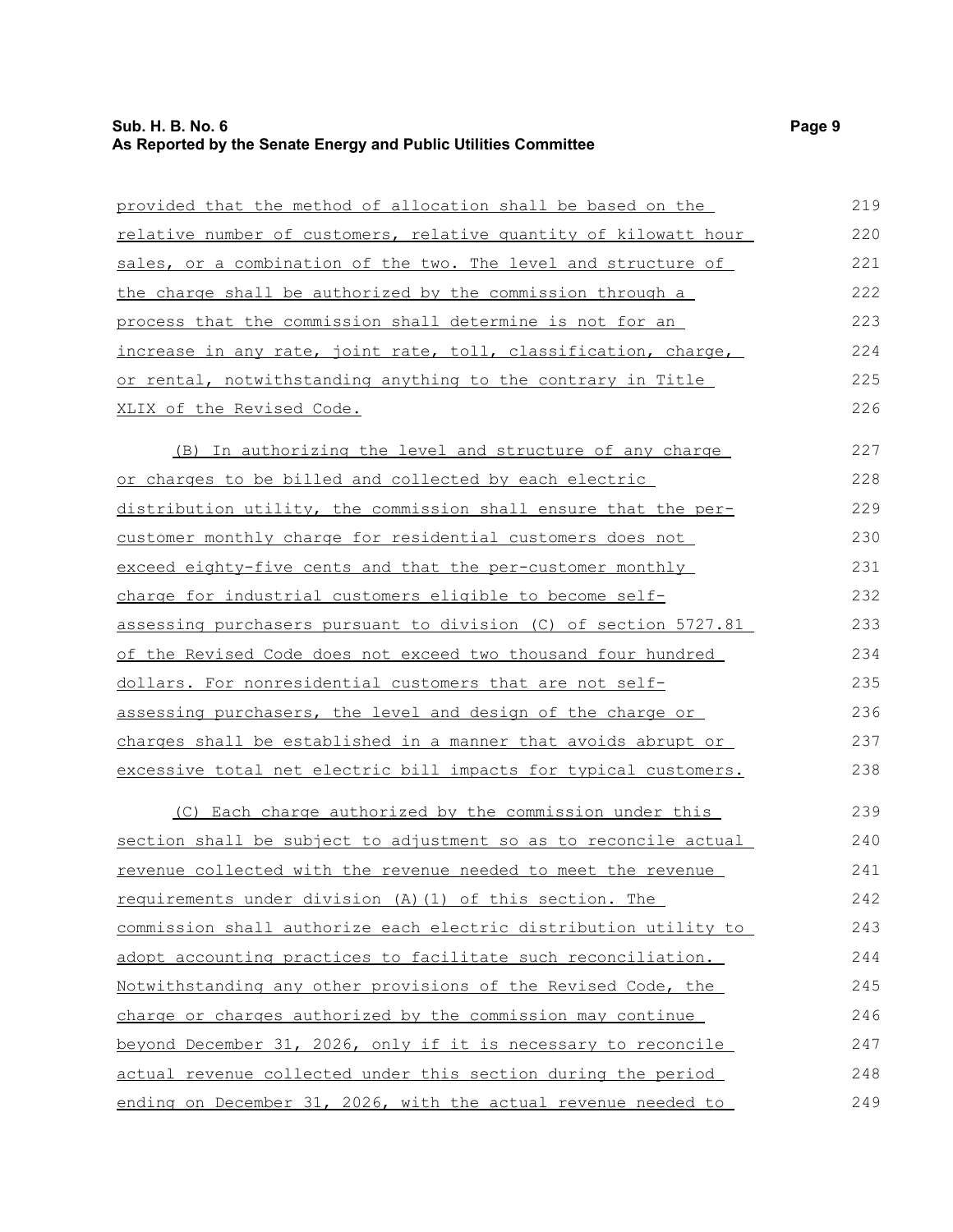provided that the method of allocation shall be based on the relative number of customers, relative quantity of kilowatt hour sales, or a combination of the two. The level and structure of the charge shall be authorized by the commission through a process that the commission shall determine is not for an increase in any rate, joint rate, toll, classification, charge, or rental, notwithstanding anything to the contrary in Title XLIX of the Revised Code.

(B) In authorizing the level and structure of any charge or charges to be billed and collected by each electric distribution utility, the commission shall ensure that the per-customer monthly charge for residential customers does not exceed eighty-five cents and that the per-customer monthly charge for industrial customers eligible to become self-assessing purchasers pursuant to division (C) of section 5727.81 of the Revised Code does not exceed two thousand four hundred dollars. For nonresidential customers that are not self-assessing purchasers, the level and design of the charge or charges shall be established in a manner that avoids abrupt or excessive total net electric bill impacts for typical customers.

(C) Each charge authorized by the commission under this section shall be subject to adjustment so as to reconcile actual revenue collected with the revenue needed to meet the revenue requirements under division (A)(1) of this section. The commission shall authorize each electric distribution utility to adopt accounting practices to facilitate such reconciliation. Notwithstanding any other provisions of the Revised Code, the charge or charges authorized by the commission may continue beyond December 31, 2026, only if it is necessary to reconcile actual revenue collected under this section during the period ending on December 31, 2026, with the actual revenue needed to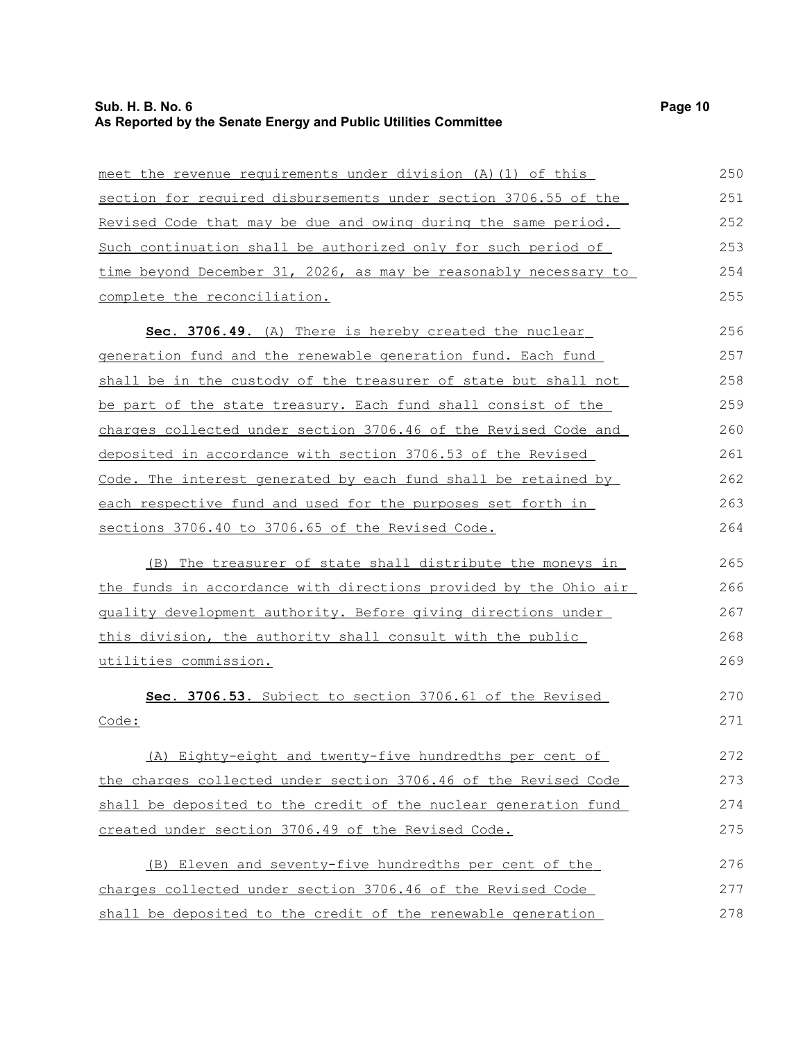meet the revenue requirements under division (A)(1) of this section for required disbursements under section 3706.55 of the Revised Code that may be due and owing during the same period. Such continuation shall be authorized only for such period of time beyond December 31, 2026, as may be reasonably necessary to complete the reconciliation.

**Sec. 3706.49.** (A) There is hereby created the nuclear generation fund and the renewable generation fund. Each fund shall be in the custody of the treasurer of state but shall not be part of the state treasury. Each fund shall consist of the charges collected under section 3706.46 of the Revised Code and deposited in accordance with section 3706.53 of the Revised Code. The interest generated by each fund shall be retained by each respective fund and used for the purposes set forth in sections 3706.40 to 3706.65 of the Revised Code.

(B) The treasurer of state shall distribute the moneys in the funds in accordance with directions provided by the Ohio air quality development authority. Before giving directions under this division, the authority shall consult with the public utilities commission.

**Sec. 3706.53.** Subject to section 3706.61 of the Revised Code:

(A) Eighty-eight and twenty-five hundredths per cent of the charges collected under section 3706.46 of the Revised Code shall be deposited to the credit of the nuclear generation fund created under section 3706.49 of the Revised Code.

(B) Eleven and seventy-five hundredths per cent of the charges collected under section 3706.46 of the Revised Code shall be deposited to the credit of the renewable generation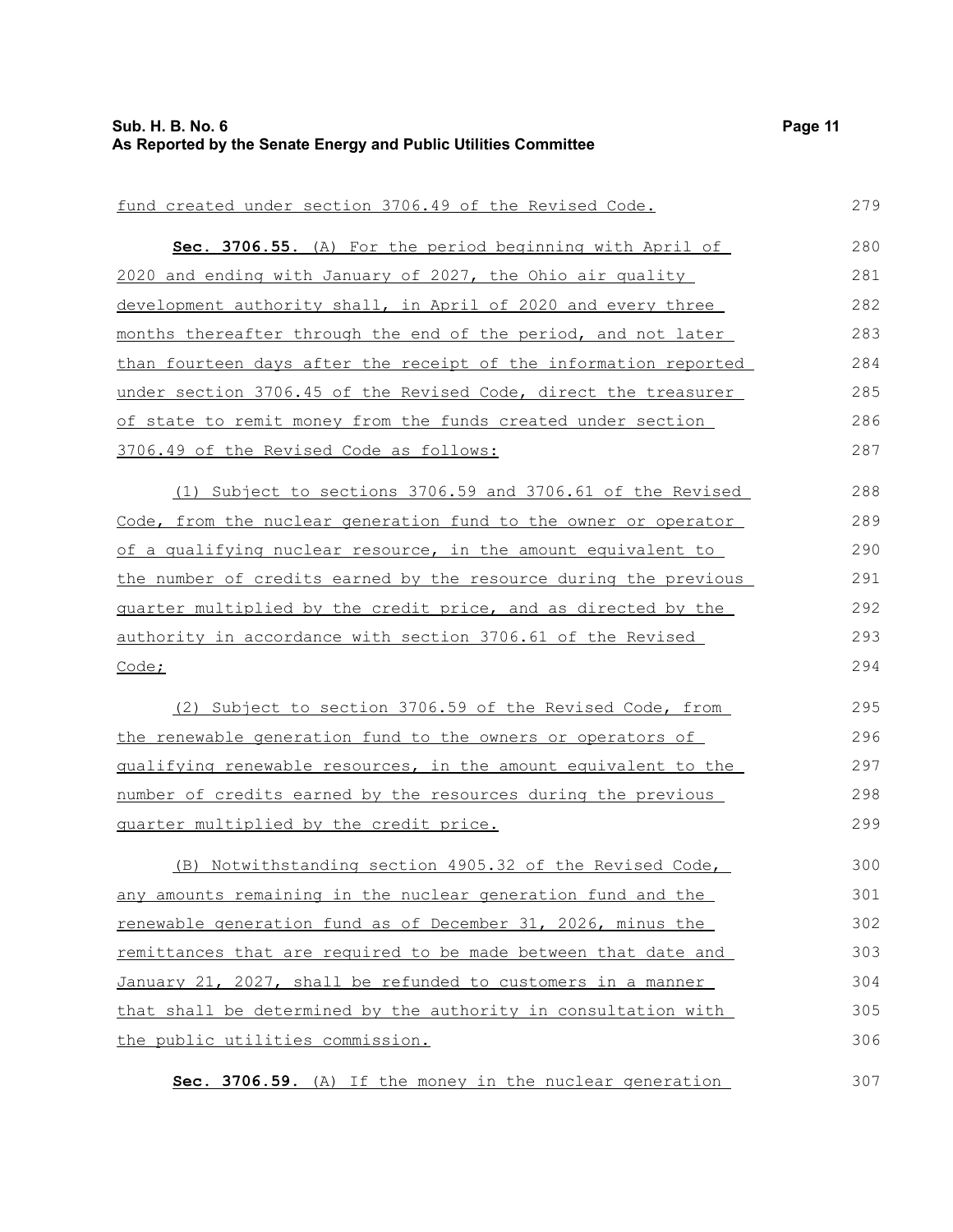fund created under section 3706.49 of the Revised Code.

**Sec. 3706.55.** (A) For the period beginning with April of 2020 and ending with January of 2027, the Ohio air quality development authority shall, in April of 2020 and every three months thereafter through the end of the period, and not later than fourteen days after the receipt of the information reported under section 3706.45 of the Revised Code, direct the treasurer of state to remit money from the funds created under section 3706.49 of the Revised Code as follows:

(1) Subject to sections 3706.59 and 3706.61 of the Revised Code, from the nuclear generation fund to the owner or operator of a qualifying nuclear resource, in the amount equivalent to the number of credits earned by the resource during the previous quarter multiplied by the credit price, and as directed by the authority in accordance with section 3706.61 of the Revised Code;

(2) Subject to section 3706.59 of the Revised Code, from the renewable generation fund to the owners or operators of qualifying renewable resources, in the amount equivalent to the number of credits earned by the resources during the previous quarter multiplied by the credit price.

(B) Notwithstanding section 4905.32 of the Revised Code, any amounts remaining in the nuclear generation fund and the renewable generation fund as of December 31, 2026, minus the remittances that are required to be made between that date and January 21, 2027, shall be refunded to customers in a manner that shall be determined by the authority in consultation with the public utilities commission.

**Sec. 3706.59.** (A) If the money in the nuclear generation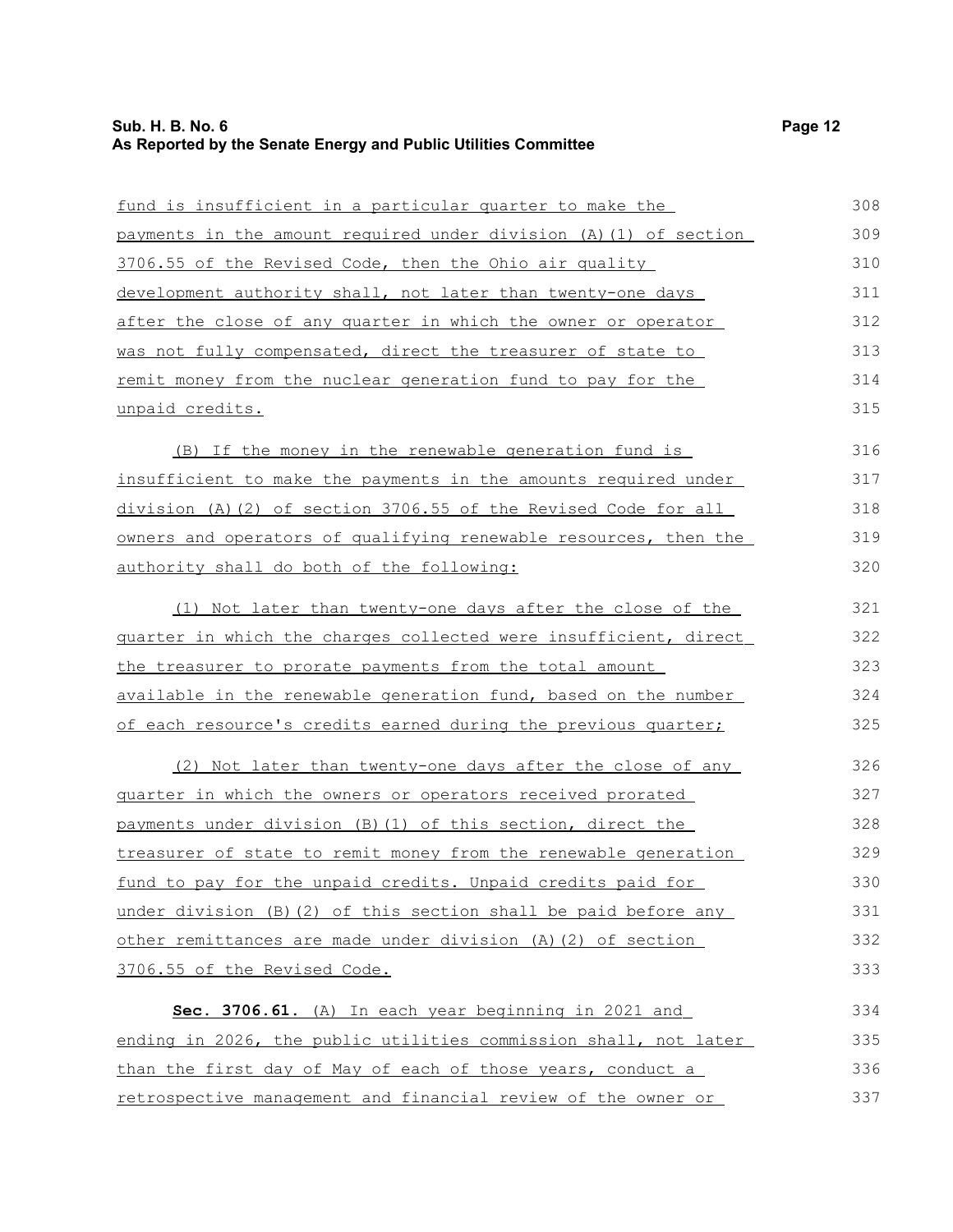fund is insufficient in a particular quarter to make the payments in the amount required under division (A)(1) of section 3706.55 of the Revised Code, then the Ohio air quality development authority shall, not later than twenty-one days after the close of any quarter in which the owner or operator was not fully compensated, direct the treasurer of state to remit money from the nuclear generation fund to pay for the unpaid credits.

(B) If the money in the renewable generation fund is insufficient to make the payments in the amounts required under division (A)(2) of section 3706.55 of the Revised Code for all owners and operators of qualifying renewable resources, then the authority shall do both of the following:

(1) Not later than twenty-one days after the close of the quarter in which the charges collected were insufficient, direct the treasurer to prorate payments from the total amount available in the renewable generation fund, based on the number of each resource's credits earned during the previous quarter;

(2) Not later than twenty-one days after the close of any quarter in which the owners or operators received prorated payments under division (B)(1) of this section, direct the treasurer of state to remit money from the renewable generation fund to pay for the unpaid credits. Unpaid credits paid for under division (B)(2) of this section shall be paid before any other remittances are made under division (A)(2) of section 3706.55 of the Revised Code.

**Sec. 3706.61.** (A) In each year beginning in 2021 and ending in 2026, the public utilities commission shall, not later than the first day of May of each of those years, conduct a retrospective management and financial review of the owner or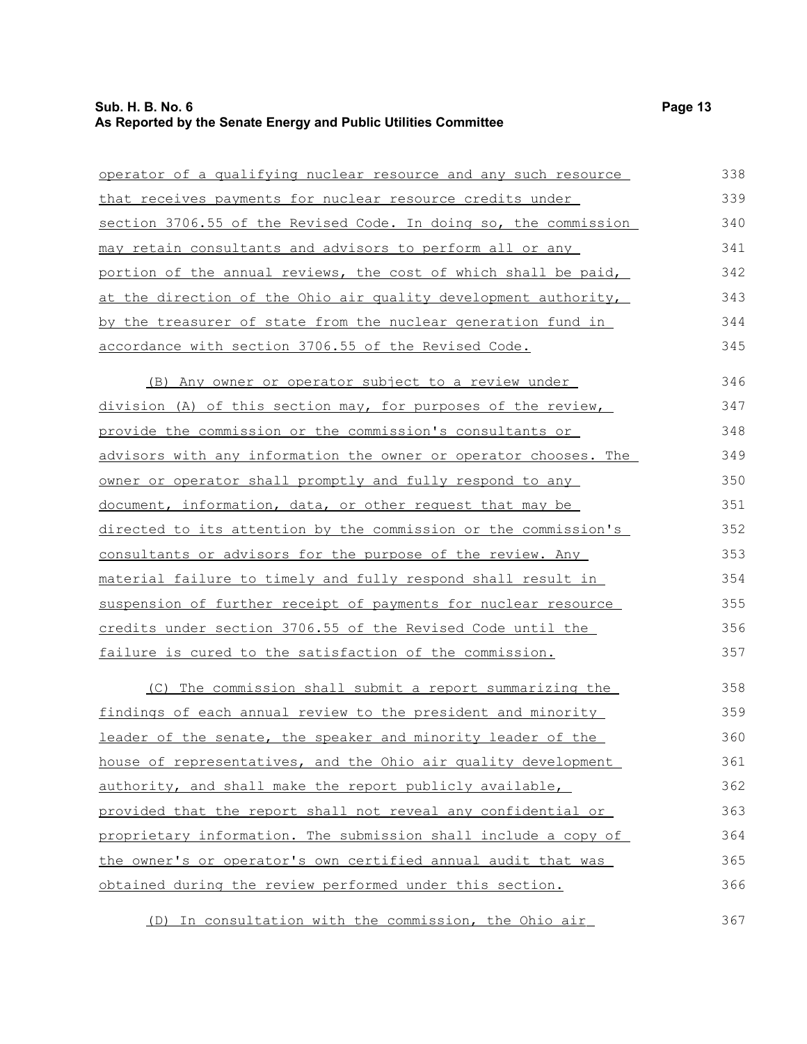operator of a qualifying nuclear resource and any such resource that receives payments for nuclear resource credits under section 3706.55 of the Revised Code. In doing so, the commission may retain consultants and advisors to perform all or any portion of the annual reviews, the cost of which shall be paid, at the direction of the Ohio air quality development authority, by the treasurer of state from the nuclear generation fund in accordance with section 3706.55 of the Revised Code.

(B) Any owner or operator subject to a review under division (A) of this section may, for purposes of the review, provide the commission or the commission's consultants or advisors with any information the owner or operator chooses. The owner or operator shall promptly and fully respond to any document, information, data, or other request that may be directed to its attention by the commission or the commission's consultants or advisors for the purpose of the review. Any material failure to timely and fully respond shall result in suspension of further receipt of payments for nuclear resource credits under section 3706.55 of the Revised Code until the failure is cured to the satisfaction of the commission.

(C) The commission shall submit a report summarizing the findings of each annual review to the president and minority leader of the senate, the speaker and minority leader of the house of representatives, and the Ohio air quality development authority, and shall make the report publicly available, provided that the report shall not reveal any confidential or proprietary information. The submission shall include a copy of the owner's or operator's own certified annual audit that was obtained during the review performed under this section.

(D) In consultation with the commission, the Ohio air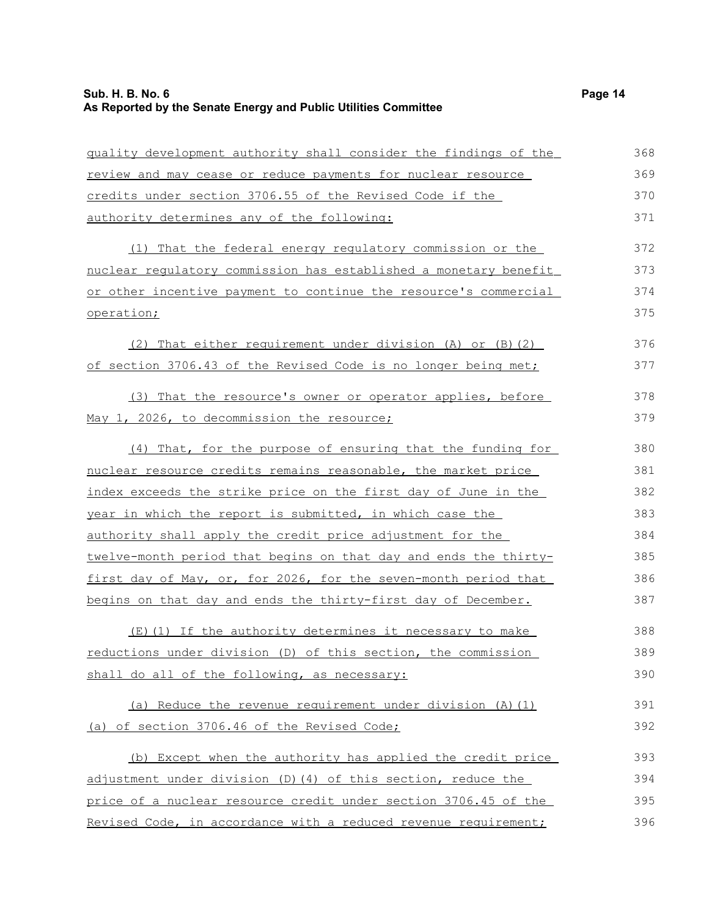quality development authority shall consider the findings of the review and may cease or reduce payments for nuclear resource credits under section 3706.55 of the Revised Code if the authority determines any of the following:

(1) That the federal energy regulatory commission or the nuclear regulatory commission has established a monetary benefit or other incentive payment to continue the resource's commercial operation;

(2) That either requirement under division (A) or (B)(2) of section 3706.43 of the Revised Code is no longer being met;

(3) That the resource's owner or operator applies, before May 1, 2026, to decommission the resource;

(4) That, for the purpose of ensuring that the funding for nuclear resource credits remains reasonable, the market price index exceeds the strike price on the first day of June in the year in which the report is submitted, in which case the authority shall apply the credit price adjustment for the twelve-month period that begins on that day and ends the thirty-first day of May, or, for 2026, for the seven-month period that begins on that day and ends the thirty-first day of December.

(E)(1) If the authority determines it necessary to make reductions under division (D) of this section, the commission shall do all of the following, as necessary:

(a) Reduce the revenue requirement under division (A)(1)(a) of section 3706.46 of the Revised Code;

(b) Except when the authority has applied the credit price adjustment under division (D)(4) of this section, reduce the price of a nuclear resource credit under section 3706.45 of the Revised Code, in accordance with a reduced revenue requirement;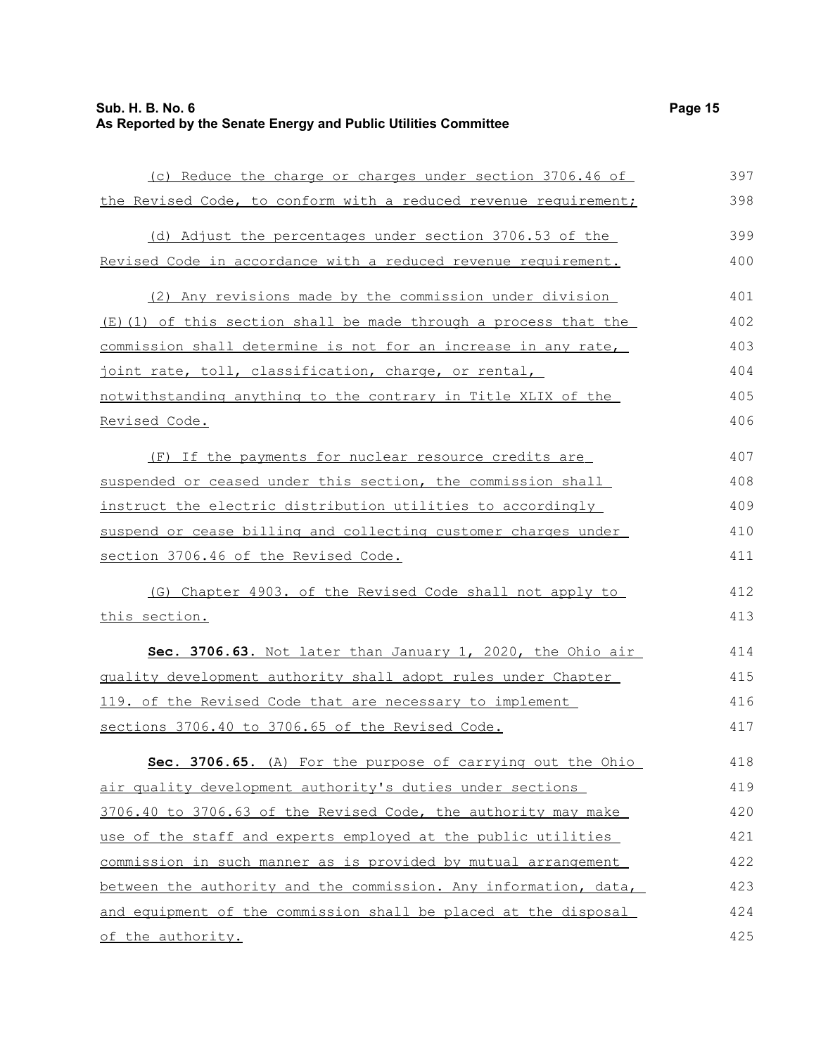(c) Reduce the charge or charges under section 3706.46 of the Revised Code, to conform with a reduced revenue requirement;

(d) Adjust the percentages under section 3706.53 of the Revised Code in accordance with a reduced revenue requirement.

(2) Any revisions made by the commission under division (E)(1) of this section shall be made through a process that the commission shall determine is not for an increase in any rate, joint rate, toll, classification, charge, or rental, notwithstanding anything to the contrary in Title XLIX of the Revised Code.

(F) If the payments for nuclear resource credits are suspended or ceased under this section, the commission shall instruct the electric distribution utilities to accordingly suspend or cease billing and collecting customer charges under section 3706.46 of the Revised Code.

(G) Chapter 4903. of the Revised Code shall not apply to this section.

**Sec. 3706.63.** Not later than January 1, 2020, the Ohio air quality development authority shall adopt rules under Chapter 119. of the Revised Code that are necessary to implement sections 3706.40 to 3706.65 of the Revised Code.

**Sec. 3706.65.** (A) For the purpose of carrying out the Ohio air quality development authority's duties under sections 3706.40 to 3706.63 of the Revised Code, the authority may make use of the staff and experts employed at the public utilities commission in such manner as is provided by mutual arrangement between the authority and the commission. Any information, data, and equipment of the commission shall be placed at the disposal of the authority.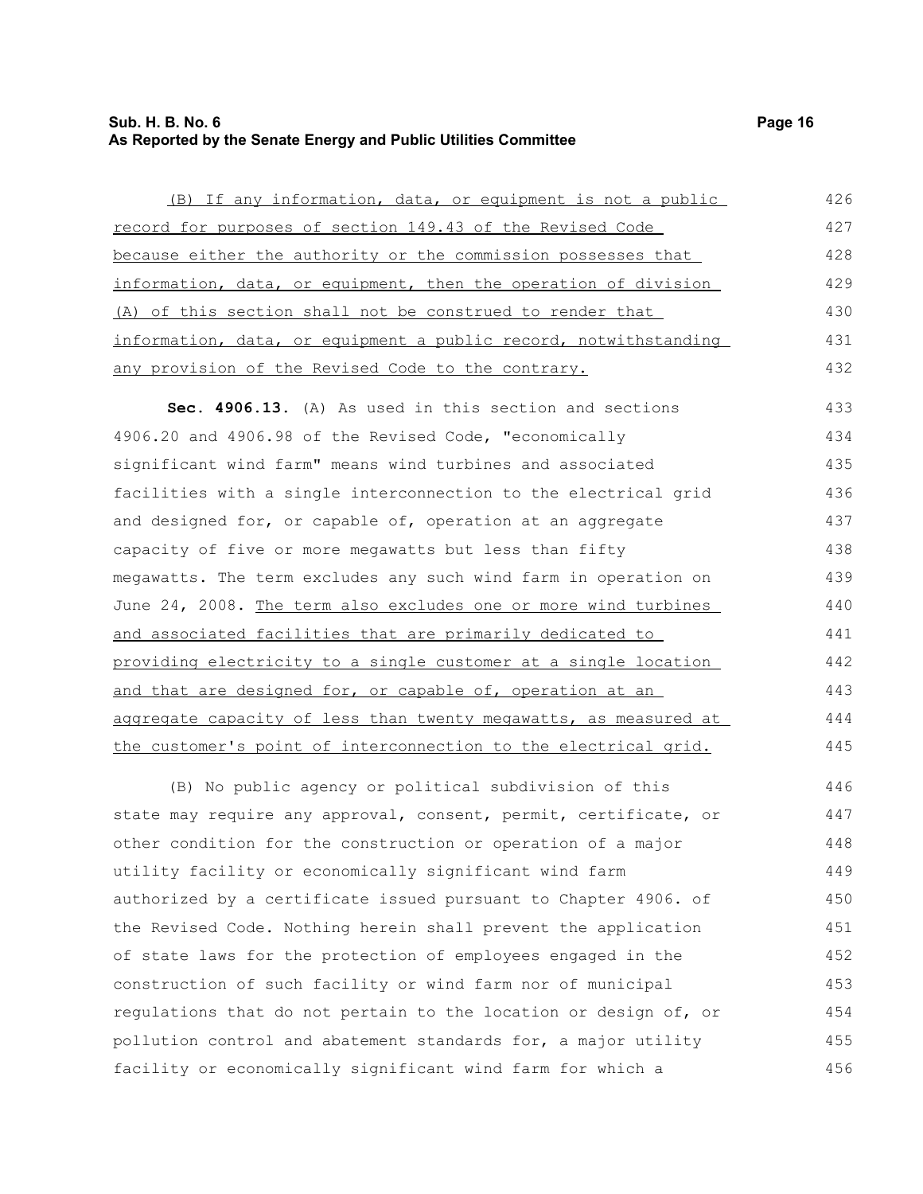(B) If any information, data, or equipment is not a public record for purposes of section 149.43 of the Revised Code because either the authority or the commission possesses that information, data, or equipment, then the operation of division (A) of this section shall not be construed to render that information, data, or equipment a public record, notwithstanding any provision of the Revised Code to the contrary.

**Sec. 4906.13.** (A) As used in this section and sections 4906.20 and 4906.98 of the Revised Code, "economically significant wind farm" means wind turbines and associated facilities with a single interconnection to the electrical grid and designed for, or capable of, operation at an aggregate capacity of five or more megawatts but less than fifty megawatts. The term excludes any such wind farm in operation on June 24, 2008. The term also excludes one or more wind turbines and associated facilities that are primarily dedicated to providing electricity to a single customer at a single location and that are designed for, or capable of, operation at an aggregate capacity of less than twenty megawatts, as measured at the customer's point of interconnection to the electrical grid.

(B) No public agency or political subdivision of this state may require any approval, consent, permit, certificate, or other condition for the construction or operation of a major utility facility or economically significant wind farm authorized by a certificate issued pursuant to Chapter 4906. of the Revised Code. Nothing herein shall prevent the application of state laws for the protection of employees engaged in the construction of such facility or wind farm nor of municipal regulations that do not pertain to the location or design of, or pollution control and abatement standards for, a major utility facility or economically significant wind farm for which a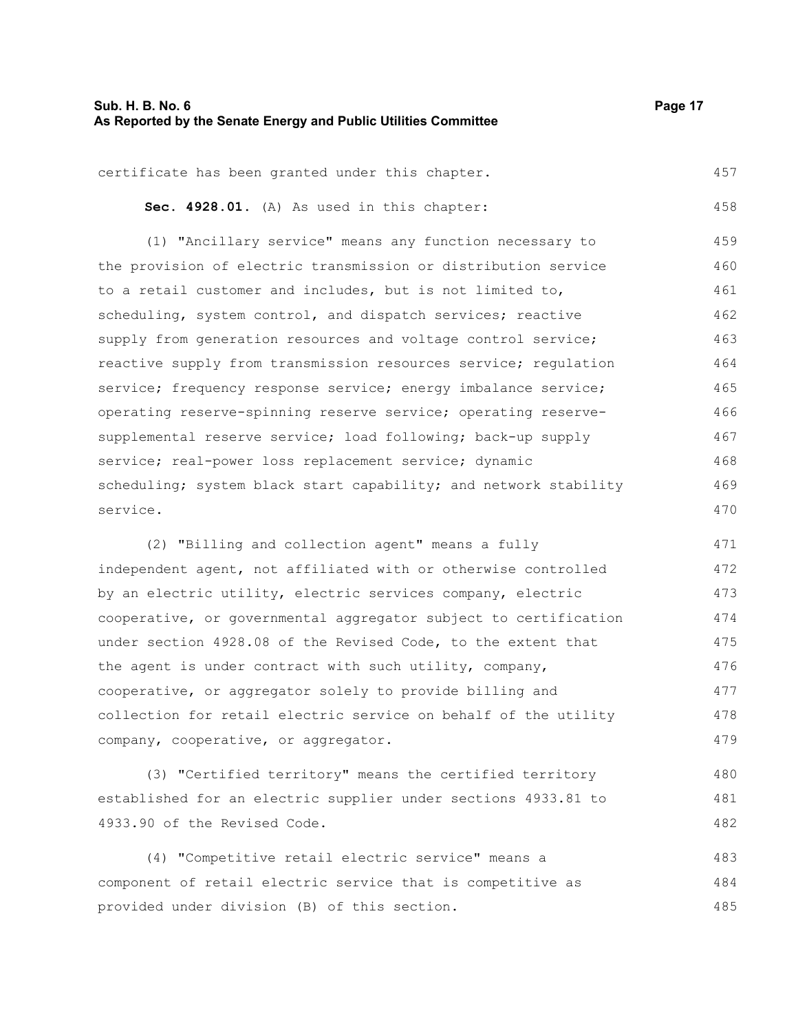certificate has been granted under this chapter.

**Sec. 4928.01.** (A) As used in this chapter:

(1) "Ancillary service" means any function necessary to the provision of electric transmission or distribution service to a retail customer and includes, but is not limited to, scheduling, system control, and dispatch services; reactive supply from generation resources and voltage control service; reactive supply from transmission resources service; regulation service; frequency response service; energy imbalance service; operating reserve-spinning reserve service; operating reserve-supplemental reserve service; load following; back-up supply service; real-power loss replacement service; dynamic scheduling; system black start capability; and network stability service.

(2) "Billing and collection agent" means a fully independent agent, not affiliated with or otherwise controlled by an electric utility, electric services company, electric cooperative, or governmental aggregator subject to certification under section 4928.08 of the Revised Code, to the extent that the agent is under contract with such utility, company, cooperative, or aggregator solely to provide billing and collection for retail electric service on behalf of the utility company, cooperative, or aggregator.

(3) "Certified territory" means the certified territory established for an electric supplier under sections 4933.81 to 4933.90 of the Revised Code.

(4) "Competitive retail electric service" means a component of retail electric service that is competitive as provided under division (B) of this section.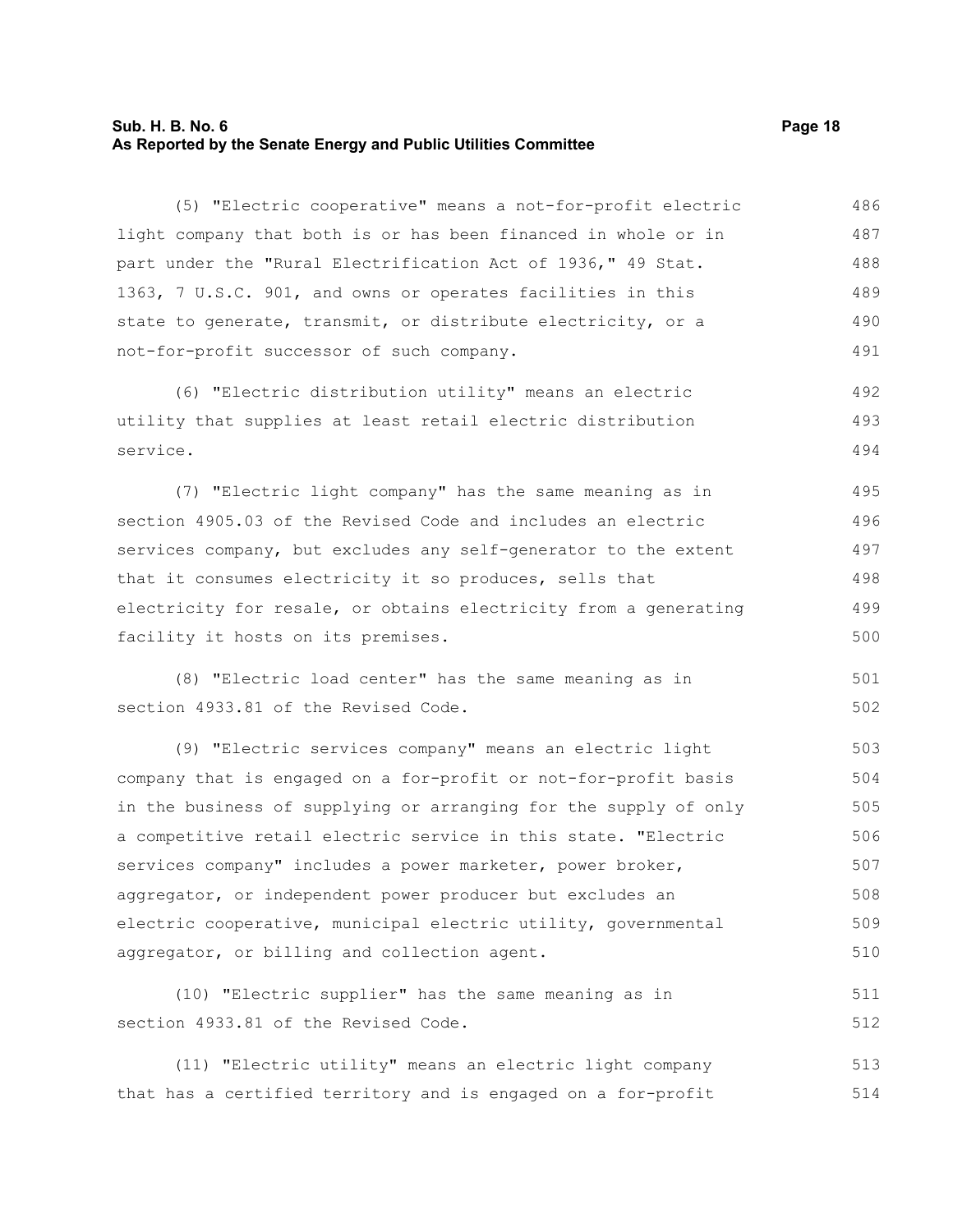(5) "Electric cooperative" means a not-for-profit electric light company that both is or has been financed in whole or in part under the "Rural Electrification Act of 1936," 49 Stat. 1363, 7 U.S.C. 901, and owns or operates facilities in this state to generate, transmit, or distribute electricity, or a not-for-profit successor of such company.

(6) "Electric distribution utility" means an electric utility that supplies at least retail electric distribution service.

(7) "Electric light company" has the same meaning as in section 4905.03 of the Revised Code and includes an electric services company, but excludes any self-generator to the extent that it consumes electricity it so produces, sells that electricity for resale, or obtains electricity from a generating facility it hosts on its premises.

(8) "Electric load center" has the same meaning as in section 4933.81 of the Revised Code.

(9) "Electric services company" means an electric light company that is engaged on a for-profit or not-for-profit basis in the business of supplying or arranging for the supply of only a competitive retail electric service in this state. "Electric services company" includes a power marketer, power broker, aggregator, or independent power producer but excludes an electric cooperative, municipal electric utility, governmental aggregator, or billing and collection agent.

(10) "Electric supplier" has the same meaning as in section 4933.81 of the Revised Code.

(11) "Electric utility" means an electric light company that has a certified territory and is engaged on a for-profit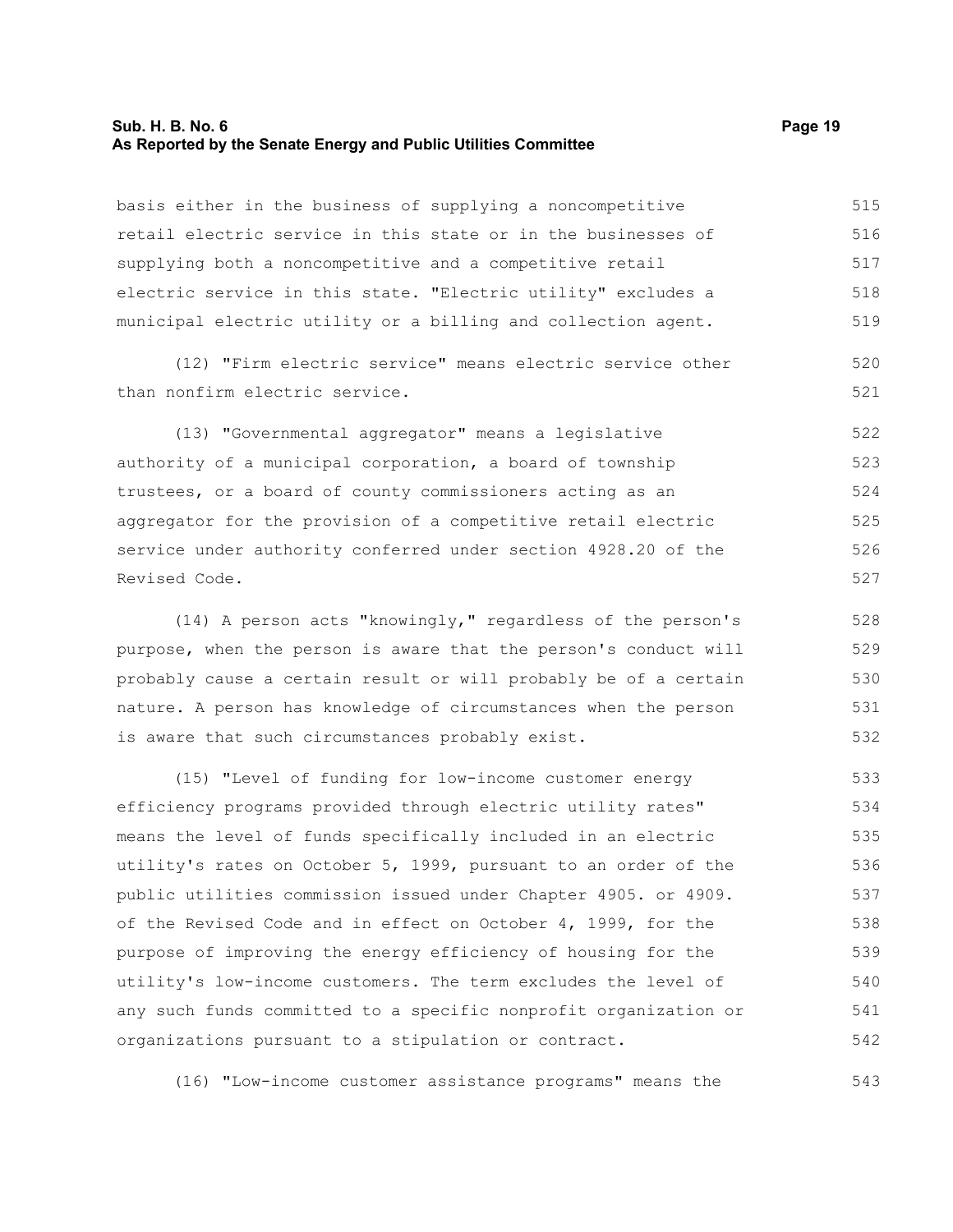basis either in the business of supplying a noncompetitive retail electric service in this state or in the businesses of supplying both a noncompetitive and a competitive retail electric service in this state. "Electric utility" excludes a municipal electric utility or a billing and collection agent.

(12) "Firm electric service" means electric service other than nonfirm electric service.

(13) "Governmental aggregator" means a legislative authority of a municipal corporation, a board of township trustees, or a board of county commissioners acting as an aggregator for the provision of a competitive retail electric service under authority conferred under section 4928.20 of the Revised Code.

(14) A person acts "knowingly," regardless of the person's purpose, when the person is aware that the person's conduct will probably cause a certain result or will probably be of a certain nature. A person has knowledge of circumstances when the person is aware that such circumstances probably exist.

(15) "Level of funding for low-income customer energy efficiency programs provided through electric utility rates" means the level of funds specifically included in an electric utility's rates on October 5, 1999, pursuant to an order of the public utilities commission issued under Chapter 4905. or 4909. of the Revised Code and in effect on October 4, 1999, for the purpose of improving the energy efficiency of housing for the utility's low-income customers. The term excludes the level of any such funds committed to a specific nonprofit organization or organizations pursuant to a stipulation or contract.

(16) "Low-income customer assistance programs" means the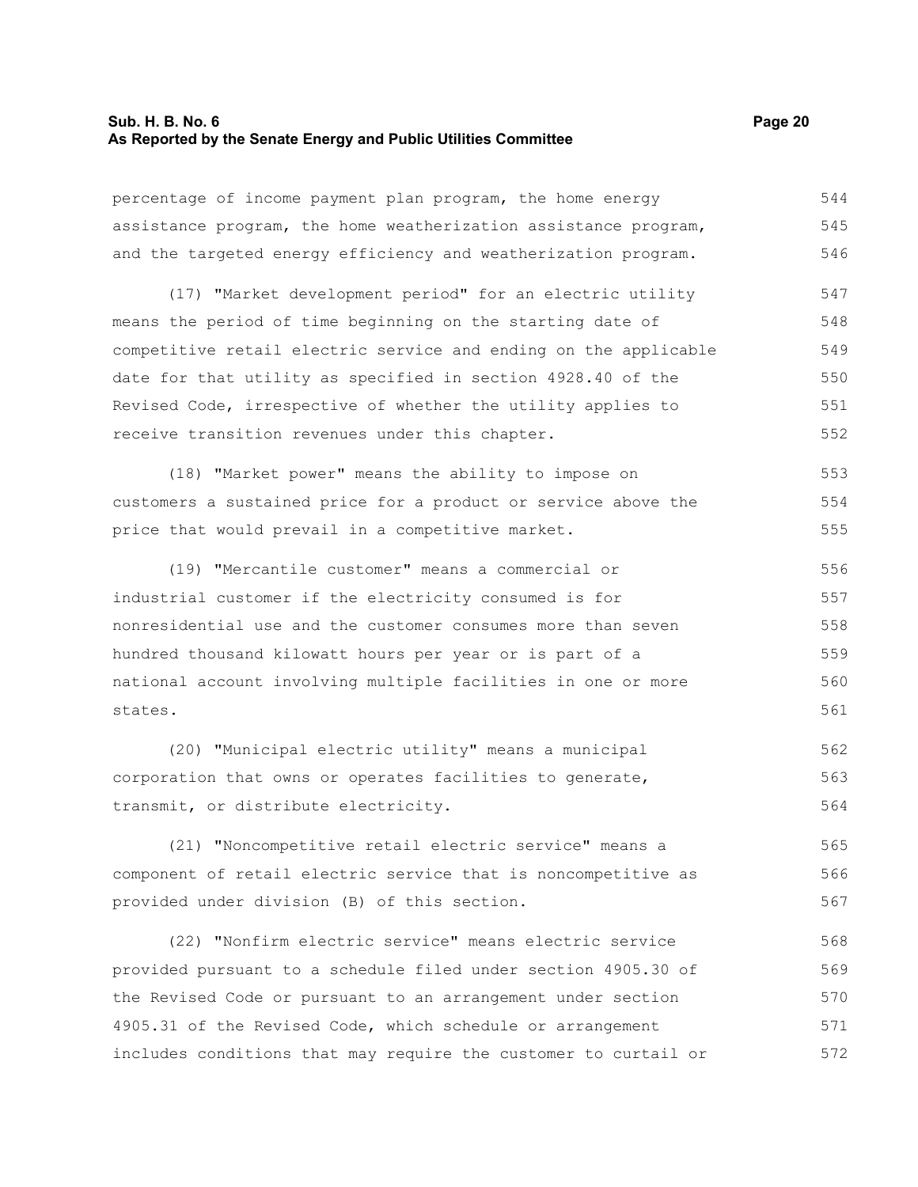percentage of income payment plan program, the home energy assistance program, the home weatherization assistance program, and the targeted energy efficiency and weatherization program.

(17) "Market development period" for an electric utility means the period of time beginning on the starting date of competitive retail electric service and ending on the applicable date for that utility as specified in section 4928.40 of the Revised Code, irrespective of whether the utility applies to receive transition revenues under this chapter.

(18) "Market power" means the ability to impose on customers a sustained price for a product or service above the price that would prevail in a competitive market.

(19) "Mercantile customer" means a commercial or industrial customer if the electricity consumed is for nonresidential use and the customer consumes more than seven hundred thousand kilowatt hours per year or is part of a national account involving multiple facilities in one or more states.

(20) "Municipal electric utility" means a municipal corporation that owns or operates facilities to generate, transmit, or distribute electricity.

(21) "Noncompetitive retail electric service" means a component of retail electric service that is noncompetitive as provided under division (B) of this section.

(22) "Nonfirm electric service" means electric service provided pursuant to a schedule filed under section 4905.30 of the Revised Code or pursuant to an arrangement under section 4905.31 of the Revised Code, which schedule or arrangement includes conditions that may require the customer to curtail or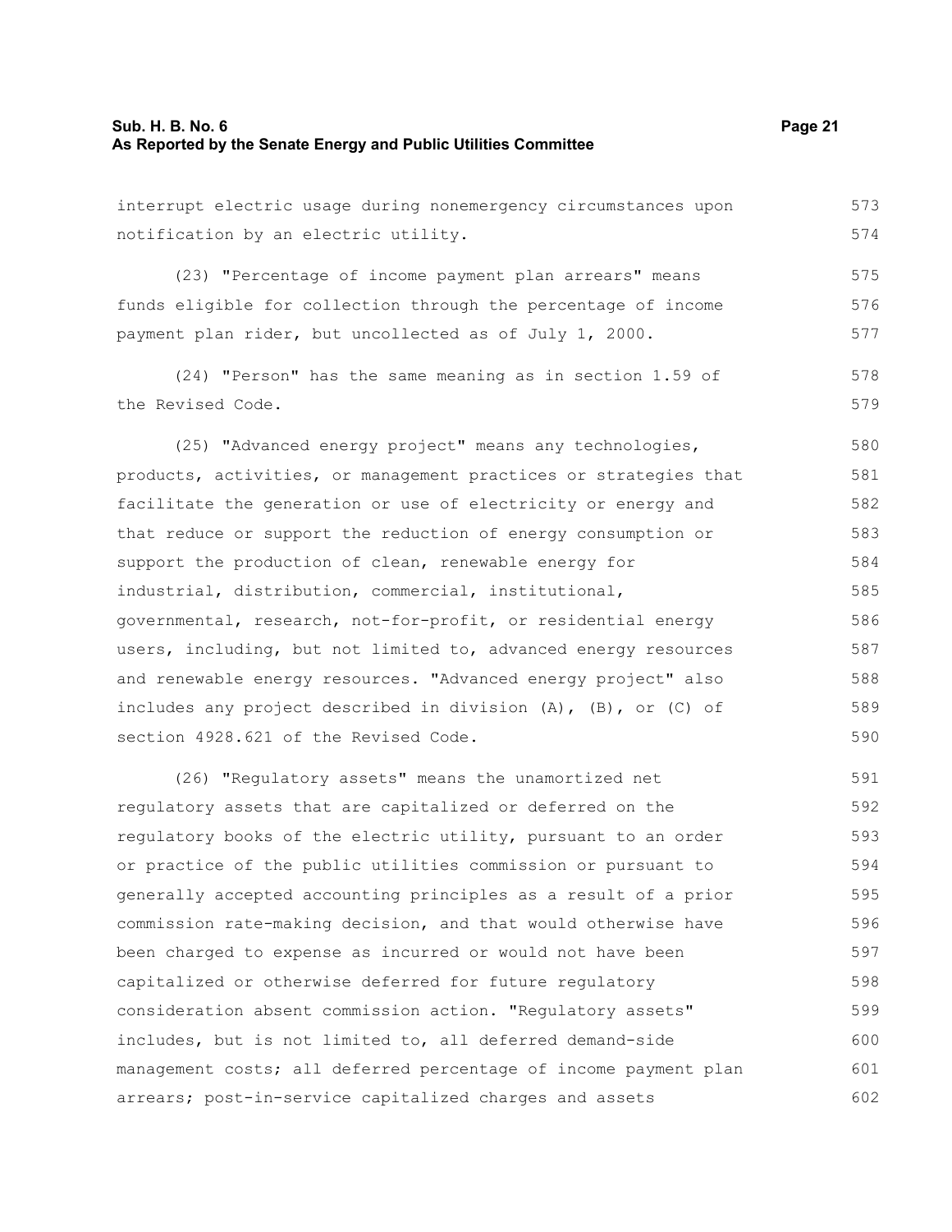interrupt electric usage during nonemergency circumstances upon notification by an electric utility.

(23) "Percentage of income payment plan arrears" means funds eligible for collection through the percentage of income payment plan rider, but uncollected as of July 1, 2000.

(24) "Person" has the same meaning as in section 1.59 of the Revised Code.

(25) "Advanced energy project" means any technologies, products, activities, or management practices or strategies that facilitate the generation or use of electricity or energy and that reduce or support the reduction of energy consumption or support the production of clean, renewable energy for industrial, distribution, commercial, institutional, governmental, research, not-for-profit, or residential energy users, including, but not limited to, advanced energy resources and renewable energy resources. "Advanced energy project" also includes any project described in division (A), (B), or (C) of section 4928.621 of the Revised Code.

(26) "Regulatory assets" means the unamortized net regulatory assets that are capitalized or deferred on the regulatory books of the electric utility, pursuant to an order or practice of the public utilities commission or pursuant to generally accepted accounting principles as a result of a prior commission rate-making decision, and that would otherwise have been charged to expense as incurred or would not have been capitalized or otherwise deferred for future regulatory consideration absent commission action. "Regulatory assets" includes, but is not limited to, all deferred demand-side management costs; all deferred percentage of income payment plan arrears; post-in-service capitalized charges and assets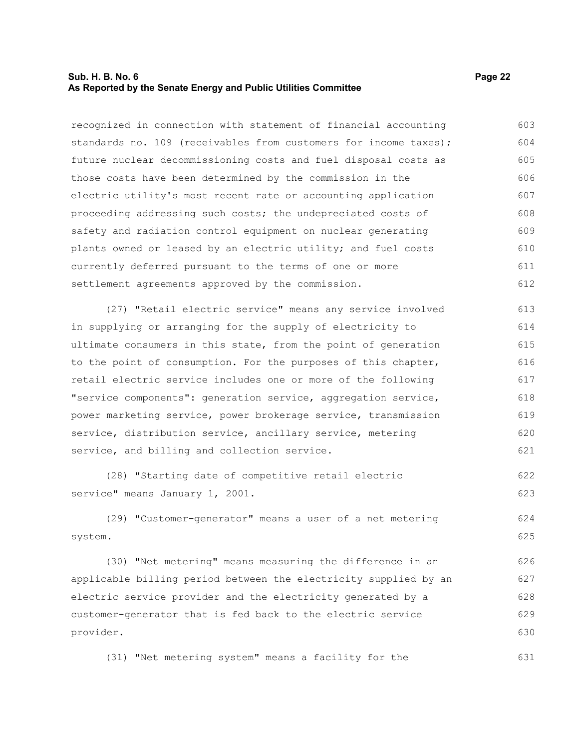recognized in connection with statement of financial accounting standards no. 109 (receivables from customers for income taxes); future nuclear decommissioning costs and fuel disposal costs as those costs have been determined by the commission in the electric utility's most recent rate or accounting application proceeding addressing such costs; the undepreciated costs of safety and radiation control equipment on nuclear generating plants owned or leased by an electric utility; and fuel costs currently deferred pursuant to the terms of one or more settlement agreements approved by the commission.

(27) "Retail electric service" means any service involved in supplying or arranging for the supply of electricity to ultimate consumers in this state, from the point of generation to the point of consumption. For the purposes of this chapter, retail electric service includes one or more of the following "service components": generation service, aggregation service, power marketing service, power brokerage service, transmission service, distribution service, ancillary service, metering service, and billing and collection service.

(28) "Starting date of competitive retail electric service" means January 1, 2001.

(29) "Customer-generator" means a user of a net metering system.

(30) "Net metering" means measuring the difference in an applicable billing period between the electricity supplied by an electric service provider and the electricity generated by a customer-generator that is fed back to the electric service provider.

(31) "Net metering system" means a facility for the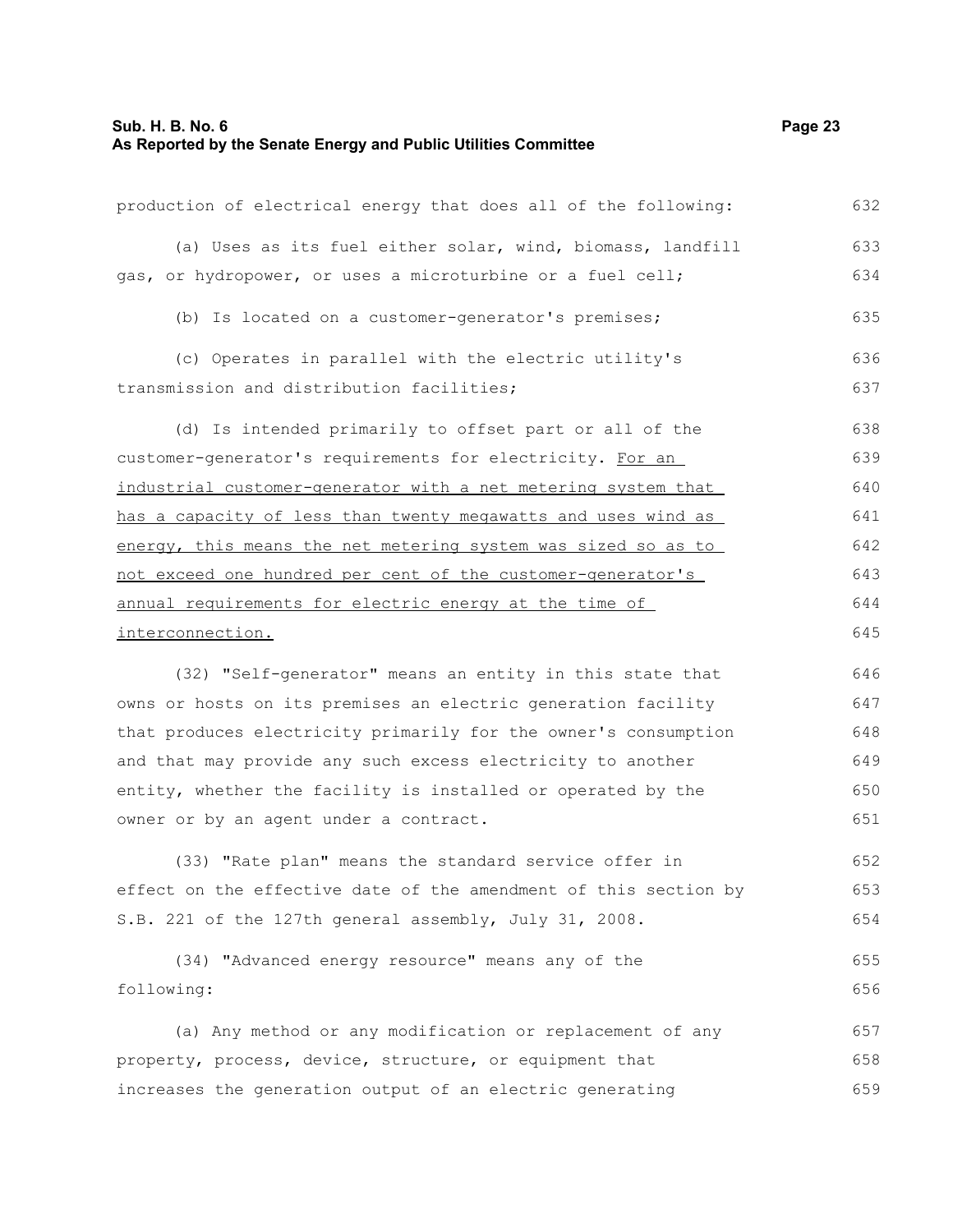production of electrical energy that does all of the following:

(a) Uses as its fuel either solar, wind, biomass, landfill gas, or hydropower, or uses a microturbine or a fuel cell;

(b) Is located on a customer-generator's premises;

(c) Operates in parallel with the electric utility's transmission and distribution facilities;

(d) Is intended primarily to offset part or all of the customer-generator's requirements for electricity. <u>For an industrial customer-generator with a net metering system that has a capacity of less than twenty megawatts and uses wind as energy, this means the net metering system was sized so as to not exceed one hundred per cent of the customer-generator's annual requirements for electric energy at the time of interconnection.</u>

(32) "Self-generator" means an entity in this state that owns or hosts on its premises an electric generation facility that produces electricity primarily for the owner's consumption and that may provide any such excess electricity to another entity, whether the facility is installed or operated by the owner or by an agent under a contract.

(33) "Rate plan" means the standard service offer in effect on the effective date of the amendment of this section by S.B. 221 of the 127th general assembly, July 31, 2008.

(34) "Advanced energy resource" means any of the following:

(a) Any method or any modification or replacement of any property, process, device, structure, or equipment that increases the generation output of an electric generating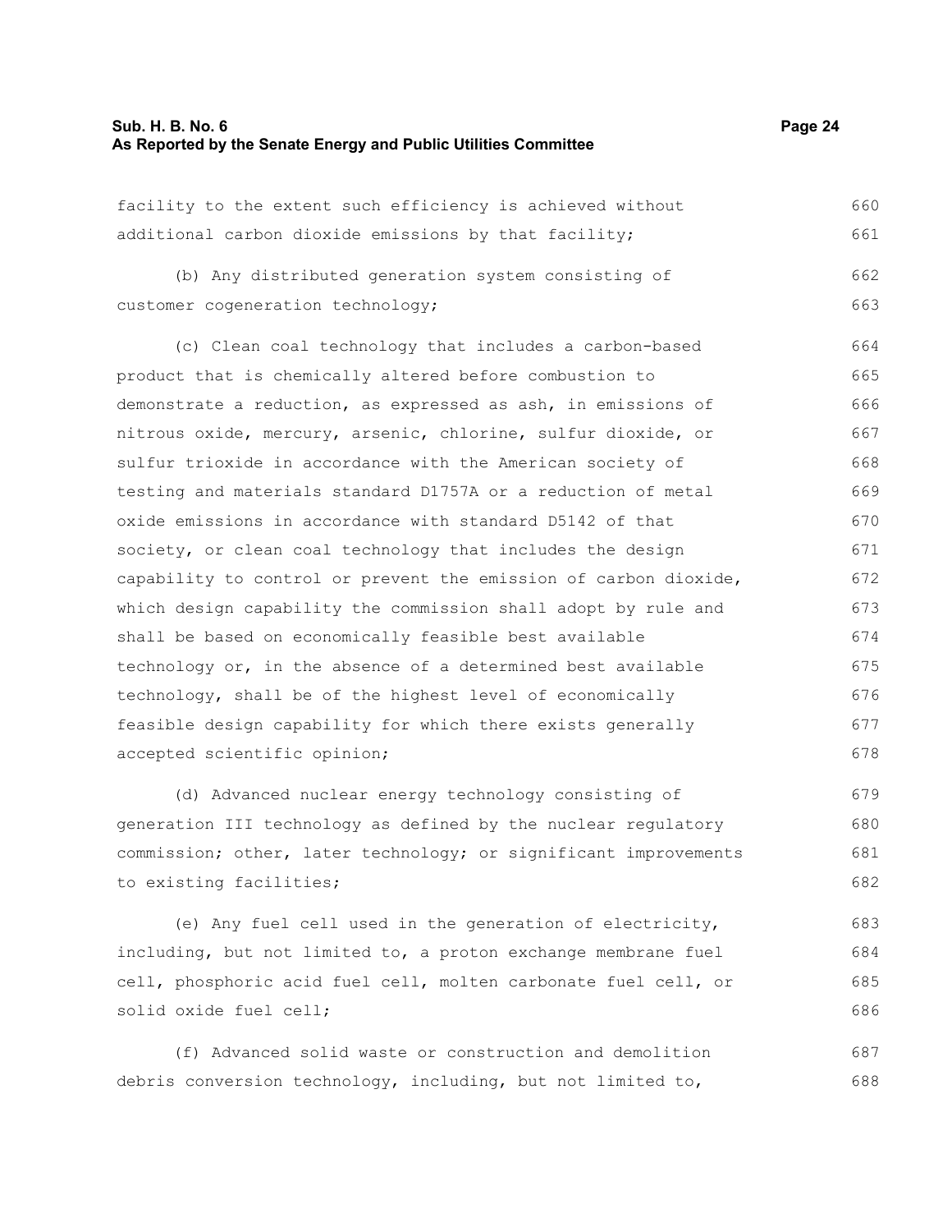facility to the extent such efficiency is achieved without additional carbon dioxide emissions by that facility;

(b) Any distributed generation system consisting of customer cogeneration technology;

(c) Clean coal technology that includes a carbon-based product that is chemically altered before combustion to demonstrate a reduction, as expressed as ash, in emissions of nitrous oxide, mercury, arsenic, chlorine, sulfur dioxide, or sulfur trioxide in accordance with the American society of testing and materials standard D1757A or a reduction of metal oxide emissions in accordance with standard D5142 of that society, or clean coal technology that includes the design capability to control or prevent the emission of carbon dioxide, which design capability the commission shall adopt by rule and shall be based on economically feasible best available technology or, in the absence of a determined best available technology, shall be of the highest level of economically feasible design capability for which there exists generally accepted scientific opinion;

(d) Advanced nuclear energy technology consisting of generation III technology as defined by the nuclear regulatory commission; other, later technology; or significant improvements to existing facilities;

(e) Any fuel cell used in the generation of electricity, including, but not limited to, a proton exchange membrane fuel cell, phosphoric acid fuel cell, molten carbonate fuel cell, or solid oxide fuel cell;

(f) Advanced solid waste or construction and demolition debris conversion technology, including, but not limited to,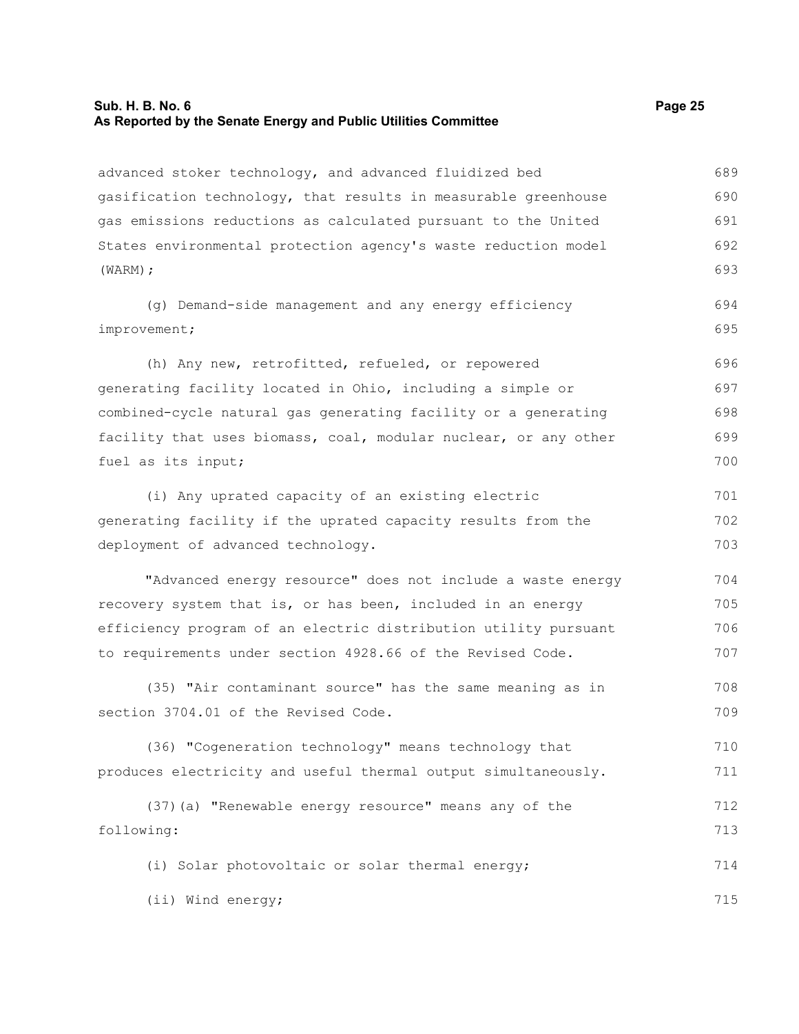advanced stoker technology, and advanced fluidized bed gasification technology, that results in measurable greenhouse gas emissions reductions as calculated pursuant to the United States environmental protection agency's waste reduction model (WARM);

(g) Demand-side management and any energy efficiency improvement;

(h) Any new, retrofitted, refueled, or repowered generating facility located in Ohio, including a simple or combined-cycle natural gas generating facility or a generating facility that uses biomass, coal, modular nuclear, or any other fuel as its input;

(i) Any uprated capacity of an existing electric generating facility if the uprated capacity results from the deployment of advanced technology.

"Advanced energy resource" does not include a waste energy recovery system that is, or has been, included in an energy efficiency program of an electric distribution utility pursuant to requirements under section 4928.66 of the Revised Code.

(35) "Air contaminant source" has the same meaning as in section 3704.01 of the Revised Code.

(36) "Cogeneration technology" means technology that produces electricity and useful thermal output simultaneously.

(37)(a) "Renewable energy resource" means any of the following:

(i) Solar photovoltaic or solar thermal energy;

(ii) Wind energy;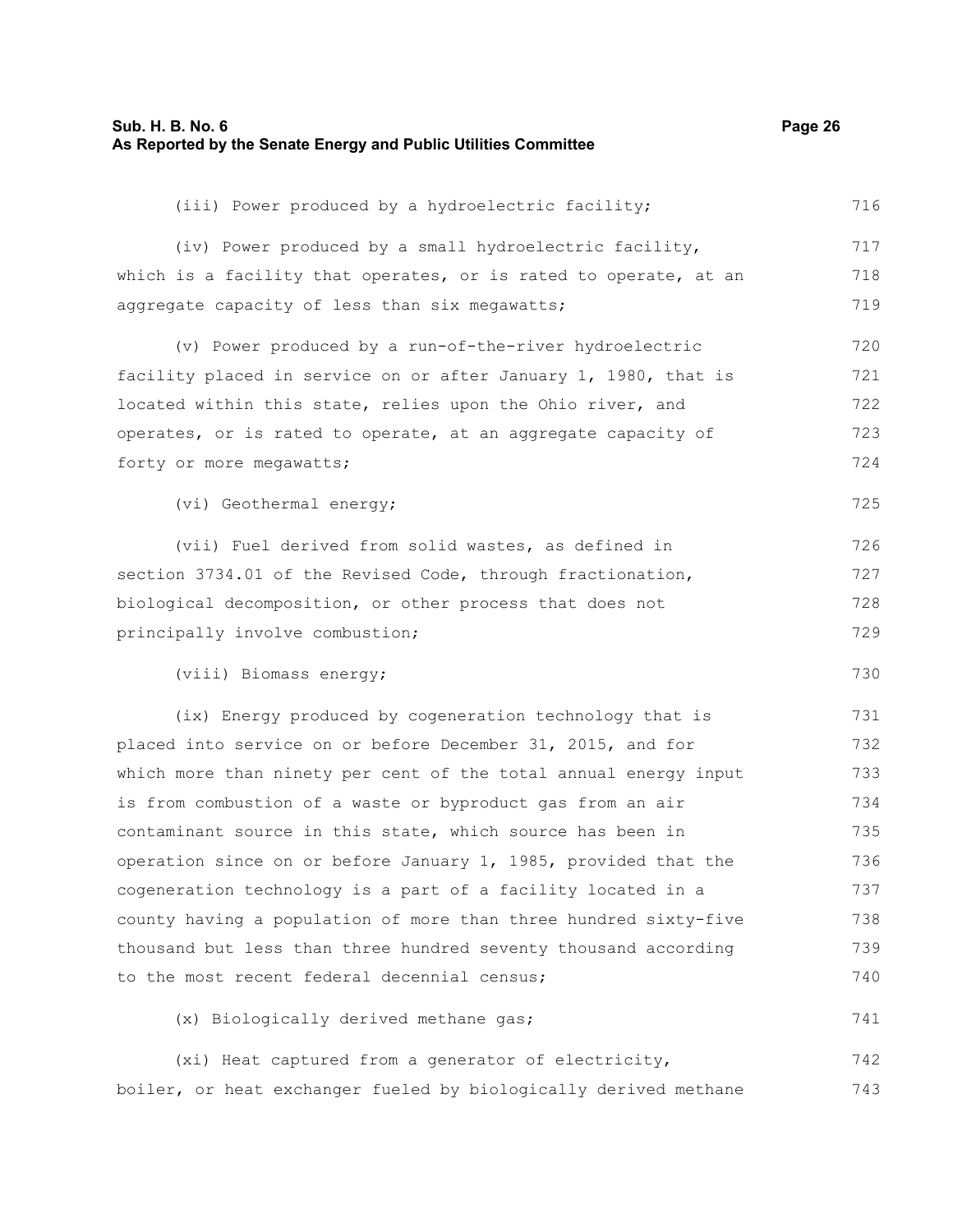(iii) Power produced by a hydroelectric facility;

(iv) Power produced by a small hydroelectric facility, which is a facility that operates, or is rated to operate, at an aggregate capacity of less than six megawatts;

(v) Power produced by a run-of-the-river hydroelectric facility placed in service on or after January 1, 1980, that is located within this state, relies upon the Ohio river, and operates, or is rated to operate, at an aggregate capacity of forty or more megawatts;

(vi) Geothermal energy;

(vii) Fuel derived from solid wastes, as defined in section 3734.01 of the Revised Code, through fractionation, biological decomposition, or other process that does not principally involve combustion;

(viii) Biomass energy;

(ix) Energy produced by cogeneration technology that is placed into service on or before December 31, 2015, and for which more than ninety per cent of the total annual energy input is from combustion of a waste or byproduct gas from an air contaminant source in this state, which source has been in operation since on or before January 1, 1985, provided that the cogeneration technology is a part of a facility located in a county having a population of more than three hundred sixty-five thousand but less than three hundred seventy thousand according to the most recent federal decennial census;

(x) Biologically derived methane gas;

(xi) Heat captured from a generator of electricity, boiler, or heat exchanger fueled by biologically derived methane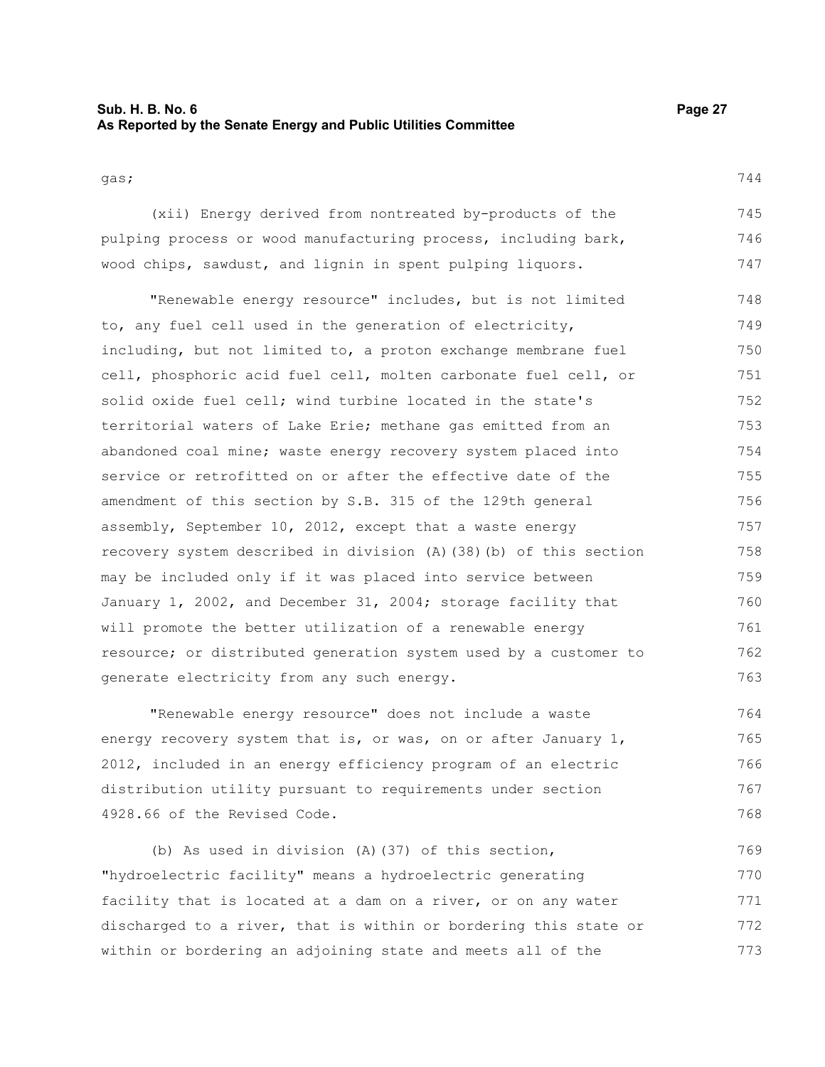gas;

(xii) Energy derived from nontreated by-products of the pulping process or wood manufacturing process, including bark, wood chips, sawdust, and lignin in spent pulping liquors.

"Renewable energy resource" includes, but is not limited to, any fuel cell used in the generation of electricity, including, but not limited to, a proton exchange membrane fuel cell, phosphoric acid fuel cell, molten carbonate fuel cell, or solid oxide fuel cell; wind turbine located in the state's territorial waters of Lake Erie; methane gas emitted from an abandoned coal mine; waste energy recovery system placed into service or retrofitted on or after the effective date of the amendment of this section by S.B. 315 of the 129th general assembly, September 10, 2012, except that a waste energy recovery system described in division (A)(38)(b) of this section may be included only if it was placed into service between January 1, 2002, and December 31, 2004; storage facility that will promote the better utilization of a renewable energy resource; or distributed generation system used by a customer to generate electricity from any such energy.

"Renewable energy resource" does not include a waste energy recovery system that is, or was, on or after January 1, 2012, included in an energy efficiency program of an electric distribution utility pursuant to requirements under section 4928.66 of the Revised Code.

(b) As used in division (A)(37) of this section, "hydroelectric facility" means a hydroelectric generating facility that is located at a dam on a river, or on any water discharged to a river, that is within or bordering this state or within or bordering an adjoining state and meets all of the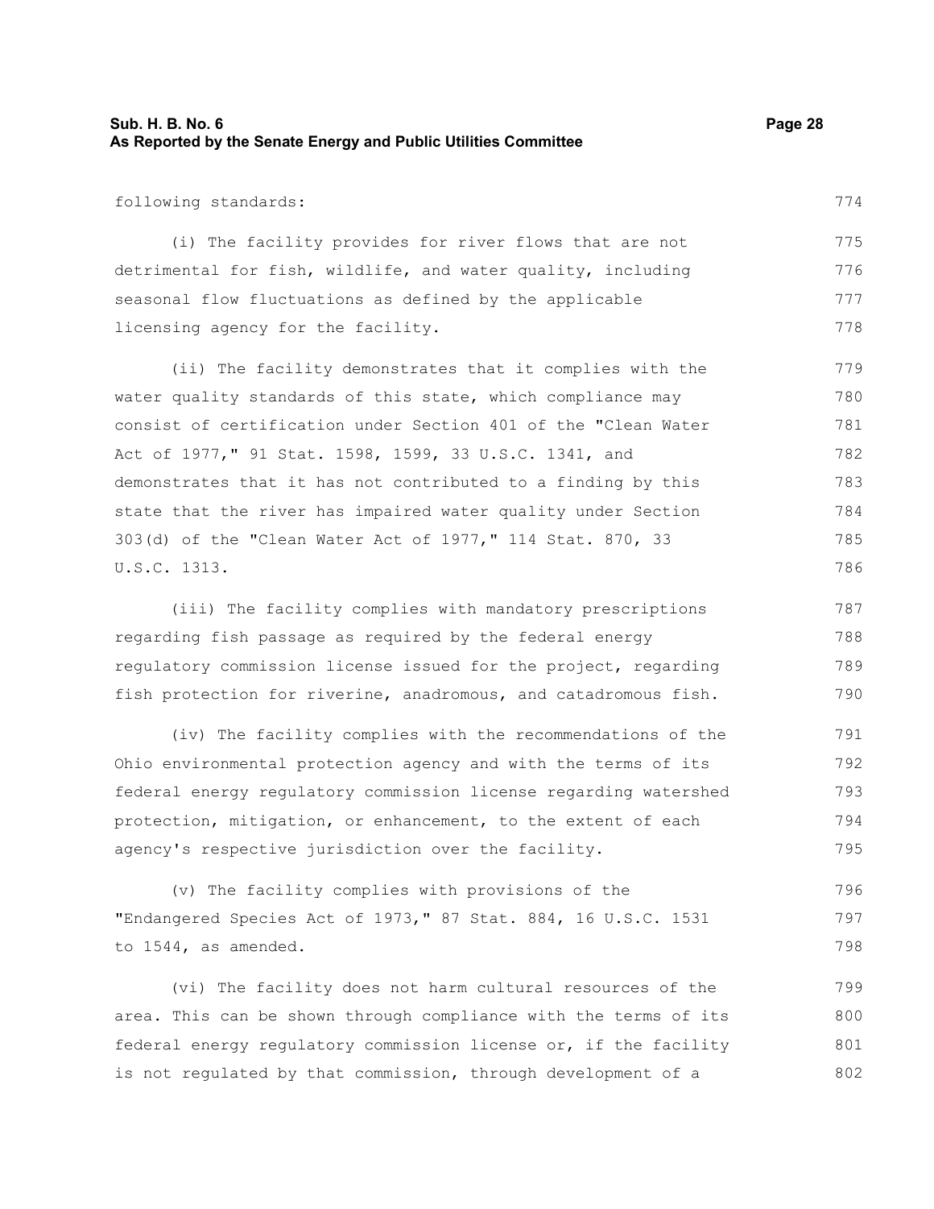following standards:

(i) The facility provides for river flows that are not detrimental for fish, wildlife, and water quality, including seasonal flow fluctuations as defined by the applicable licensing agency for the facility.

(ii) The facility demonstrates that it complies with the water quality standards of this state, which compliance may consist of certification under Section 401 of the "Clean Water Act of 1977," 91 Stat. 1598, 1599, 33 U.S.C. 1341, and demonstrates that it has not contributed to a finding by this state that the river has impaired water quality under Section 303(d) of the "Clean Water Act of 1977," 114 Stat. 870, 33 U.S.C. 1313.

(iii) The facility complies with mandatory prescriptions regarding fish passage as required by the federal energy regulatory commission license issued for the project, regarding fish protection for riverine, anadromous, and catadromous fish.

(iv) The facility complies with the recommendations of the Ohio environmental protection agency and with the terms of its federal energy regulatory commission license regarding watershed protection, mitigation, or enhancement, to the extent of each agency's respective jurisdiction over the facility.

(v) The facility complies with provisions of the "Endangered Species Act of 1973," 87 Stat. 884, 16 U.S.C. 1531 to 1544, as amended.

(vi) The facility does not harm cultural resources of the area. This can be shown through compliance with the terms of its federal energy regulatory commission license or, if the facility is not regulated by that commission, through development of a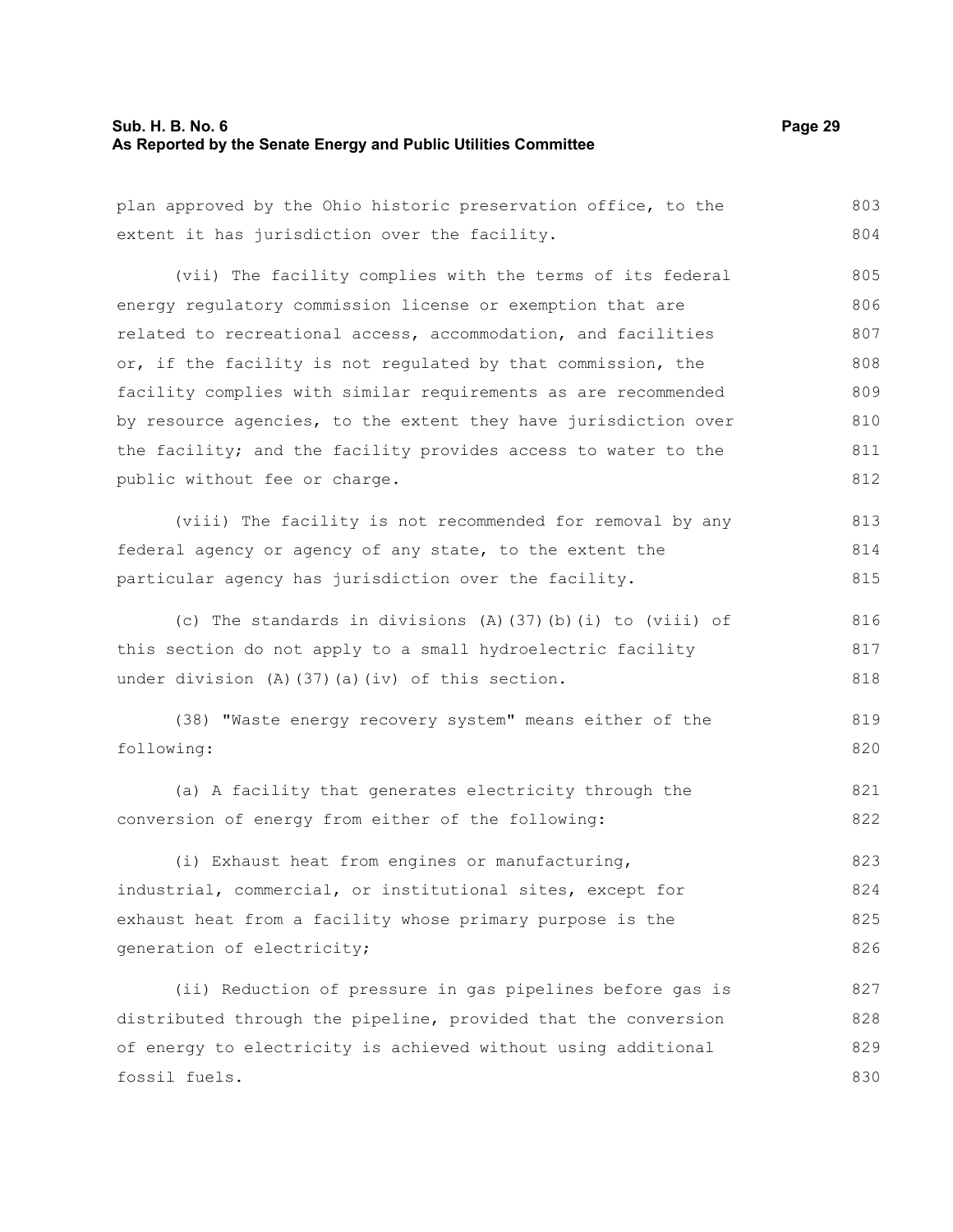plan approved by the Ohio historic preservation office, to the extent it has jurisdiction over the facility.

(vii) The facility complies with the terms of its federal energy regulatory commission license or exemption that are related to recreational access, accommodation, and facilities or, if the facility is not regulated by that commission, the facility complies with similar requirements as are recommended by resource agencies, to the extent they have jurisdiction over the facility; and the facility provides access to water to the public without fee or charge.

(viii) The facility is not recommended for removal by any federal agency or agency of any state, to the extent the particular agency has jurisdiction over the facility.

(c) The standards in divisions (A)(37)(b)(i) to (viii) of this section do not apply to a small hydroelectric facility under division (A)(37)(a)(iv) of this section.

(38) "Waste energy recovery system" means either of the following:

(a) A facility that generates electricity through the conversion of energy from either of the following:

(i) Exhaust heat from engines or manufacturing, industrial, commercial, or institutional sites, except for exhaust heat from a facility whose primary purpose is the generation of electricity;

(ii) Reduction of pressure in gas pipelines before gas is distributed through the pipeline, provided that the conversion of energy to electricity is achieved without using additional fossil fuels.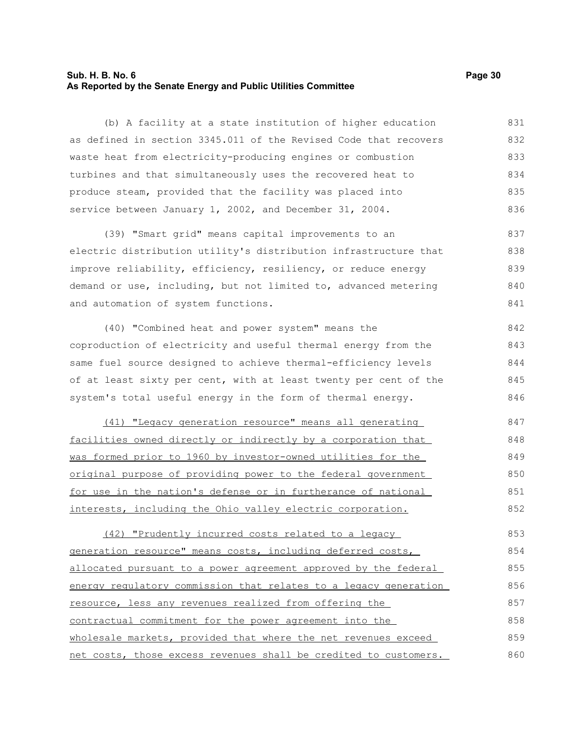(b) A facility at a state institution of higher education as defined in section 3345.011 of the Revised Code that recovers waste heat from electricity-producing engines or combustion turbines and that simultaneously uses the recovered heat to produce steam, provided that the facility was placed into service between January 1, 2002, and December 31, 2004.

(39) "Smart grid" means capital improvements to an electric distribution utility's distribution infrastructure that improve reliability, efficiency, resiliency, or reduce energy demand or use, including, but not limited to, advanced metering and automation of system functions.

(40) "Combined heat and power system" means the coproduction of electricity and useful thermal energy from the same fuel source designed to achieve thermal-efficiency levels of at least sixty per cent, with at least twenty per cent of the system's total useful energy in the form of thermal energy.

<u>(41) "Legacy generation resource" means all generating facilities owned directly or indirectly by a corporation that was formed prior to 1960 by investor-owned utilities for the original purpose of providing power to the federal government for use in the nation's defense or in furtherance of national interests, including the Ohio valley electric corporation.</u>

<u>(42) "Prudently incurred costs related to a legacy generation resource" means costs, including deferred costs, allocated pursuant to a power agreement approved by the federal energy regulatory commission that relates to a legacy generation resource, less any revenues realized from offering the contractual commitment for the power agreement into the wholesale markets, provided that where the net revenues exceed net costs, those excess revenues shall be credited to customers.</u>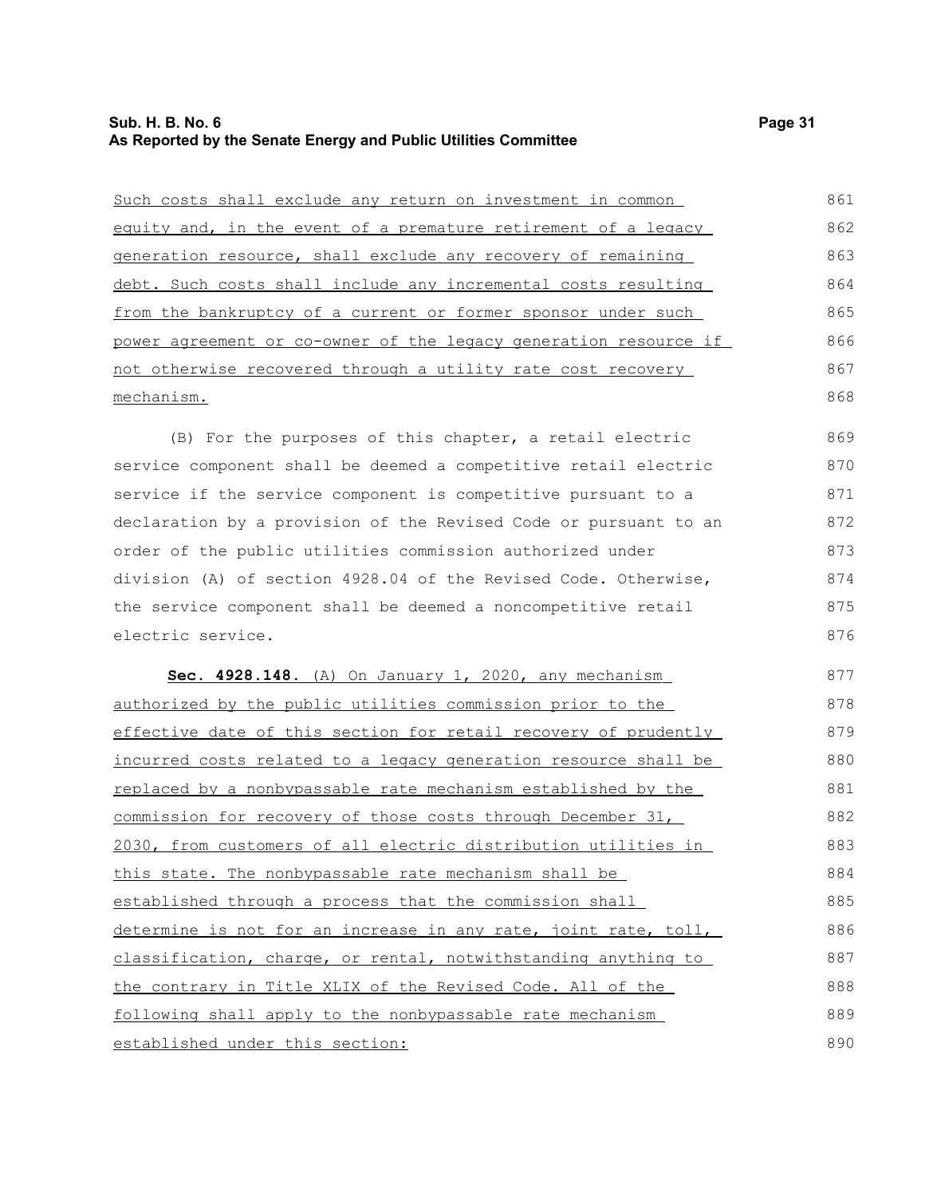Such costs shall exclude any return on investment in common equity and, in the event of a premature retirement of a legacy generation resource, shall exclude any recovery of remaining debt. Such costs shall include any incremental costs resulting from the bankruptcy of a current or former sponsor under such power agreement or co-owner of the legacy generation resource if not otherwise recovered through a utility rate cost recovery mechanism.

(B) For the purposes of this chapter, a retail electric service component shall be deemed a competitive retail electric service if the service component is competitive pursuant to a declaration by a provision of the Revised Code or pursuant to an order of the public utilities commission authorized under division (A) of section 4928.04 of the Revised Code. Otherwise, the service component shall be deemed a noncompetitive retail electric service.

**Sec. 4928.148.** (A) On January 1, 2020, any mechanism authorized by the public utilities commission prior to the effective date of this section for retail recovery of prudently incurred costs related to a legacy generation resource shall be replaced by a nonbypassable rate mechanism established by the commission for recovery of those costs through December 31, 2030, from customers of all electric distribution utilities in this state. The nonbypassable rate mechanism shall be established through a process that the commission shall determine is not for an increase in any rate, joint rate, toll, classification, charge, or rental, notwithstanding anything to the contrary in Title XLIX of the Revised Code. All of the following shall apply to the nonbypassable rate mechanism established under this section: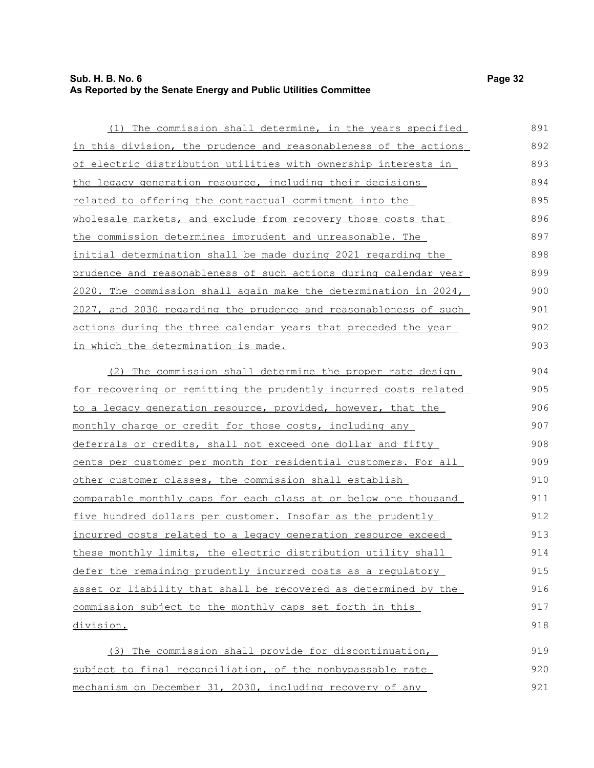(1) The commission shall determine, in the years specified in this division, the prudence and reasonableness of the actions of electric distribution utilities with ownership interests in the legacy generation resource, including their decisions related to offering the contractual commitment into the wholesale markets, and exclude from recovery those costs that the commission determines imprudent and unreasonable. The initial determination shall be made during 2021 regarding the prudence and reasonableness of such actions during calendar year 2020. The commission shall again make the determination in 2024, 2027, and 2030 regarding the prudence and reasonableness of such actions during the three calendar years that preceded the year in which the determination is made.

(2) The commission shall determine the proper rate design for recovering or remitting the prudently incurred costs related to a legacy generation resource, provided, however, that the monthly charge or credit for those costs, including any deferrals or credits, shall not exceed one dollar and fifty cents per customer per month for residential customers. For all other customer classes, the commission shall establish comparable monthly caps for each class at or below one thousand five hundred dollars per customer. Insofar as the prudently incurred costs related to a legacy generation resource exceed these monthly limits, the electric distribution utility shall defer the remaining prudently incurred costs as a regulatory asset or liability that shall be recovered as determined by the commission subject to the monthly caps set forth in this division.

(3) The commission shall provide for discontinuation, subject to final reconciliation, of the nonbypassable rate mechanism on December 31, 2030, including recovery of any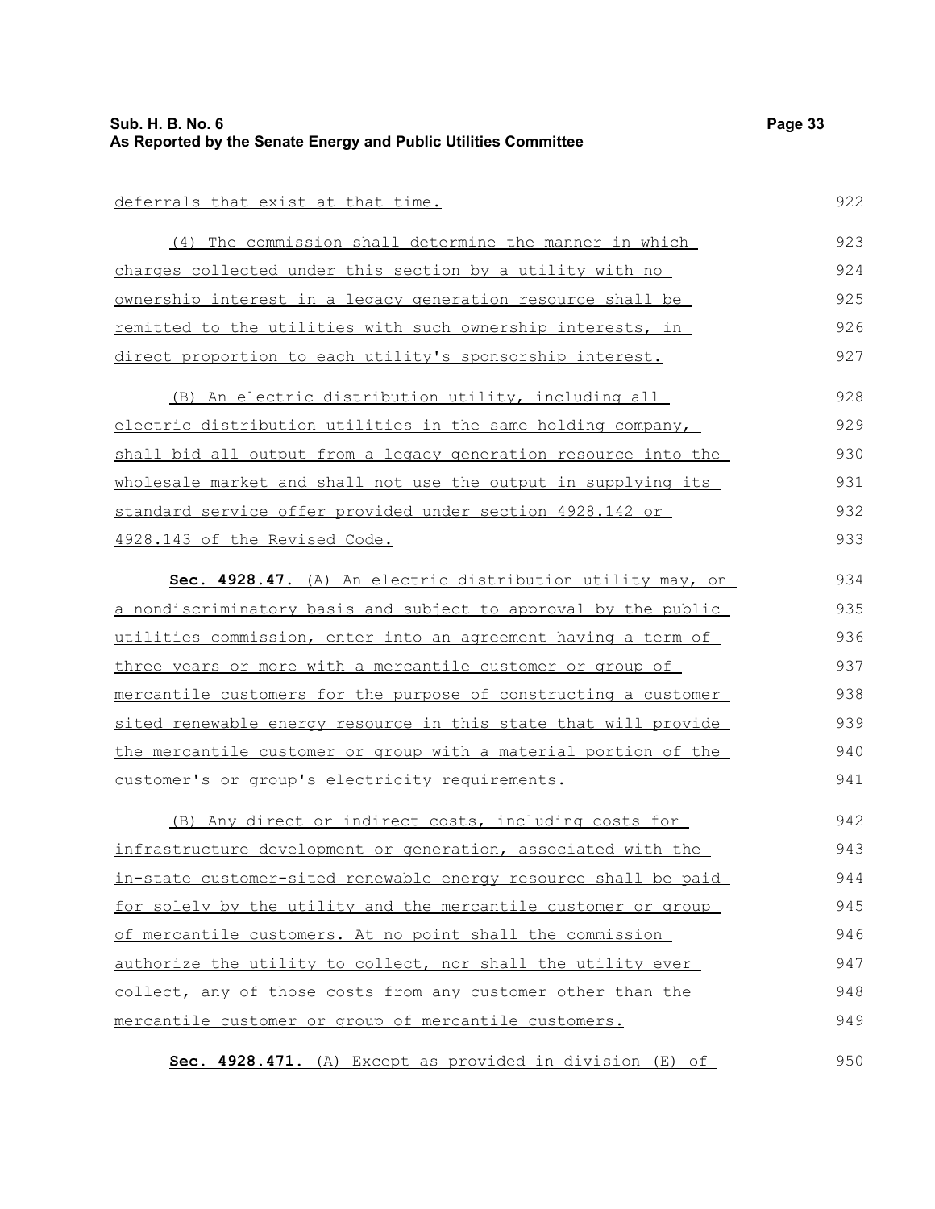deferrals that exist at that time.

(4) The commission shall determine the manner in which charges collected under this section by a utility with no ownership interest in a legacy generation resource shall be remitted to the utilities with such ownership interests, in direct proportion to each utility's sponsorship interest.

(B) An electric distribution utility, including all electric distribution utilities in the same holding company, shall bid all output from a legacy generation resource into the wholesale market and shall not use the output in supplying its standard service offer provided under section 4928.142 or 4928.143 of the Revised Code.

**Sec. 4928.47.** (A) An electric distribution utility may, on a nondiscriminatory basis and subject to approval by the public utilities commission, enter into an agreement having a term of three years or more with a mercantile customer or group of mercantile customers for the purpose of constructing a customer sited renewable energy resource in this state that will provide the mercantile customer or group with a material portion of the customer's or group's electricity requirements.

(B) Any direct or indirect costs, including costs for infrastructure development or generation, associated with the in-state customer-sited renewable energy resource shall be paid for solely by the utility and the mercantile customer or group of mercantile customers. At no point shall the commission authorize the utility to collect, nor shall the utility ever collect, any of those costs from any customer other than the mercantile customer or group of mercantile customers.

**Sec. 4928.471.** (A) Except as provided in division (E) of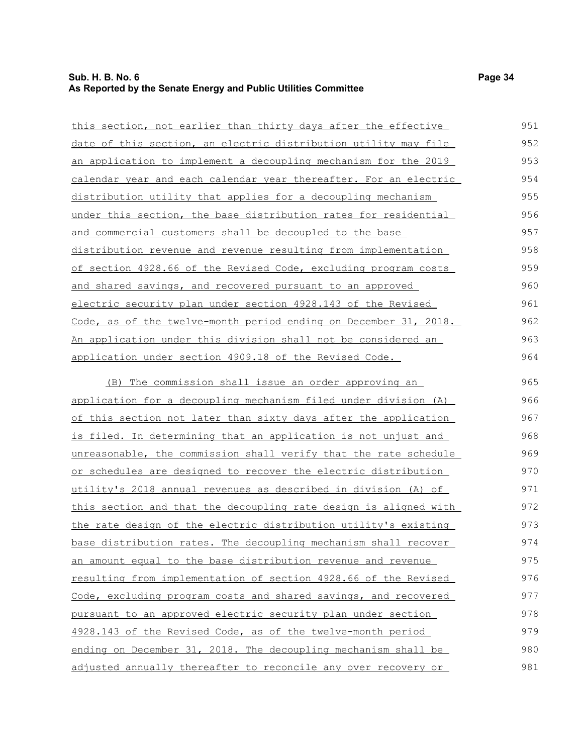this section, not earlier than thirty days after the effective date of this section, an electric distribution utility may file an application to implement a decoupling mechanism for the 2019 calendar year and each calendar year thereafter. For an electric distribution utility that applies for a decoupling mechanism under this section, the base distribution rates for residential and commercial customers shall be decoupled to the base distribution revenue and revenue resulting from implementation of section 4928.66 of the Revised Code, excluding program costs and shared savings, and recovered pursuant to an approved electric security plan under section 4928.143 of the Revised Code, as of the twelve-month period ending on December 31, 2018. An application under this division shall not be considered an application under section 4909.18 of the Revised Code.

(B) The commission shall issue an order approving an application for a decoupling mechanism filed under division (A) of this section not later than sixty days after the application is filed. In determining that an application is not unjust and unreasonable, the commission shall verify that the rate schedule or schedules are designed to recover the electric distribution utility's 2018 annual revenues as described in division (A) of this section and that the decoupling rate design is aligned with the rate design of the electric distribution utility's existing base distribution rates. The decoupling mechanism shall recover an amount equal to the base distribution revenue and revenue resulting from implementation of section 4928.66 of the Revised Code, excluding program costs and shared savings, and recovered pursuant to an approved electric security plan under section 4928.143 of the Revised Code, as of the twelve-month period ending on December 31, 2018. The decoupling mechanism shall be adjusted annually thereafter to reconcile any over recovery or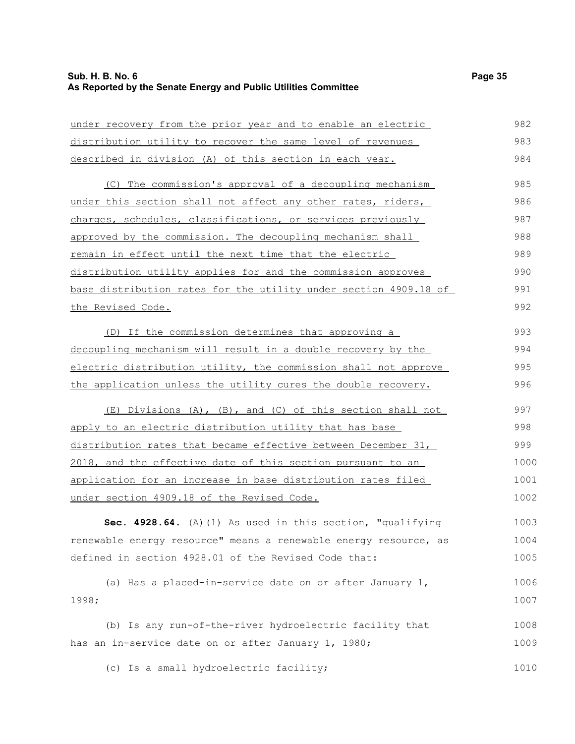under recovery from the prior year and to enable an electric distribution utility to recover the same level of revenues described in division (A) of this section in each year.

(C) The commission's approval of a decoupling mechanism under this section shall not affect any other rates, riders, charges, schedules, classifications, or services previously approved by the commission. The decoupling mechanism shall remain in effect until the next time that the electric distribution utility applies for and the commission approves base distribution rates for the utility under section 4909.18 of the Revised Code.

(D) If the commission determines that approving a decoupling mechanism will result in a double recovery by the electric distribution utility, the commission shall not approve the application unless the utility cures the double recovery.

(E) Divisions (A), (B), and (C) of this section shall not apply to an electric distribution utility that has base distribution rates that became effective between December 31, 2018, and the effective date of this section pursuant to an application for an increase in base distribution rates filed under section 4909.18 of the Revised Code.

**Sec. 4928.64.** (A)(1) As used in this section, "qualifying renewable energy resource" means a renewable energy resource, as defined in section 4928.01 of the Revised Code that:

(a) Has a placed-in-service date on or after January 1, 1998;

(b) Is any run-of-the-river hydroelectric facility that has an in-service date on or after January 1, 1980;

(c) Is a small hydroelectric facility;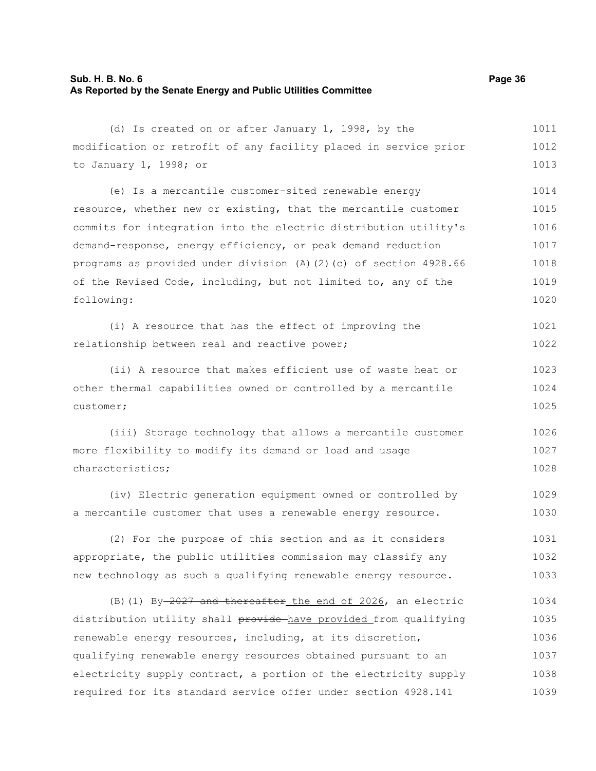(d) Is created on or after January 1, 1998, by the modification or retrofit of any facility placed in service prior to January 1, 1998; or

(e) Is a mercantile customer-sited renewable energy resource, whether new or existing, that the mercantile customer commits for integration into the electric distribution utility's demand-response, energy efficiency, or peak demand reduction programs as provided under division (A)(2)(c) of section 4928.66 of the Revised Code, including, but not limited to, any of the following:

(i) A resource that has the effect of improving the relationship between real and reactive power;

(ii) A resource that makes efficient use of waste heat or other thermal capabilities owned or controlled by a mercantile customer;

(iii) Storage technology that allows a mercantile customer more flexibility to modify its demand or load and usage characteristics;

(iv) Electric generation equipment owned or controlled by a mercantile customer that uses a renewable energy resource.

(2) For the purpose of this section and as it considers appropriate, the public utilities commission may classify any new technology as such a qualifying renewable energy resource.

(B)(1) By ~~2027 and thereafter~~ the end of 2026, an electric distribution utility shall ~~provide~~ have provided from qualifying renewable energy resources, including, at its discretion, qualifying renewable energy resources obtained pursuant to an electricity supply contract, a portion of the electricity supply required for its standard service offer under section 4928.141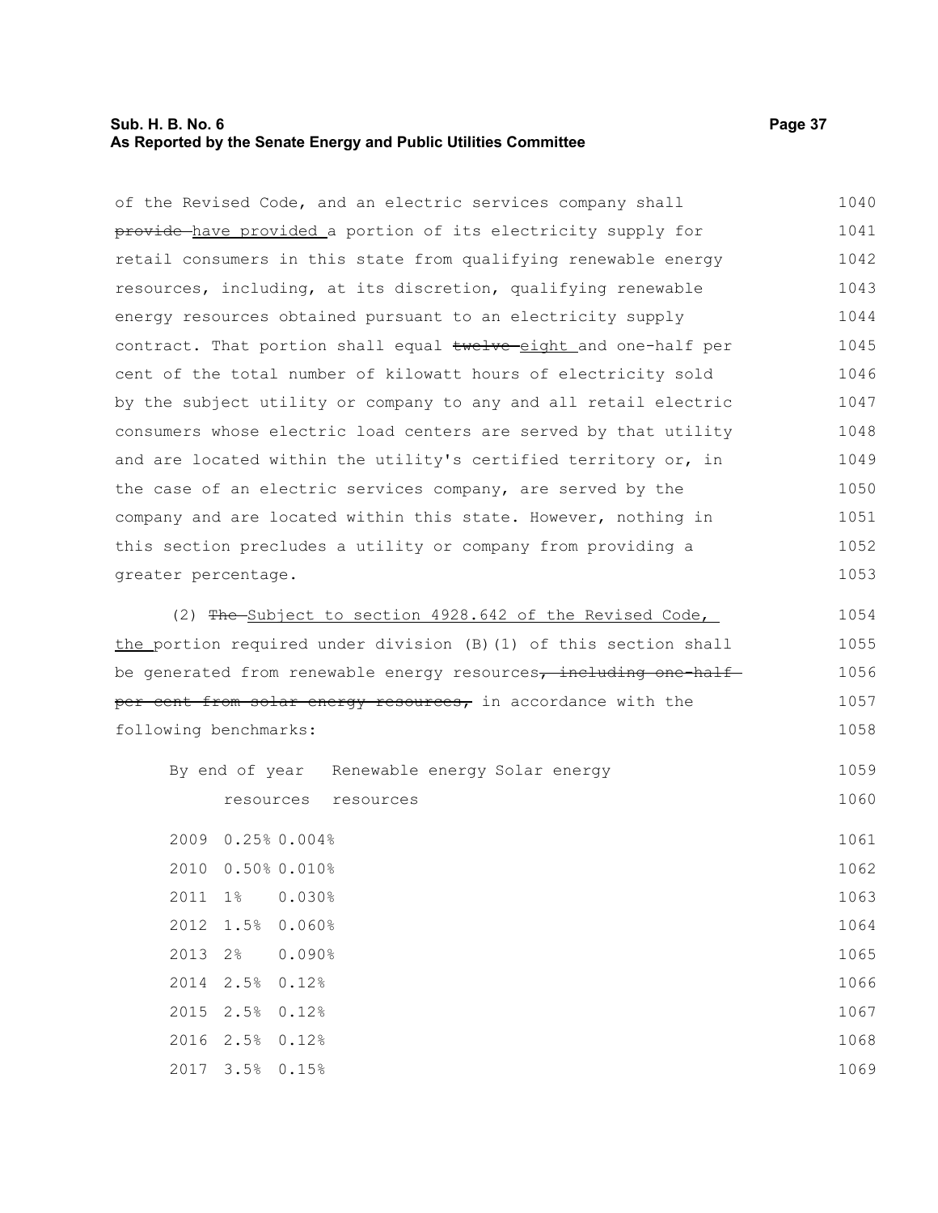of the Revised Code, and an electric services company shall ~~provide~~ have provided a portion of its electricity supply for retail consumers in this state from qualifying renewable energy resources, including, at its discretion, qualifying renewable energy resources obtained pursuant to an electricity supply contract. That portion shall equal ~~twelve~~ eight and one-half per cent of the total number of kilowatt hours of electricity sold by the subject utility or company to any and all retail electric consumers whose electric load centers are served by that utility and are located within the utility's certified territory or, in the case of an electric services company, are served by the company and are located within this state. However, nothing in this section precludes a utility or company from providing a greater percentage.

(2) ~~The~~ Subject to section 4928.642 of the Revised Code, the portion required under division (B)(1) of this section shall be generated from renewable energy resources~~, including one-half per cent from solar energy resources,~~ in accordance with the following benchmarks:

| By end of year | Renewable energy resources | Solar energy resources |
|---|---|---|
| 2009 | 0.25% | 0.004% |
| 2010 | 0.50% | 0.010% |
| 2011 | 1% | 0.030% |
| 2012 | 1.5% | 0.060% |
| 2013 | 2% | 0.090% |
| 2014 | 2.5% | 0.12% |
| 2015 | 2.5% | 0.12% |
| 2016 | 2.5% | 0.12% |
| 2017 | 3.5% | 0.15% |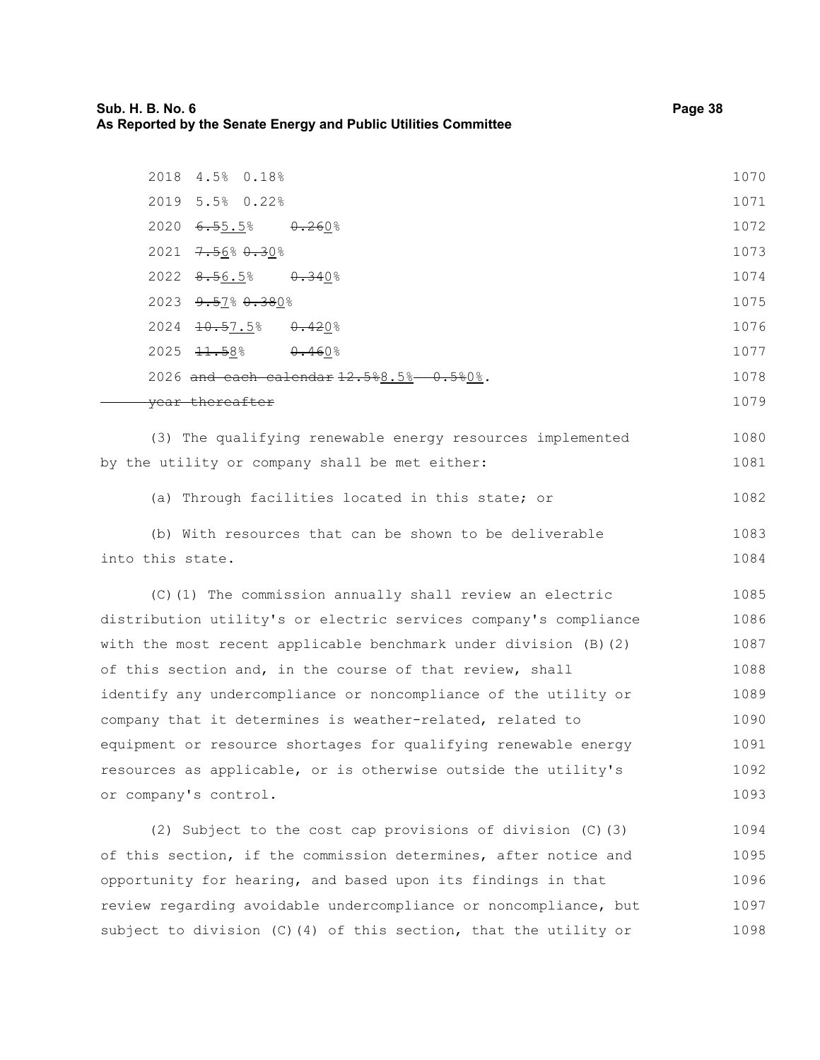| | | |
|---|---|---|
| 2018 | 4.5% | 0.18% |
| 2019 | 5.5% | 0.22% |
| 2020 | ~~6.5~~5.5% | ~~0.26~~0% |
| 2021 | ~~7.5~~6% | ~~0.3~~0% |
| 2022 | ~~8.5~~6.5% | ~~0.34~~0% |
| 2023 | ~~9.5~~7% | ~~0.38~~0% |
| 2024 | ~~10.5~~7.5% | ~~0.42~~0% |
| 2025 | ~~11.5~~8% | ~~0.46~~0% |
| 2026 ~~and each calendar year thereafter~~ | ~~12.5%~~8.5% | ~~0.5%~~0%. |

(3) The qualifying renewable energy resources implemented by the utility or company shall be met either:

(a) Through facilities located in this state; or

(b) With resources that can be shown to be deliverable into this state.

(C)(1) The commission annually shall review an electric distribution utility's or electric services company's compliance with the most recent applicable benchmark under division (B)(2) of this section and, in the course of that review, shall identify any undercompliance or noncompliance of the utility or company that it determines is weather-related, related to equipment or resource shortages for qualifying renewable energy resources as applicable, or is otherwise outside the utility's or company's control.

(2) Subject to the cost cap provisions of division (C)(3) of this section, if the commission determines, after notice and opportunity for hearing, and based upon its findings in that review regarding avoidable undercompliance or noncompliance, but subject to division (C)(4) of this section, that the utility or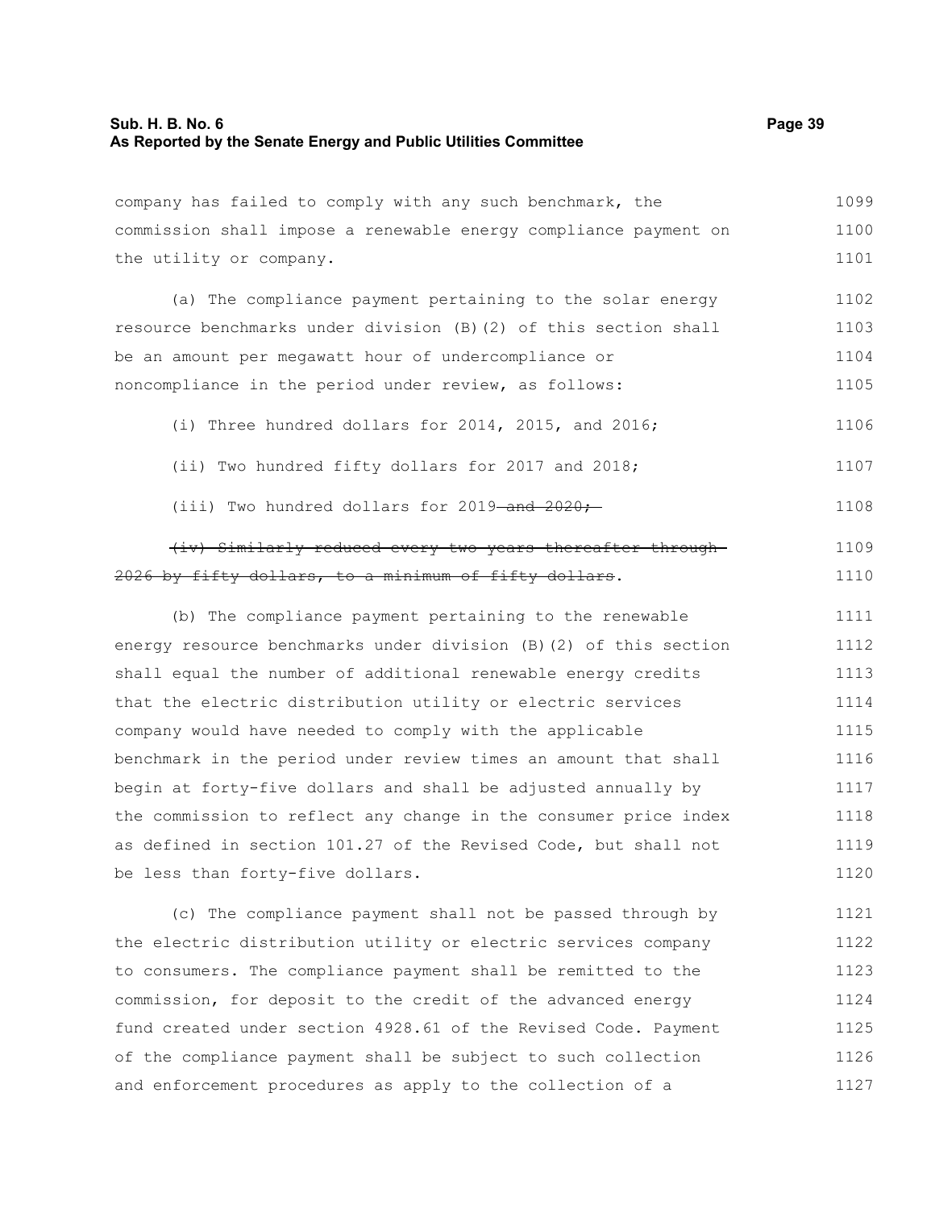company has failed to comply with any such benchmark, the commission shall impose a renewable energy compliance payment on the utility or company.

(a) The compliance payment pertaining to the solar energy resource benchmarks under division (B)(2) of this section shall be an amount per megawatt hour of undercompliance or noncompliance in the period under review, as follows:

(i) Three hundred dollars for 2014, 2015, and 2016;

(ii) Two hundred fifty dollars for 2017 and 2018;

(iii) Two hundred dollars for 2019 ~~and 2020;~~

~~(iv) Similarly reduced every two years thereafter through 2026 by fifty dollars, to a minimum of fifty dollars~~.

(b) The compliance payment pertaining to the renewable energy resource benchmarks under division (B)(2) of this section shall equal the number of additional renewable energy credits that the electric distribution utility or electric services company would have needed to comply with the applicable benchmark in the period under review times an amount that shall begin at forty-five dollars and shall be adjusted annually by the commission to reflect any change in the consumer price index as defined in section 101.27 of the Revised Code, but shall not be less than forty-five dollars.

(c) The compliance payment shall not be passed through by the electric distribution utility or electric services company to consumers. The compliance payment shall be remitted to the commission, for deposit to the credit of the advanced energy fund created under section 4928.61 of the Revised Code. Payment of the compliance payment shall be subject to such collection and enforcement procedures as apply to the collection of a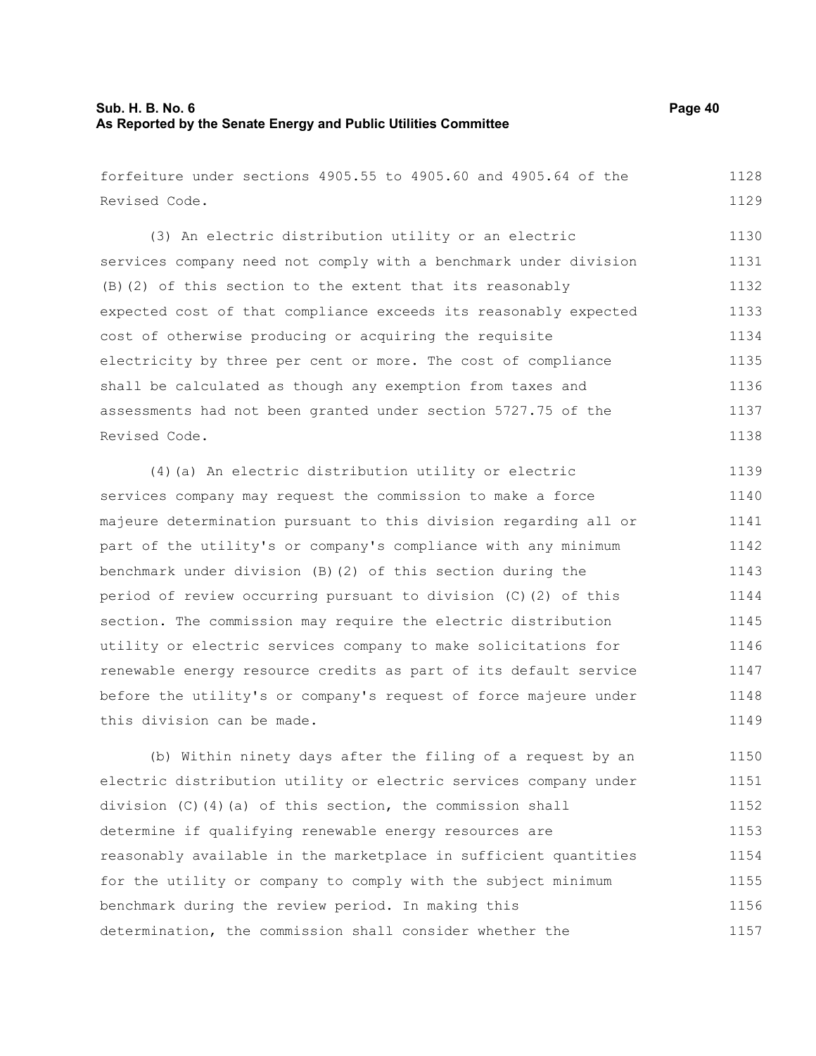forfeiture under sections 4905.55 to 4905.60 and 4905.64 of the Revised Code.

(3) An electric distribution utility or an electric services company need not comply with a benchmark under division (B)(2) of this section to the extent that its reasonably expected cost of that compliance exceeds its reasonably expected cost of otherwise producing or acquiring the requisite electricity by three per cent or more. The cost of compliance shall be calculated as though any exemption from taxes and assessments had not been granted under section 5727.75 of the Revised Code.

(4)(a) An electric distribution utility or electric services company may request the commission to make a force majeure determination pursuant to this division regarding all or part of the utility's or company's compliance with any minimum benchmark under division (B)(2) of this section during the period of review occurring pursuant to division (C)(2) of this section. The commission may require the electric distribution utility or electric services company to make solicitations for renewable energy resource credits as part of its default service before the utility's or company's request of force majeure under this division can be made.

(b) Within ninety days after the filing of a request by an electric distribution utility or electric services company under division (C)(4)(a) of this section, the commission shall determine if qualifying renewable energy resources are reasonably available in the marketplace in sufficient quantities for the utility or company to comply with the subject minimum benchmark during the review period. In making this determination, the commission shall consider whether the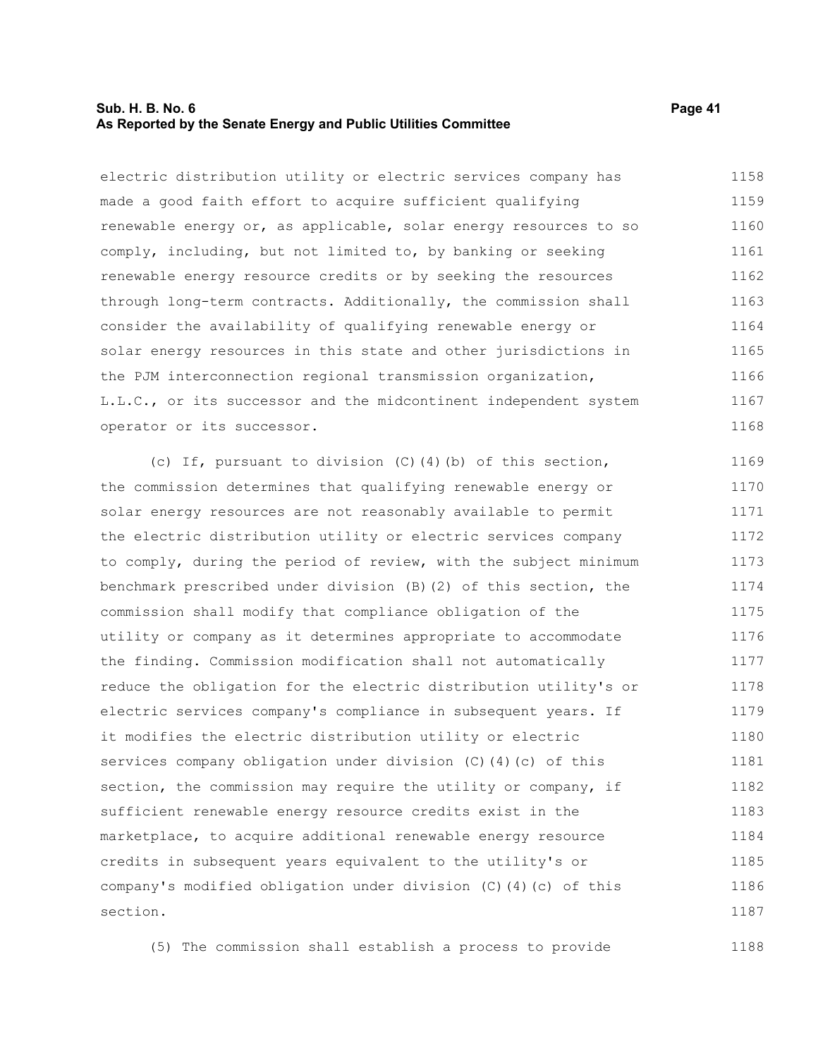electric distribution utility or electric services company has made a good faith effort to acquire sufficient qualifying renewable energy or, as applicable, solar energy resources to so comply, including, but not limited to, by banking or seeking renewable energy resource credits or by seeking the resources through long-term contracts. Additionally, the commission shall consider the availability of qualifying renewable energy or solar energy resources in this state and other jurisdictions in the PJM interconnection regional transmission organization, L.L.C., or its successor and the midcontinent independent system operator or its successor.

(c) If, pursuant to division (C)(4)(b) of this section, the commission determines that qualifying renewable energy or solar energy resources are not reasonably available to permit the electric distribution utility or electric services company to comply, during the period of review, with the subject minimum benchmark prescribed under division (B)(2) of this section, the commission shall modify that compliance obligation of the utility or company as it determines appropriate to accommodate the finding. Commission modification shall not automatically reduce the obligation for the electric distribution utility's or electric services company's compliance in subsequent years. If it modifies the electric distribution utility or electric services company obligation under division (C)(4)(c) of this section, the commission may require the utility or company, if sufficient renewable energy resource credits exist in the marketplace, to acquire additional renewable energy resource credits in subsequent years equivalent to the utility's or company's modified obligation under division (C)(4)(c) of this section.

(5) The commission shall establish a process to provide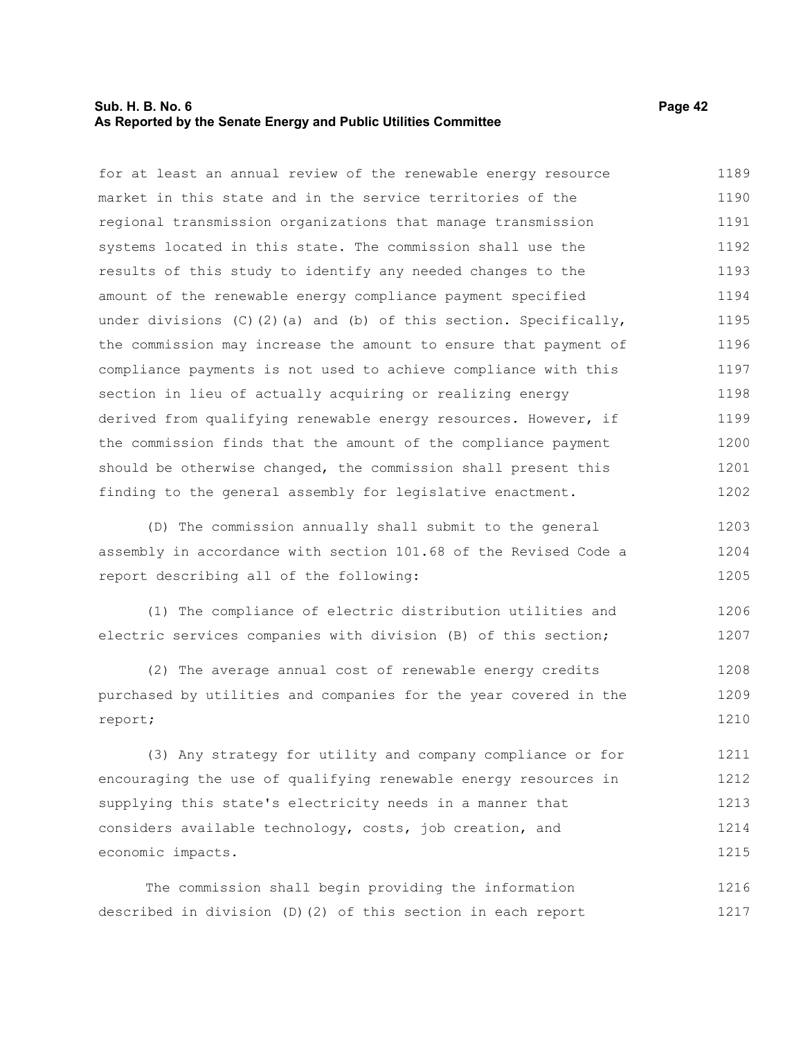for at least an annual review of the renewable energy resource market in this state and in the service territories of the regional transmission organizations that manage transmission systems located in this state. The commission shall use the results of this study to identify any needed changes to the amount of the renewable energy compliance payment specified under divisions (C)(2)(a) and (b) of this section. Specifically, the commission may increase the amount to ensure that payment of compliance payments is not used to achieve compliance with this section in lieu of actually acquiring or realizing energy derived from qualifying renewable energy resources. However, if the commission finds that the amount of the compliance payment should be otherwise changed, the commission shall present this finding to the general assembly for legislative enactment.

(D) The commission annually shall submit to the general assembly in accordance with section 101.68 of the Revised Code a report describing all of the following:

(1) The compliance of electric distribution utilities and electric services companies with division (B) of this section;

(2) The average annual cost of renewable energy credits purchased by utilities and companies for the year covered in the report;

(3) Any strategy for utility and company compliance or for encouraging the use of qualifying renewable energy resources in supplying this state's electricity needs in a manner that considers available technology, costs, job creation, and economic impacts.

The commission shall begin providing the information described in division (D)(2) of this section in each report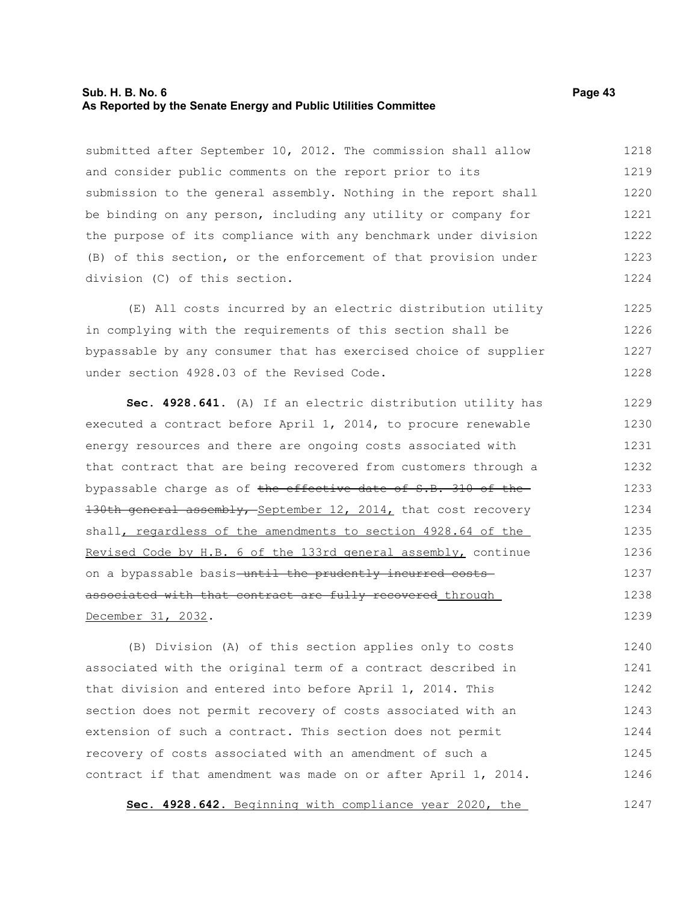submitted after September 10, 2012. The commission shall allow and consider public comments on the report prior to its submission to the general assembly. Nothing in the report shall be binding on any person, including any utility or company for the purpose of its compliance with any benchmark under division (B) of this section, or the enforcement of that provision under division (C) of this section.

(E) All costs incurred by an electric distribution utility in complying with the requirements of this section shall be bypassable by any consumer that has exercised choice of supplier under section 4928.03 of the Revised Code.

**Sec. 4928.641.** (A) If an electric distribution utility has executed a contract before April 1, 2014, to procure renewable energy resources and there are ongoing costs associated with that contract that are being recovered from customers through a bypassable charge as of ~~the effective date of S.B. 310 of the 130th general assembly,~~ <u>September 12, 2014,</u> that cost recovery shall<u>, regardless of the amendments to section 4928.64 of the Revised Code by H.B. 6 of the 133rd general assembly,</u> continue on a bypassable basis ~~until the prudently incurred costs associated with that contract are fully recovered~~ <u>through December 31, 2032</u>.

(B) Division (A) of this section applies only to costs associated with the original term of a contract described in that division and entered into before April 1, 2014. This section does not permit recovery of costs associated with an extension of such a contract. This section does not permit recovery of costs associated with an amendment of such a contract if that amendment was made on or after April 1, 2014.

<u>**Sec. 4928.642.** Beginning with compliance year 2020, the</u>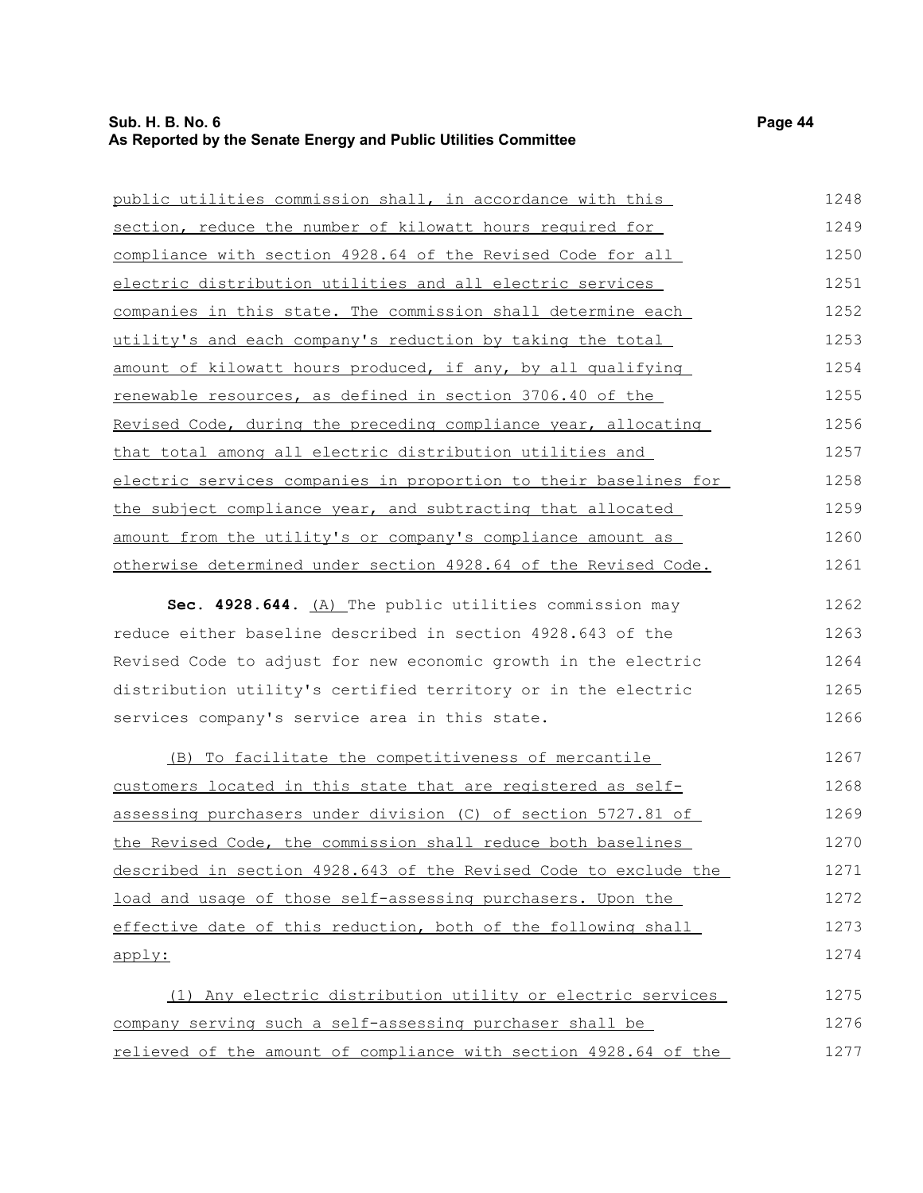public utilities commission shall, in accordance with this section, reduce the number of kilowatt hours required for compliance with section 4928.64 of the Revised Code for all electric distribution utilities and all electric services companies in this state. The commission shall determine each utility's and each company's reduction by taking the total amount of kilowatt hours produced, if any, by all qualifying renewable resources, as defined in section 3706.40 of the Revised Code, during the preceding compliance year, allocating that total among all electric distribution utilities and electric services companies in proportion to their baselines for the subject compliance year, and subtracting that allocated amount from the utility's or company's compliance amount as otherwise determined under section 4928.64 of the Revised Code.

**Sec. 4928.644.** (A) The public utilities commission may reduce either baseline described in section 4928.643 of the Revised Code to adjust for new economic growth in the electric distribution utility's certified territory or in the electric services company's service area in this state.

(B) To facilitate the competitiveness of mercantile customers located in this state that are registered as self-assessing purchasers under division (C) of section 5727.81 of the Revised Code, the commission shall reduce both baselines described in section 4928.643 of the Revised Code to exclude the load and usage of those self-assessing purchasers. Upon the effective date of this reduction, both of the following shall apply:

(1) Any electric distribution utility or electric services company serving such a self-assessing purchaser shall be relieved of the amount of compliance with section 4928.64 of the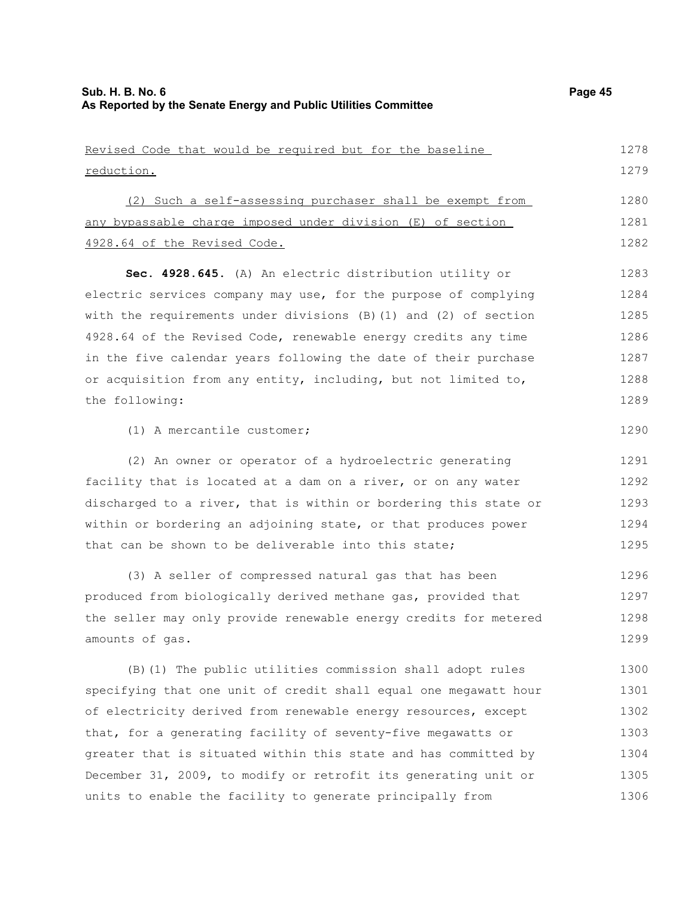Revised Code that would be required but for the baseline reduction.

(2) Such a self-assessing purchaser shall be exempt from any bypassable charge imposed under division (E) of section 4928.64 of the Revised Code.

**Sec. 4928.645.** (A) An electric distribution utility or electric services company may use, for the purpose of complying with the requirements under divisions (B)(1) and (2) of section 4928.64 of the Revised Code, renewable energy credits any time in the five calendar years following the date of their purchase or acquisition from any entity, including, but not limited to, the following:

(1) A mercantile customer;

(2) An owner or operator of a hydroelectric generating facility that is located at a dam on a river, or on any water discharged to a river, that is within or bordering this state or within or bordering an adjoining state, or that produces power that can be shown to be deliverable into this state;

(3) A seller of compressed natural gas that has been produced from biologically derived methane gas, provided that the seller may only provide renewable energy credits for metered amounts of gas.

(B)(1) The public utilities commission shall adopt rules specifying that one unit of credit shall equal one megawatt hour of electricity derived from renewable energy resources, except that, for a generating facility of seventy-five megawatts or greater that is situated within this state and has committed by December 31, 2009, to modify or retrofit its generating unit or units to enable the facility to generate principally from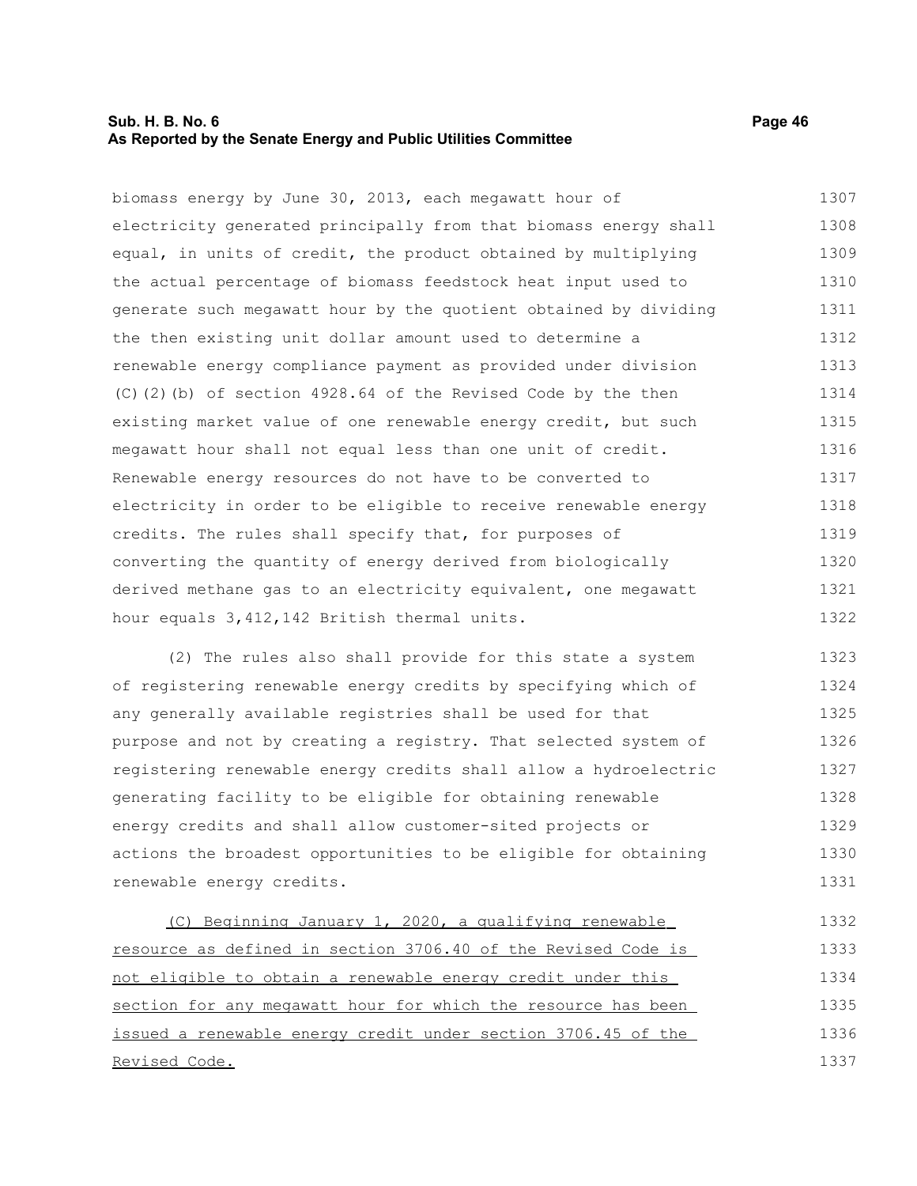biomass energy by June 30, 2013, each megawatt hour of electricity generated principally from that biomass energy shall equal, in units of credit, the product obtained by multiplying the actual percentage of biomass feedstock heat input used to generate such megawatt hour by the quotient obtained by dividing the then existing unit dollar amount used to determine a renewable energy compliance payment as provided under division (C)(2)(b) of section 4928.64 of the Revised Code by the then existing market value of one renewable energy credit, but such megawatt hour shall not equal less than one unit of credit. Renewable energy resources do not have to be converted to electricity in order to be eligible to receive renewable energy credits. The rules shall specify that, for purposes of converting the quantity of energy derived from biologically derived methane gas to an electricity equivalent, one megawatt hour equals 3,412,142 British thermal units.

(2) The rules also shall provide for this state a system of registering renewable energy credits by specifying which of any generally available registries shall be used for that purpose and not by creating a registry. That selected system of registering renewable energy credits shall allow a hydroelectric generating facility to be eligible for obtaining renewable energy credits and shall allow customer-sited projects or actions the broadest opportunities to be eligible for obtaining renewable energy credits.

<u>(C) Beginning January 1, 2020, a qualifying renewable resource as defined in section 3706.40 of the Revised Code is not eligible to obtain a renewable energy credit under this section for any megawatt hour for which the resource has been issued a renewable energy credit under section 3706.45 of the Revised Code.</u>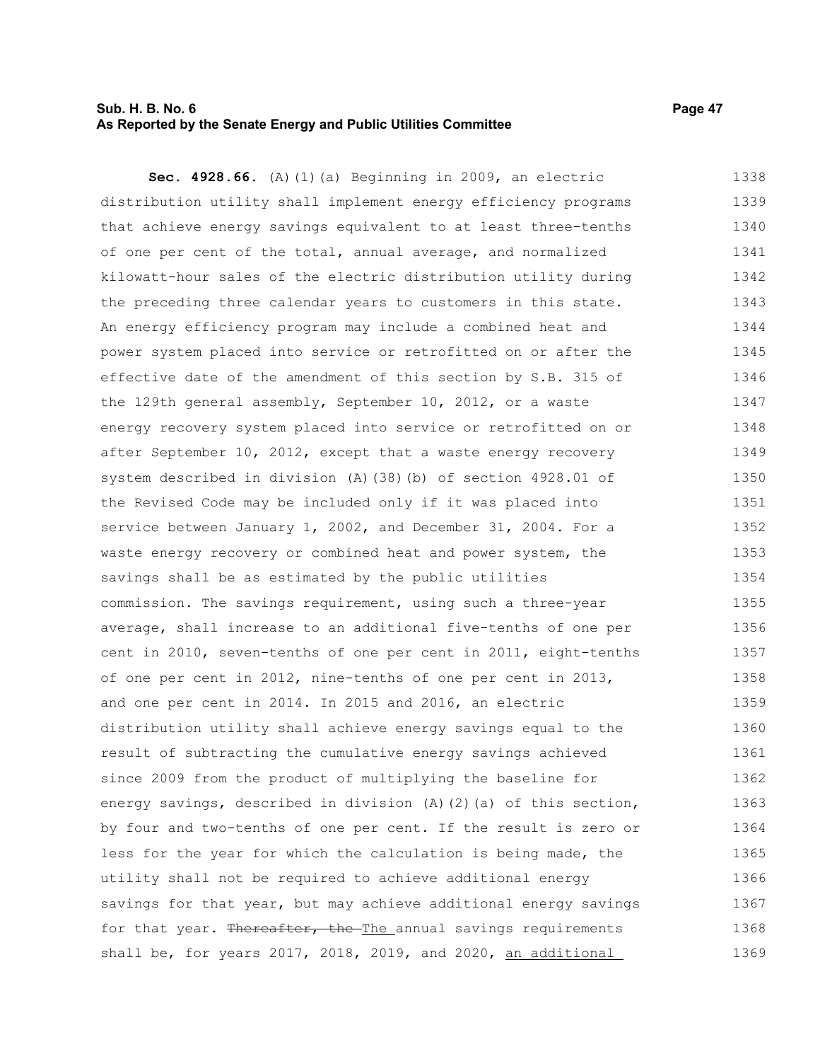**Sec. 4928.66.** (A)(1)(a) Beginning in 2009, an electric distribution utility shall implement energy efficiency programs that achieve energy savings equivalent to at least three-tenths of one per cent of the total, annual average, and normalized kilowatt-hour sales of the electric distribution utility during the preceding three calendar years to customers in this state. An energy efficiency program may include a combined heat and power system placed into service or retrofitted on or after the effective date of the amendment of this section by S.B. 315 of the 129th general assembly, September 10, 2012, or a waste energy recovery system placed into service or retrofitted on or after September 10, 2012, except that a waste energy recovery system described in division (A)(38)(b) of section 4928.01 of the Revised Code may be included only if it was placed into service between January 1, 2002, and December 31, 2004. For a waste energy recovery or combined heat and power system, the savings shall be as estimated by the public utilities commission. The savings requirement, using such a three-year average, shall increase to an additional five-tenths of one per cent in 2010, seven-tenths of one per cent in 2011, eight-tenths of one per cent in 2012, nine-tenths of one per cent in 2013, and one per cent in 2014. In 2015 and 2016, an electric distribution utility shall achieve energy savings equal to the result of subtracting the cumulative energy savings achieved since 2009 from the product of multiplying the baseline for energy savings, described in division (A)(2)(a) of this section, by four and two-tenths of one per cent. If the result is zero or less for the year for which the calculation is being made, the utility shall not be required to achieve additional energy savings for that year, but may achieve additional energy savings for that year. ~~Thereafter, the~~ The annual savings requirements shall be, for years 2017, 2018, 2019, and 2020, an additional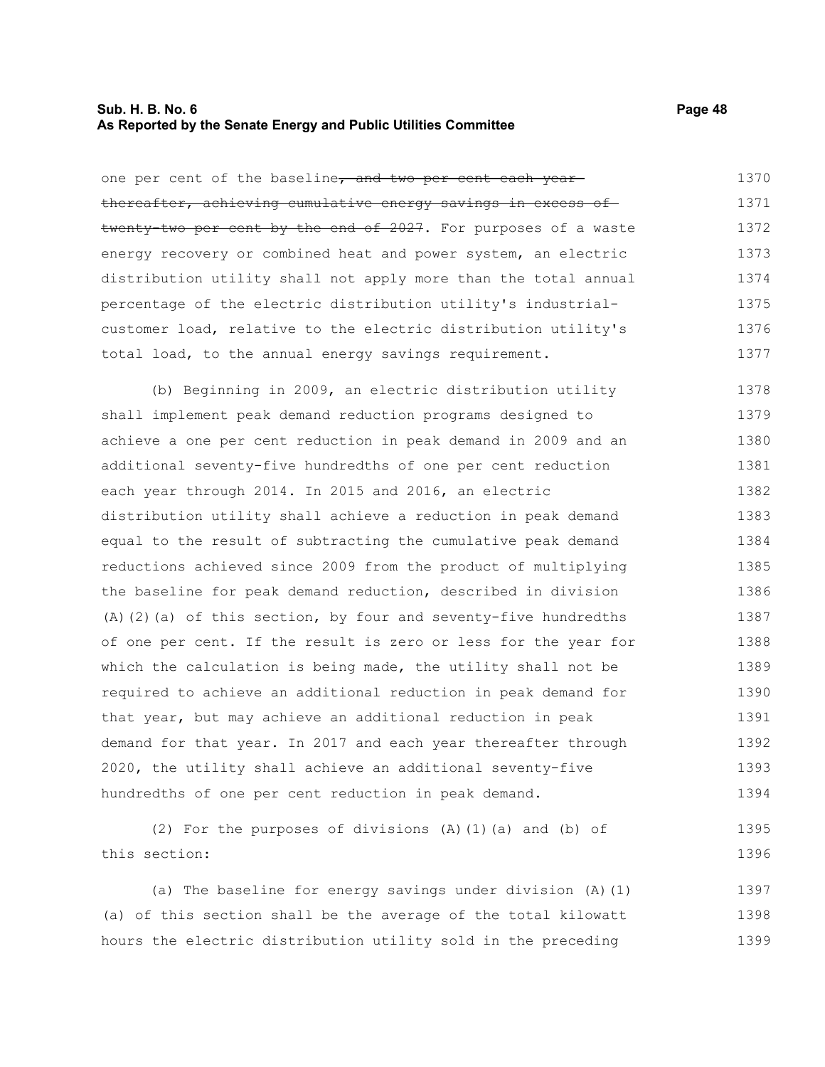one per cent of the baseline~~, and two per cent each year thereafter, achieving cumulative energy savings in excess of twenty-two per cent by the end of 2027~~. For purposes of a waste energy recovery or combined heat and power system, an electric distribution utility shall not apply more than the total annual percentage of the electric distribution utility's industrial-customer load, relative to the electric distribution utility's total load, to the annual energy savings requirement.

(b) Beginning in 2009, an electric distribution utility shall implement peak demand reduction programs designed to achieve a one per cent reduction in peak demand in 2009 and an additional seventy-five hundredths of one per cent reduction each year through 2014. In 2015 and 2016, an electric distribution utility shall achieve a reduction in peak demand equal to the result of subtracting the cumulative peak demand reductions achieved since 2009 from the product of multiplying the baseline for peak demand reduction, described in division (A)(2)(a) of this section, by four and seventy-five hundredths of one per cent. If the result is zero or less for the year for which the calculation is being made, the utility shall not be required to achieve an additional reduction in peak demand for that year, but may achieve an additional reduction in peak demand for that year. In 2017 and each year thereafter through 2020, the utility shall achieve an additional seventy-five hundredths of one per cent reduction in peak demand.

(2) For the purposes of divisions (A)(1)(a) and (b) of this section:

(a) The baseline for energy savings under division (A)(1)(a) of this section shall be the average of the total kilowatt hours the electric distribution utility sold in the preceding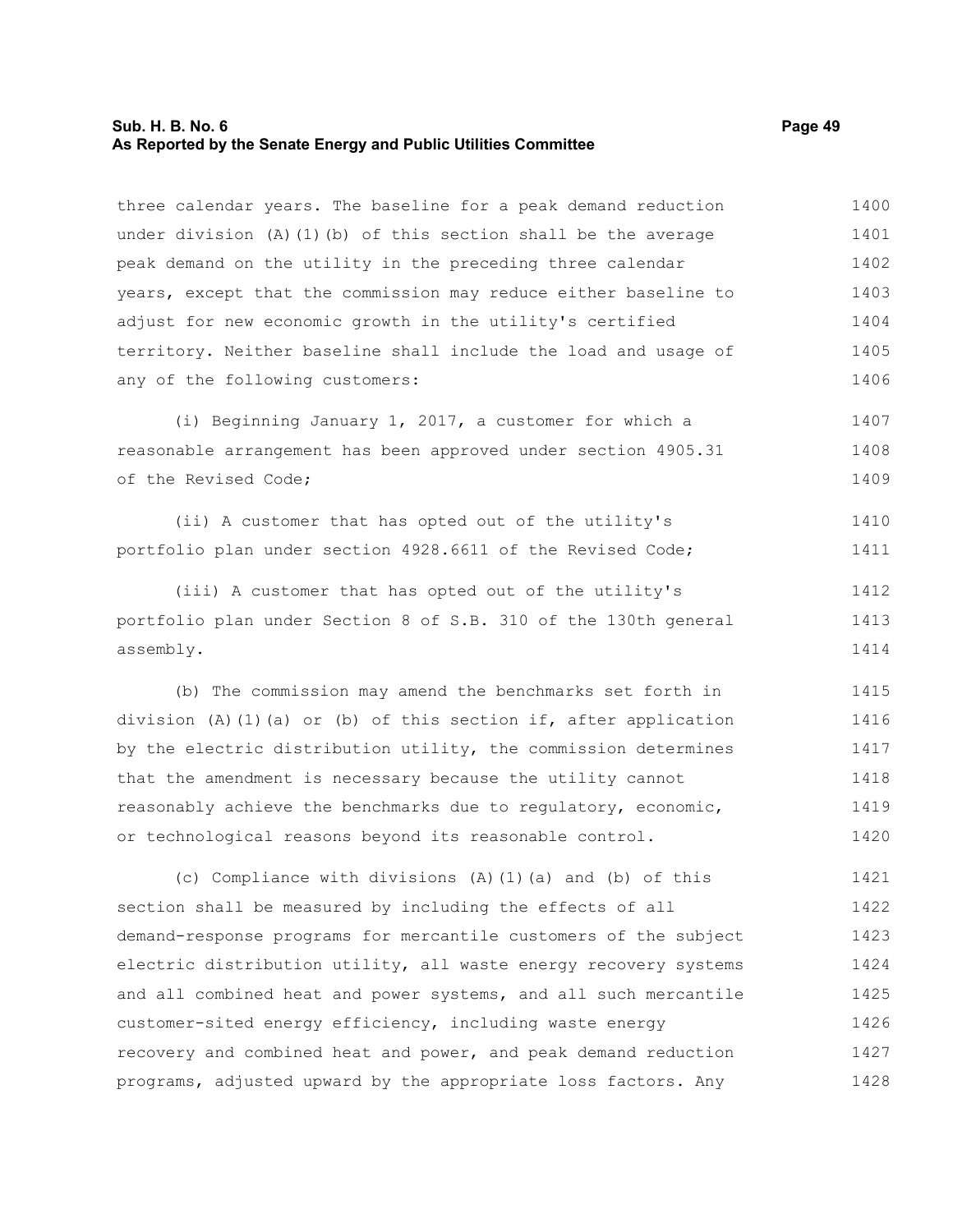three calendar years. The baseline for a peak demand reduction under division (A)(1)(b) of this section shall be the average peak demand on the utility in the preceding three calendar years, except that the commission may reduce either baseline to adjust for new economic growth in the utility's certified territory. Neither baseline shall include the load and usage of any of the following customers:

(i) Beginning January 1, 2017, a customer for which a reasonable arrangement has been approved under section 4905.31 of the Revised Code;

(ii) A customer that has opted out of the utility's portfolio plan under section 4928.6611 of the Revised Code;

(iii) A customer that has opted out of the utility's portfolio plan under Section 8 of S.B. 310 of the 130th general assembly.

(b) The commission may amend the benchmarks set forth in division (A)(1)(a) or (b) of this section if, after application by the electric distribution utility, the commission determines that the amendment is necessary because the utility cannot reasonably achieve the benchmarks due to regulatory, economic, or technological reasons beyond its reasonable control.

(c) Compliance with divisions (A)(1)(a) and (b) of this section shall be measured by including the effects of all demand-response programs for mercantile customers of the subject electric distribution utility, all waste energy recovery systems and all combined heat and power systems, and all such mercantile customer-sited energy efficiency, including waste energy recovery and combined heat and power, and peak demand reduction programs, adjusted upward by the appropriate loss factors. Any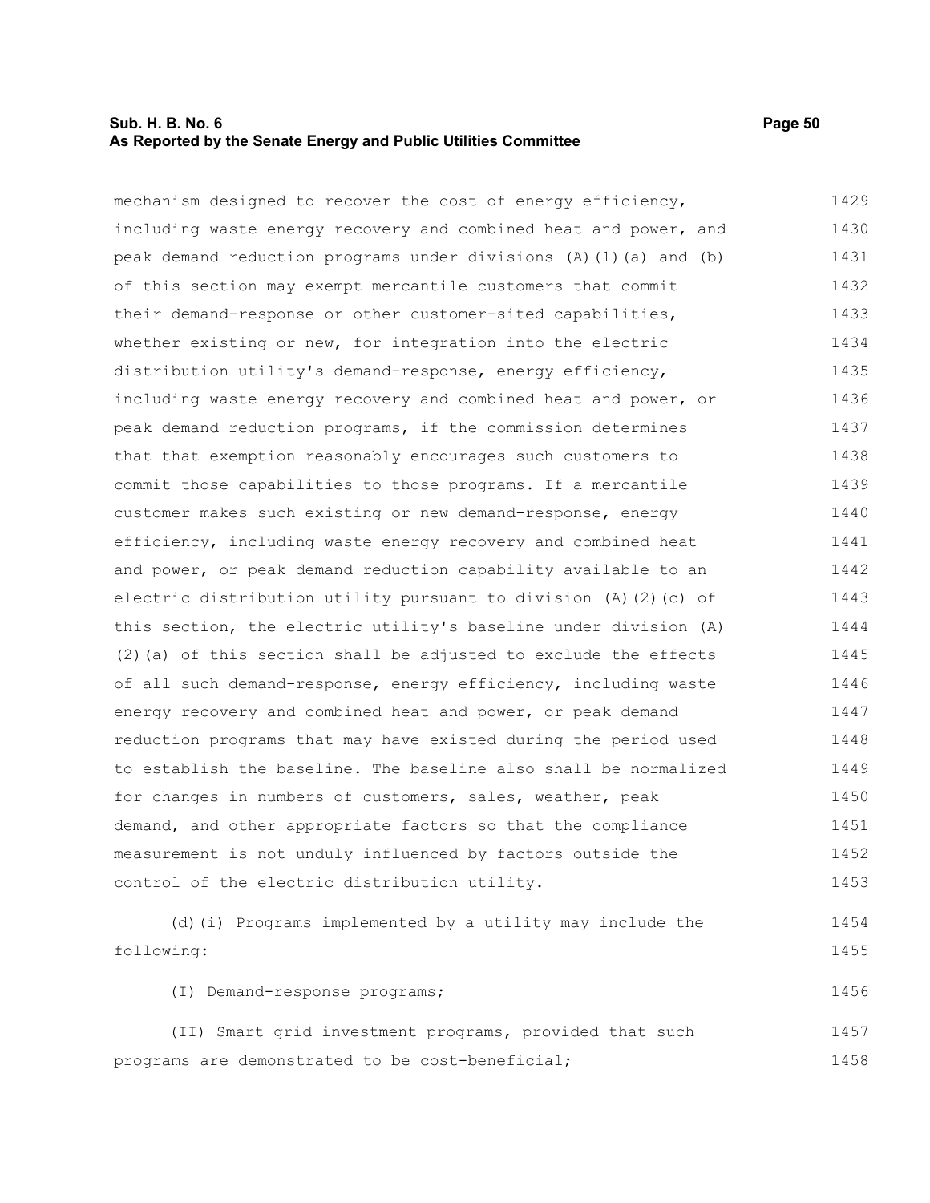mechanism designed to recover the cost of energy efficiency, including waste energy recovery and combined heat and power, and peak demand reduction programs under divisions (A)(1)(a) and (b) of this section may exempt mercantile customers that commit their demand-response or other customer-sited capabilities, whether existing or new, for integration into the electric distribution utility's demand-response, energy efficiency, including waste energy recovery and combined heat and power, or peak demand reduction programs, if the commission determines that that exemption reasonably encourages such customers to commit those capabilities to those programs. If a mercantile customer makes such existing or new demand-response, energy efficiency, including waste energy recovery and combined heat and power, or peak demand reduction capability available to an electric distribution utility pursuant to division (A)(2)(c) of this section, the electric utility's baseline under division (A)(2)(a) of this section shall be adjusted to exclude the effects of all such demand-response, energy efficiency, including waste energy recovery and combined heat and power, or peak demand reduction programs that may have existed during the period used to establish the baseline. The baseline also shall be normalized for changes in numbers of customers, sales, weather, peak demand, and other appropriate factors so that the compliance measurement is not unduly influenced by factors outside the control of the electric distribution utility.

(d)(i) Programs implemented by a utility may include the following:

(I) Demand-response programs;

(II) Smart grid investment programs, provided that such programs are demonstrated to be cost-beneficial;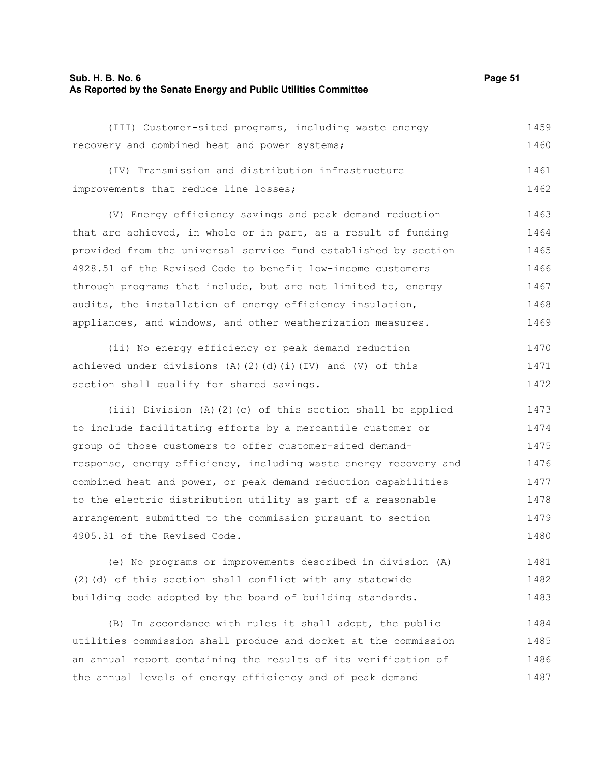(III) Customer-sited programs, including waste energy recovery and combined heat and power systems;

(IV) Transmission and distribution infrastructure improvements that reduce line losses;

(V) Energy efficiency savings and peak demand reduction that are achieved, in whole or in part, as a result of funding provided from the universal service fund established by section 4928.51 of the Revised Code to benefit low-income customers through programs that include, but are not limited to, energy audits, the installation of energy efficiency insulation, appliances, and windows, and other weatherization measures.

(ii) No energy efficiency or peak demand reduction achieved under divisions (A)(2)(d)(i)(IV) and (V) of this section shall qualify for shared savings.

(iii) Division (A)(2)(c) of this section shall be applied to include facilitating efforts by a mercantile customer or group of those customers to offer customer-sited demand-response, energy efficiency, including waste energy recovery and combined heat and power, or peak demand reduction capabilities to the electric distribution utility as part of a reasonable arrangement submitted to the commission pursuant to section 4905.31 of the Revised Code.

(e) No programs or improvements described in division (A)(2)(d) of this section shall conflict with any statewide building code adopted by the board of building standards.

(B) In accordance with rules it shall adopt, the public utilities commission shall produce and docket at the commission an annual report containing the results of its verification of the annual levels of energy efficiency and of peak demand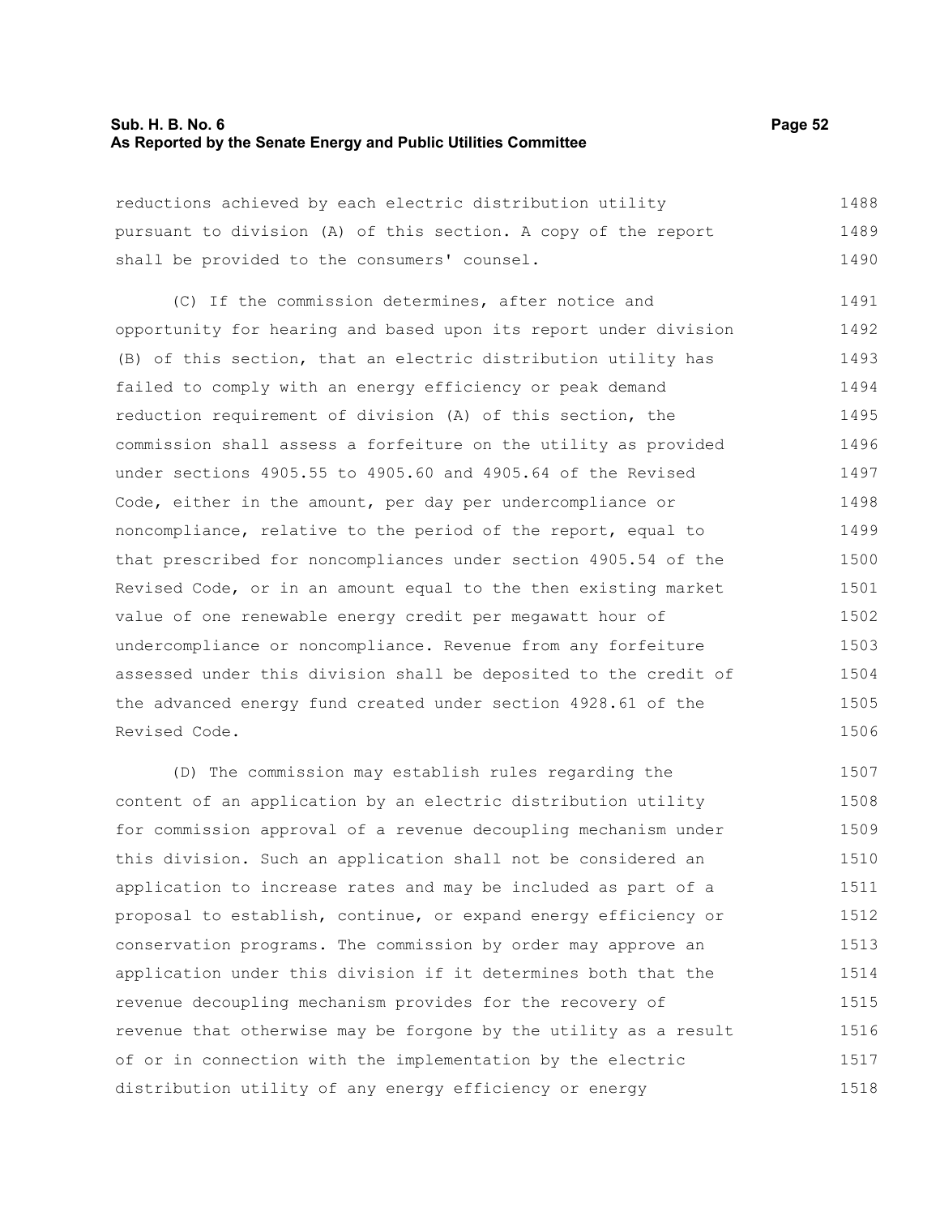reductions achieved by each electric distribution utility pursuant to division (A) of this section. A copy of the report shall be provided to the consumers' counsel.

(C) If the commission determines, after notice and opportunity for hearing and based upon its report under division (B) of this section, that an electric distribution utility has failed to comply with an energy efficiency or peak demand reduction requirement of division (A) of this section, the commission shall assess a forfeiture on the utility as provided under sections 4905.55 to 4905.60 and 4905.64 of the Revised Code, either in the amount, per day per undercompliance or noncompliance, relative to the period of the report, equal to that prescribed for noncompliances under section 4905.54 of the Revised Code, or in an amount equal to the then existing market value of one renewable energy credit per megawatt hour of undercompliance or noncompliance. Revenue from any forfeiture assessed under this division shall be deposited to the credit of the advanced energy fund created under section 4928.61 of the Revised Code.

(D) The commission may establish rules regarding the content of an application by an electric distribution utility for commission approval of a revenue decoupling mechanism under this division. Such an application shall not be considered an application to increase rates and may be included as part of a proposal to establish, continue, or expand energy efficiency or conservation programs. The commission by order may approve an application under this division if it determines both that the revenue decoupling mechanism provides for the recovery of revenue that otherwise may be forgone by the utility as a result of or in connection with the implementation by the electric distribution utility of any energy efficiency or energy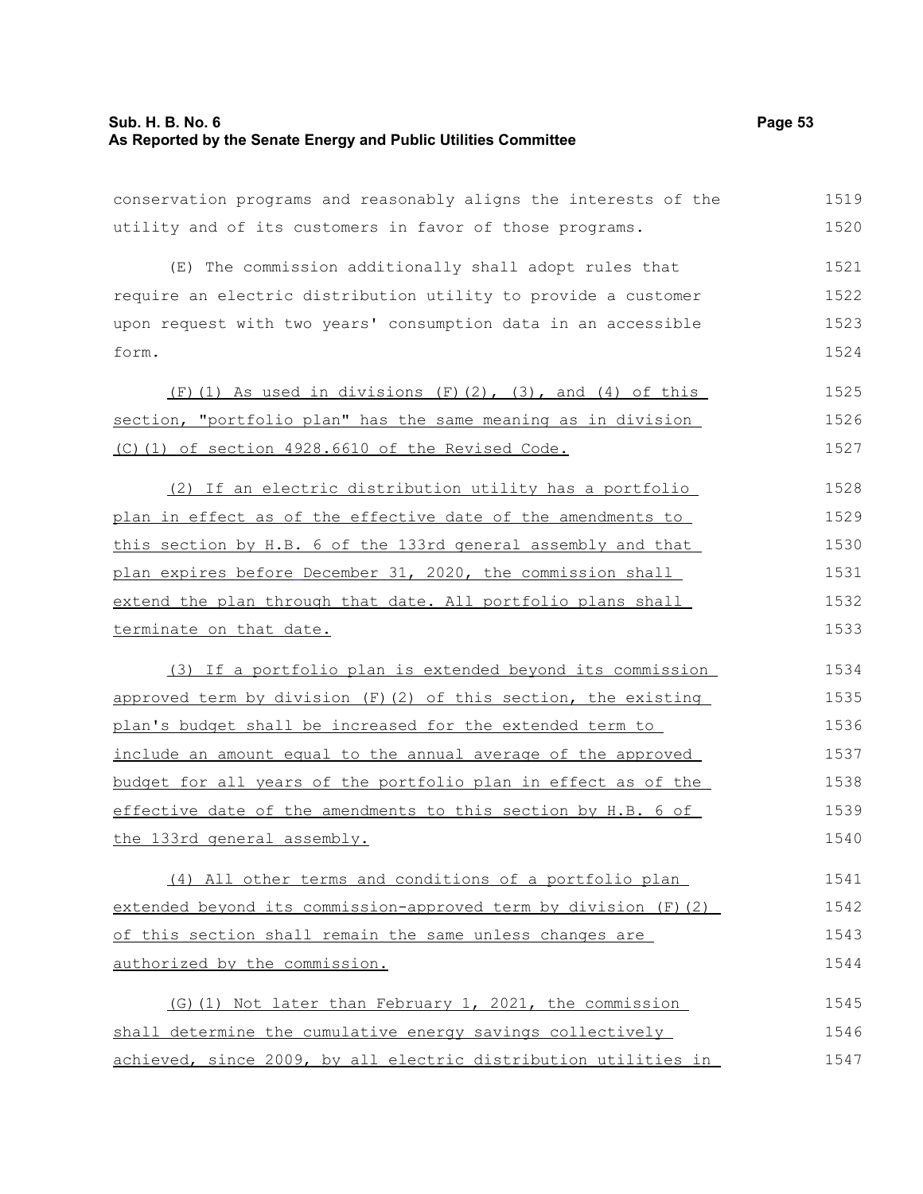conservation programs and reasonably aligns the interests of the utility and of its customers in favor of those programs.

(E) The commission additionally shall adopt rules that require an electric distribution utility to provide a customer upon request with two years' consumption data in an accessible form.

<u>(F)(1) As used in divisions (F)(2), (3), and (4) of this section, "portfolio plan" has the same meaning as in division (C)(1) of section 4928.6610 of the Revised Code.</u>

<u>(2) If an electric distribution utility has a portfolio plan in effect as of the effective date of the amendments to this section by H.B. 6 of the 133rd general assembly and that plan expires before December 31, 2020, the commission shall extend the plan through that date. All portfolio plans shall terminate on that date.</u>

<u>(3) If a portfolio plan is extended beyond its commission approved term by division (F)(2) of this section, the existing plan's budget shall be increased for the extended term to include an amount equal to the annual average of the approved budget for all years of the portfolio plan in effect as of the effective date of the amendments to this section by H.B. 6 of the 133rd general assembly.</u>

<u>(4) All other terms and conditions of a portfolio plan extended beyond its commission-approved term by division (F)(2) of this section shall remain the same unless changes are authorized by the commission.</u>

<u>(G)(1) Not later than February 1, 2021, the commission shall determine the cumulative energy savings collectively achieved, since 2009, by all electric distribution utilities in</u>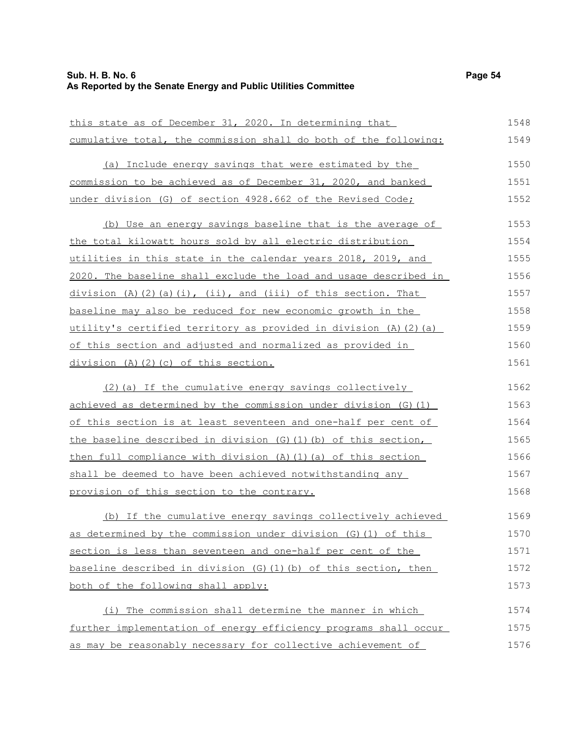this state as of December 31, 2020. In determining that cumulative total, the commission shall do both of the following:

(a) Include energy savings that were estimated by the commission to be achieved as of December 31, 2020, and banked under division (G) of section 4928.662 of the Revised Code;

(b) Use an energy savings baseline that is the average of the total kilowatt hours sold by all electric distribution utilities in this state in the calendar years 2018, 2019, and 2020. The baseline shall exclude the load and usage described in division (A)(2)(a)(i), (ii), and (iii) of this section. That baseline may also be reduced for new economic growth in the utility's certified territory as provided in division (A)(2)(a) of this section and adjusted and normalized as provided in division (A)(2)(c) of this section.

(2)(a) If the cumulative energy savings collectively achieved as determined by the commission under division (G)(1) of this section is at least seventeen and one-half per cent of the baseline described in division (G)(1)(b) of this section, then full compliance with division (A)(1)(a) of this section shall be deemed to have been achieved notwithstanding any provision of this section to the contrary.

(b) If the cumulative energy savings collectively achieved as determined by the commission under division (G)(1) of this section is less than seventeen and one-half per cent of the baseline described in division (G)(1)(b) of this section, then both of the following shall apply:

(i) The commission shall determine the manner in which further implementation of energy efficiency programs shall occur as may be reasonably necessary for collective achievement of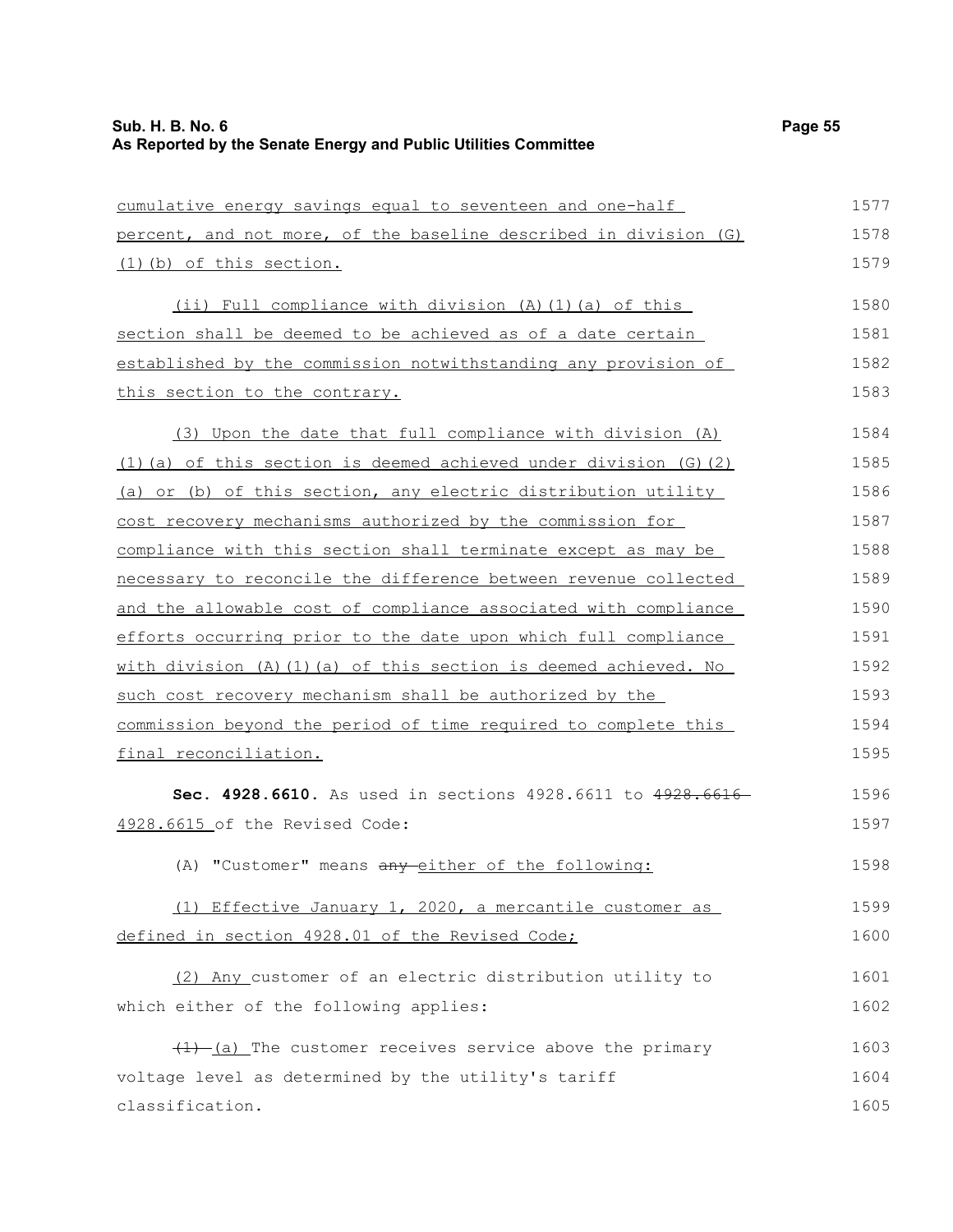cumulative energy savings equal to seventeen and one-half percent, and not more, of the baseline described in division (G)(1)(b) of this section.

(ii) Full compliance with division (A)(1)(a) of this section shall be deemed to be achieved as of a date certain established by the commission notwithstanding any provision of this section to the contrary.

(3) Upon the date that full compliance with division (A)(1)(a) of this section is deemed achieved under division (G)(2)(a) or (b) of this section, any electric distribution utility cost recovery mechanisms authorized by the commission for compliance with this section shall terminate except as may be necessary to reconcile the difference between revenue collected and the allowable cost of compliance associated with compliance efforts occurring prior to the date upon which full compliance with division (A)(1)(a) of this section is deemed achieved. No such cost recovery mechanism shall be authorized by the commission beyond the period of time required to complete this final reconciliation.

**Sec. 4928.6610.** As used in sections 4928.6611 to ~~4928.6616~~ 4928.6615 of the Revised Code:

(A) "Customer" means ~~any~~ either of the following:

(1) Effective January 1, 2020, a mercantile customer as defined in section 4928.01 of the Revised Code;

(2) Any customer of an electric distribution utility to which either of the following applies:

~~(1)~~ (a) The customer receives service above the primary voltage level as determined by the utility's tariff classification.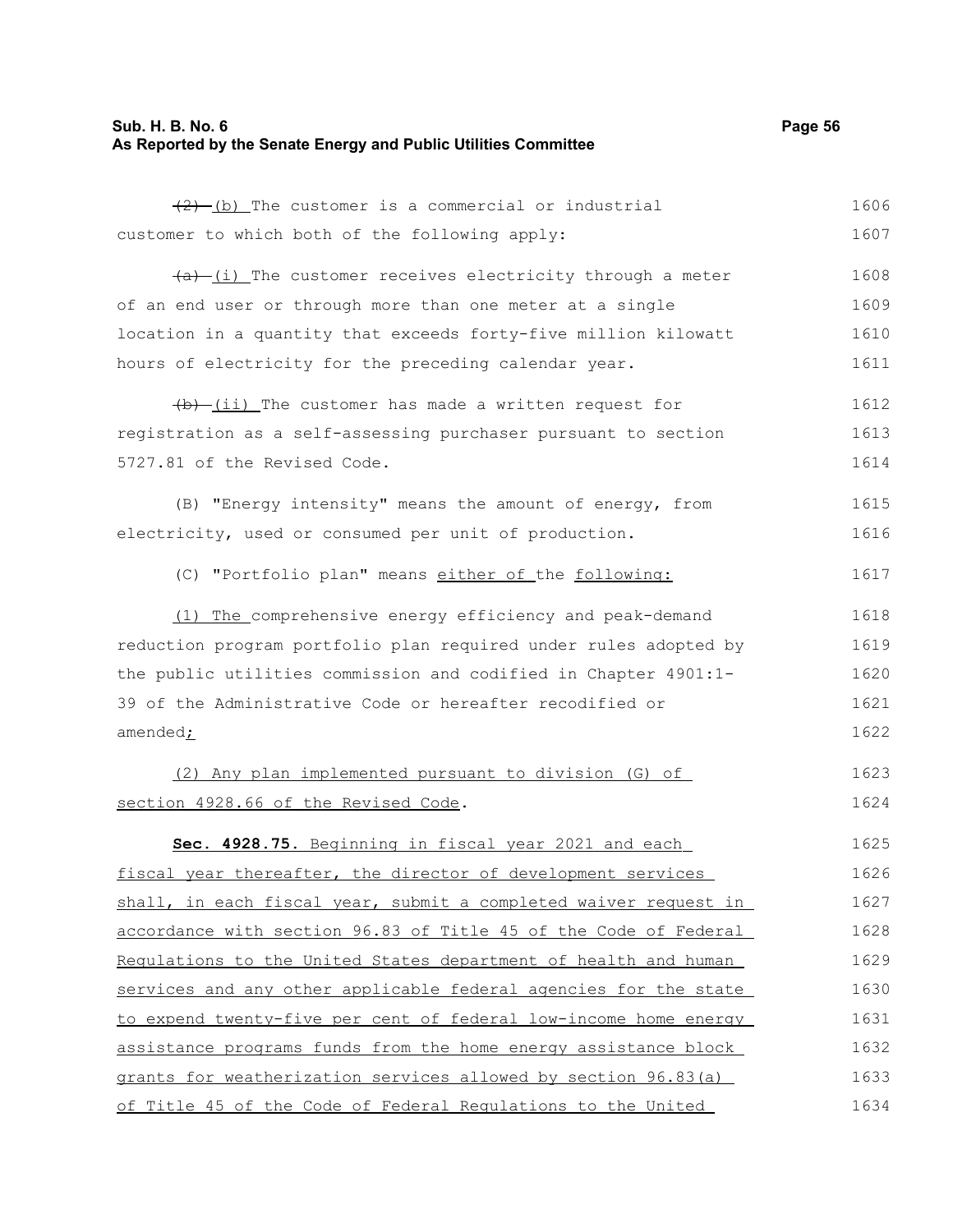~~(2)~~ (b) The customer is a commercial or industrial customer to which both of the following apply:

~~(a)~~ (i) The customer receives electricity through a meter of an end user or through more than one meter at a single location in a quantity that exceeds forty-five million kilowatt hours of electricity for the preceding calendar year.

~~(b)~~ (ii) The customer has made a written request for registration as a self-assessing purchaser pursuant to section 5727.81 of the Revised Code.

(B) "Energy intensity" means the amount of energy, from electricity, used or consumed per unit of production.

(C) "Portfolio plan" means either of the following:

(1) The comprehensive energy efficiency and peak-demand reduction program portfolio plan required under rules adopted by the public utilities commission and codified in Chapter 4901:1-39 of the Administrative Code or hereafter recodified or amended;

(2) Any plan implemented pursuant to division (G) of section 4928.66 of the Revised Code.

**Sec. 4928.75.** Beginning in fiscal year 2021 and each fiscal year thereafter, the director of development services shall, in each fiscal year, submit a completed waiver request in accordance with section 96.83 of Title 45 of the Code of Federal Regulations to the United States department of health and human services and any other applicable federal agencies for the state to expend twenty-five per cent of federal low-income home energy assistance programs funds from the home energy assistance block grants for weatherization services allowed by section 96.83(a) of Title 45 of the Code of Federal Regulations to the United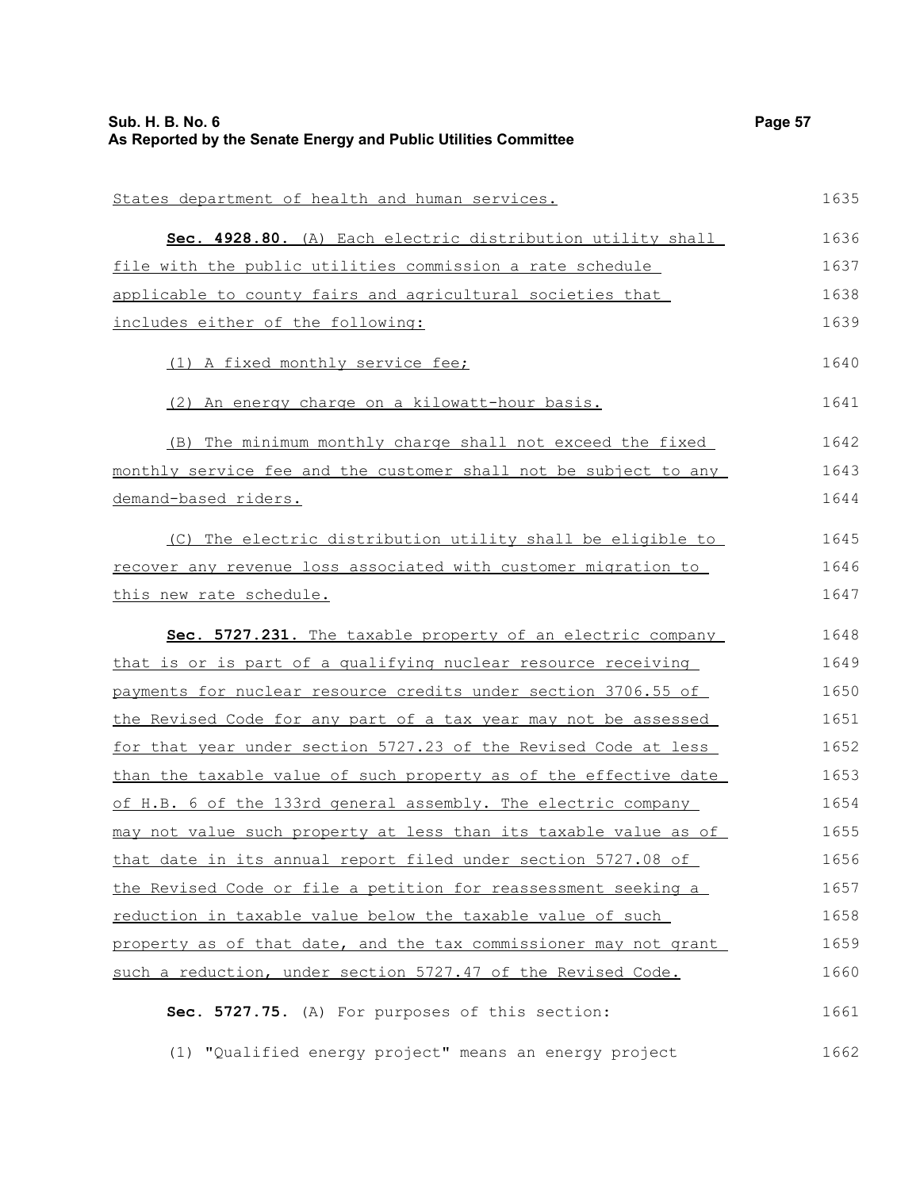States department of health and human services.

**Sec. 4928.80.** (A) Each electric distribution utility shall file with the public utilities commission a rate schedule applicable to county fairs and agricultural societies that includes either of the following:

(1) A fixed monthly service fee;

(2) An energy charge on a kilowatt-hour basis.

(B) The minimum monthly charge shall not exceed the fixed monthly service fee and the customer shall not be subject to any demand-based riders.

(C) The electric distribution utility shall be eligible to recover any revenue loss associated with customer migration to this new rate schedule.

**Sec. 5727.231.** The taxable property of an electric company that is or is part of a qualifying nuclear resource receiving payments for nuclear resource credits under section 3706.55 of the Revised Code for any part of a tax year may not be assessed for that year under section 5727.23 of the Revised Code at less than the taxable value of such property as of the effective date of H.B. 6 of the 133rd general assembly. The electric company may not value such property at less than its taxable value as of that date in its annual report filed under section 5727.08 of the Revised Code or file a petition for reassessment seeking a reduction in taxable value below the taxable value of such property as of that date, and the tax commissioner may not grant such a reduction, under section 5727.47 of the Revised Code.

**Sec. 5727.75.** (A) For purposes of this section:

(1) "Qualified energy project" means an energy project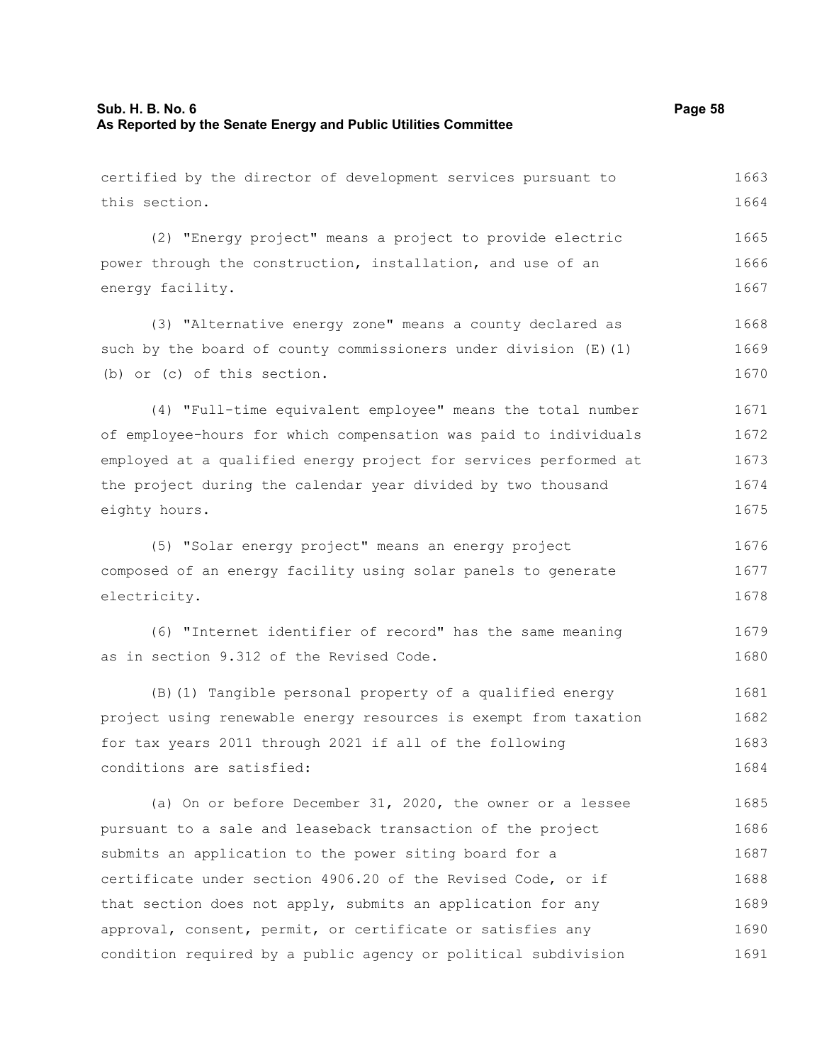certified by the director of development services pursuant to this section.

(2) "Energy project" means a project to provide electric power through the construction, installation, and use of an energy facility.

(3) "Alternative energy zone" means a county declared as such by the board of county commissioners under division (E)(1)(b) or (c) of this section.

(4) "Full-time equivalent employee" means the total number of employee-hours for which compensation was paid to individuals employed at a qualified energy project for services performed at the project during the calendar year divided by two thousand eighty hours.

(5) "Solar energy project" means an energy project composed of an energy facility using solar panels to generate electricity.

(6) "Internet identifier of record" has the same meaning as in section 9.312 of the Revised Code.

(B)(1) Tangible personal property of a qualified energy project using renewable energy resources is exempt from taxation for tax years 2011 through 2021 if all of the following conditions are satisfied:

(a) On or before December 31, 2020, the owner or a lessee pursuant to a sale and leaseback transaction of the project submits an application to the power siting board for a certificate under section 4906.20 of the Revised Code, or if that section does not apply, submits an application for any approval, consent, permit, or certificate or satisfies any condition required by a public agency or political subdivision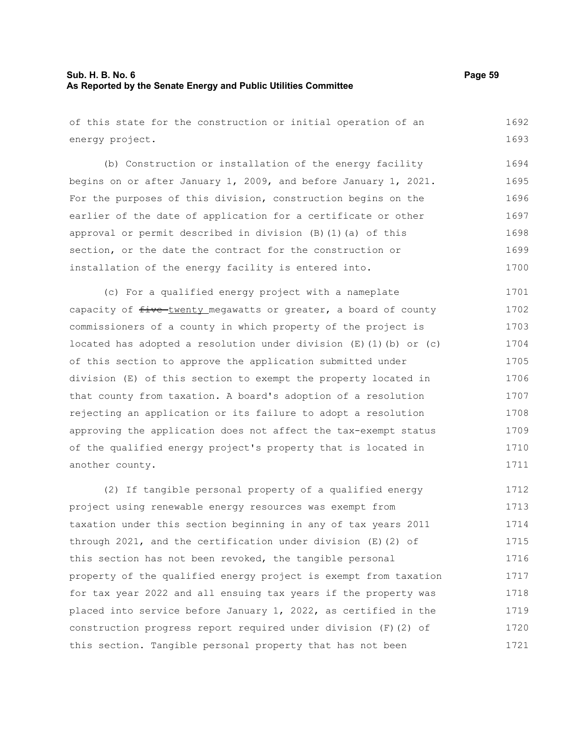of this state for the construction or initial operation of an energy project.

(b) Construction or installation of the energy facility begins on or after January 1, 2009, and before January 1, 2021. For the purposes of this division, construction begins on the earlier of the date of application for a certificate or other approval or permit described in division (B)(1)(a) of this section, or the date the contract for the construction or installation of the energy facility is entered into.

(c) For a qualified energy project with a nameplate capacity of ~~five~~ twenty megawatts or greater, a board of county commissioners of a county in which property of the project is located has adopted a resolution under division (E)(1)(b) or (c) of this section to approve the application submitted under division (E) of this section to exempt the property located in that county from taxation. A board's adoption of a resolution rejecting an application or its failure to adopt a resolution approving the application does not affect the tax-exempt status of the qualified energy project's property that is located in another county.

(2) If tangible personal property of a qualified energy project using renewable energy resources was exempt from taxation under this section beginning in any of tax years 2011 through 2021, and the certification under division (E)(2) of this section has not been revoked, the tangible personal property of the qualified energy project is exempt from taxation for tax year 2022 and all ensuing tax years if the property was placed into service before January 1, 2022, as certified in the construction progress report required under division (F)(2) of this section. Tangible personal property that has not been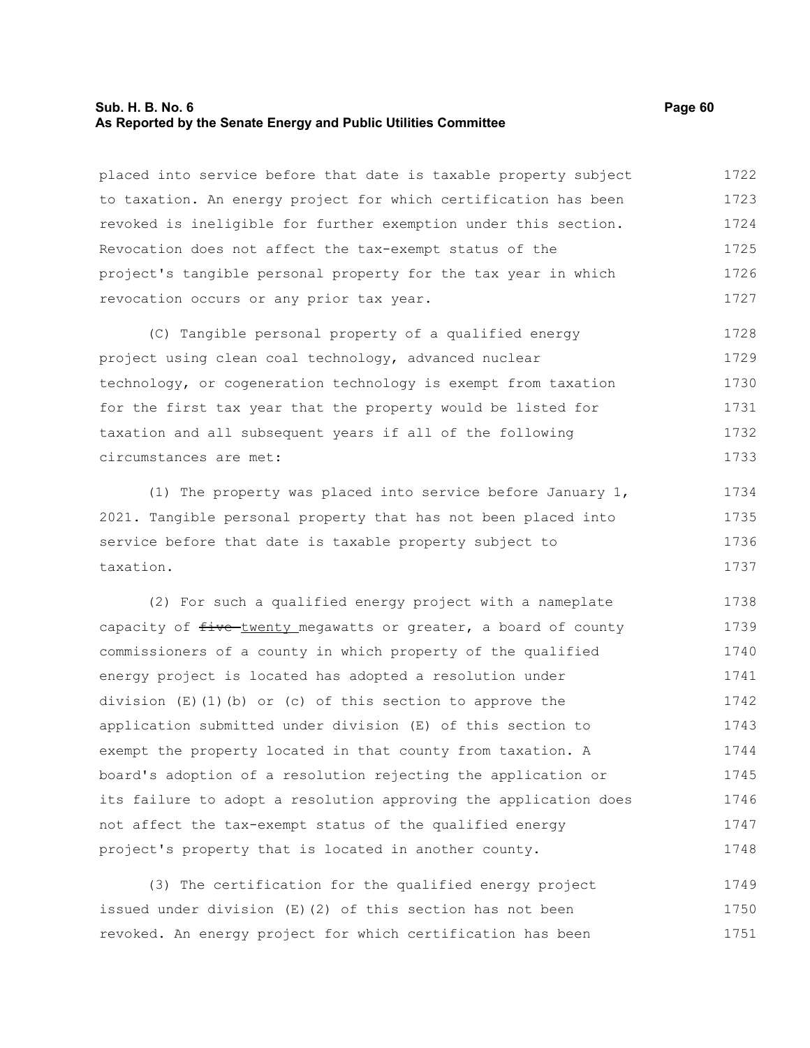placed into service before that date is taxable property subject to taxation. An energy project for which certification has been revoked is ineligible for further exemption under this section. Revocation does not affect the tax-exempt status of the project's tangible personal property for the tax year in which revocation occurs or any prior tax year.

(C) Tangible personal property of a qualified energy project using clean coal technology, advanced nuclear technology, or cogeneration technology is exempt from taxation for the first tax year that the property would be listed for taxation and all subsequent years if all of the following circumstances are met:

(1) The property was placed into service before January 1, 2021. Tangible personal property that has not been placed into service before that date is taxable property subject to taxation.

(2) For such a qualified energy project with a nameplate capacity of ~~five~~ twenty megawatts or greater, a board of county commissioners of a county in which property of the qualified energy project is located has adopted a resolution under division (E)(1)(b) or (c) of this section to approve the application submitted under division (E) of this section to exempt the property located in that county from taxation. A board's adoption of a resolution rejecting the application or its failure to adopt a resolution approving the application does not affect the tax-exempt status of the qualified energy project's property that is located in another county.

(3) The certification for the qualified energy project issued under division (E)(2) of this section has not been revoked. An energy project for which certification has been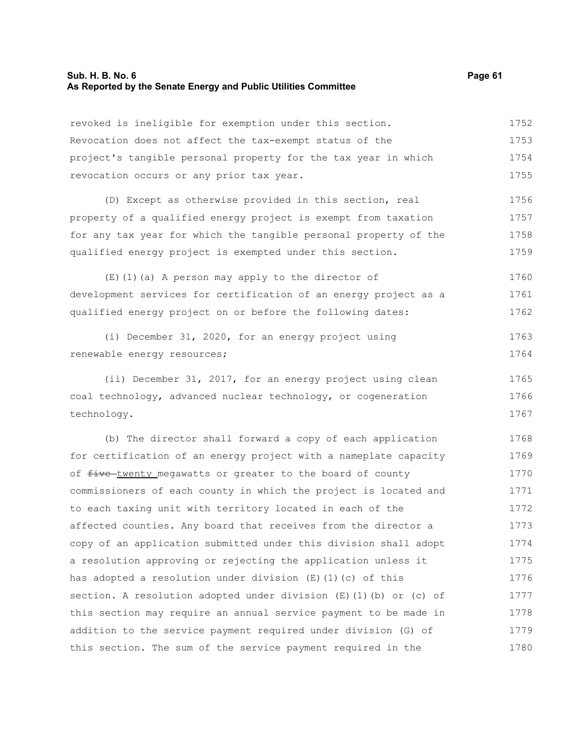revoked is ineligible for exemption under this section. Revocation does not affect the tax-exempt status of the project's tangible personal property for the tax year in which revocation occurs or any prior tax year.

(D) Except as otherwise provided in this section, real property of a qualified energy project is exempt from taxation for any tax year for which the tangible personal property of the qualified energy project is exempted under this section.

(E)(1)(a) A person may apply to the director of development services for certification of an energy project as a qualified energy project on or before the following dates:

(i) December 31, 2020, for an energy project using renewable energy resources;

(ii) December 31, 2017, for an energy project using clean coal technology, advanced nuclear technology, or cogeneration technology.

(b) The director shall forward a copy of each application for certification of an energy project with a nameplate capacity of ~~five~~ twenty megawatts or greater to the board of county commissioners of each county in which the project is located and to each taxing unit with territory located in each of the affected counties. Any board that receives from the director a copy of an application submitted under this division shall adopt a resolution approving or rejecting the application unless it has adopted a resolution under division (E)(1)(c) of this section. A resolution adopted under division (E)(1)(b) or (c) of this section may require an annual service payment to be made in addition to the service payment required under division (G) of this section. The sum of the service payment required in the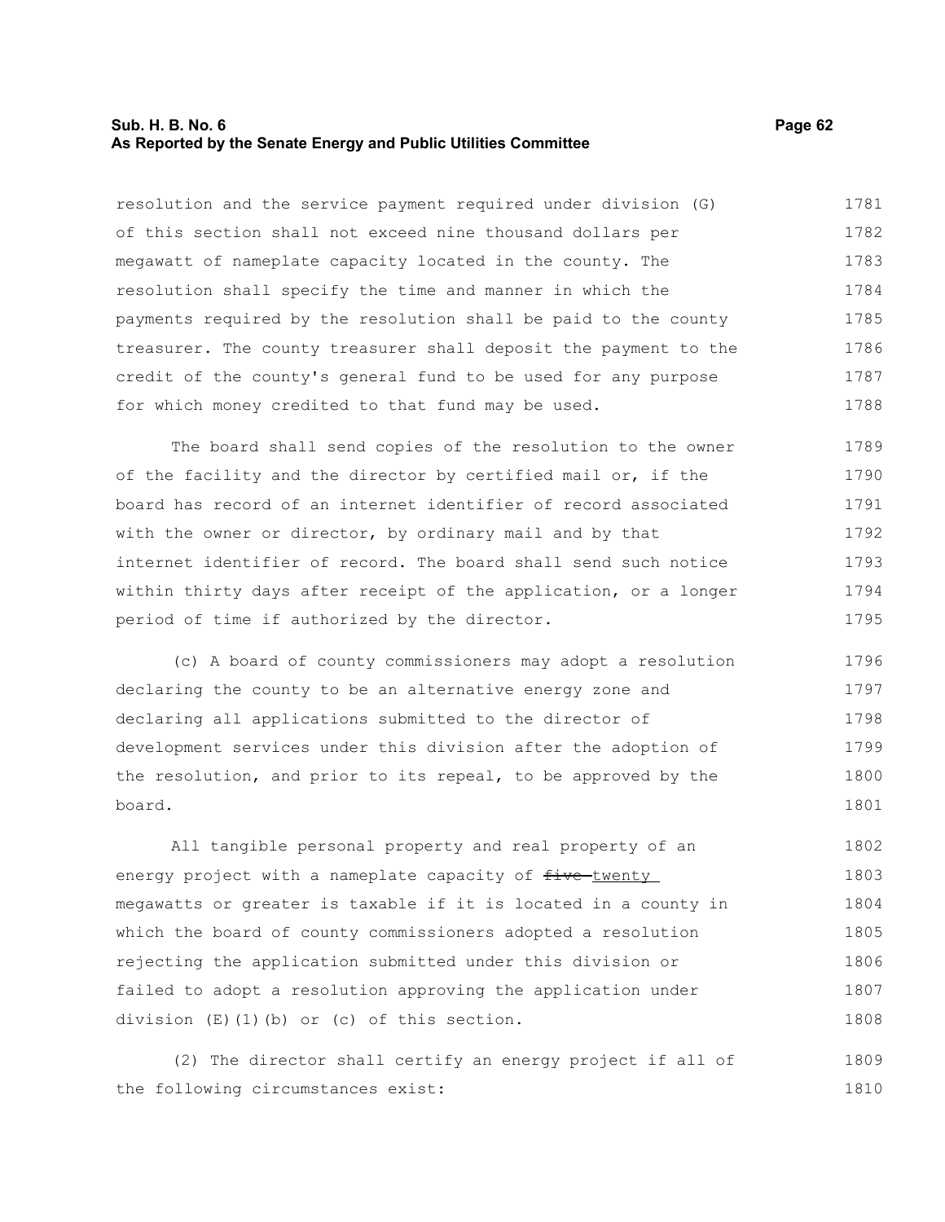resolution and the service payment required under division (G) of this section shall not exceed nine thousand dollars per megawatt of nameplate capacity located in the county. The resolution shall specify the time and manner in which the payments required by the resolution shall be paid to the county treasurer. The county treasurer shall deposit the payment to the credit of the county's general fund to be used for any purpose for which money credited to that fund may be used.

The board shall send copies of the resolution to the owner of the facility and the director by certified mail or, if the board has record of an internet identifier of record associated with the owner or director, by ordinary mail and by that internet identifier of record. The board shall send such notice within thirty days after receipt of the application, or a longer period of time if authorized by the director.

(c) A board of county commissioners may adopt a resolution declaring the county to be an alternative energy zone and declaring all applications submitted to the director of development services under this division after the adoption of the resolution, and prior to its repeal, to be approved by the board.

All tangible personal property and real property of an energy project with a nameplate capacity of ~~five~~ twenty megawatts or greater is taxable if it is located in a county in which the board of county commissioners adopted a resolution rejecting the application submitted under this division or failed to adopt a resolution approving the application under division (E)(1)(b) or (c) of this section.

(2) The director shall certify an energy project if all of the following circumstances exist: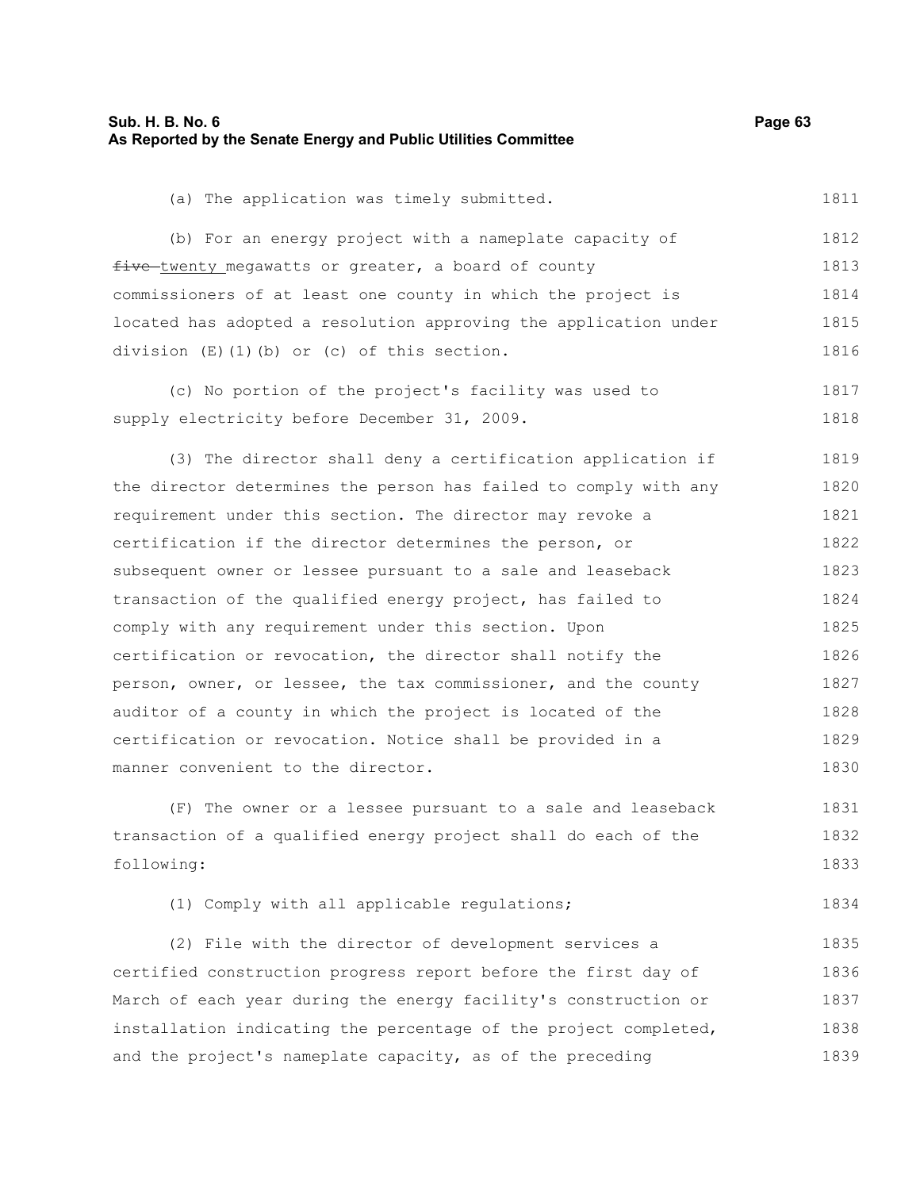(a) The application was timely submitted.

(b) For an energy project with a nameplate capacity of ~~five~~ twenty megawatts or greater, a board of county commissioners of at least one county in which the project is located has adopted a resolution approving the application under division (E)(1)(b) or (c) of this section.

(c) No portion of the project's facility was used to supply electricity before December 31, 2009.

(3) The director shall deny a certification application if the director determines the person has failed to comply with any requirement under this section. The director may revoke a certification if the director determines the person, or subsequent owner or lessee pursuant to a sale and leaseback transaction of the qualified energy project, has failed to comply with any requirement under this section. Upon certification or revocation, the director shall notify the person, owner, or lessee, the tax commissioner, and the county auditor of a county in which the project is located of the certification or revocation. Notice shall be provided in a manner convenient to the director.

(F) The owner or a lessee pursuant to a sale and leaseback transaction of a qualified energy project shall do each of the following:

(1) Comply with all applicable regulations;

(2) File with the director of development services a certified construction progress report before the first day of March of each year during the energy facility's construction or installation indicating the percentage of the project completed, and the project's nameplate capacity, as of the preceding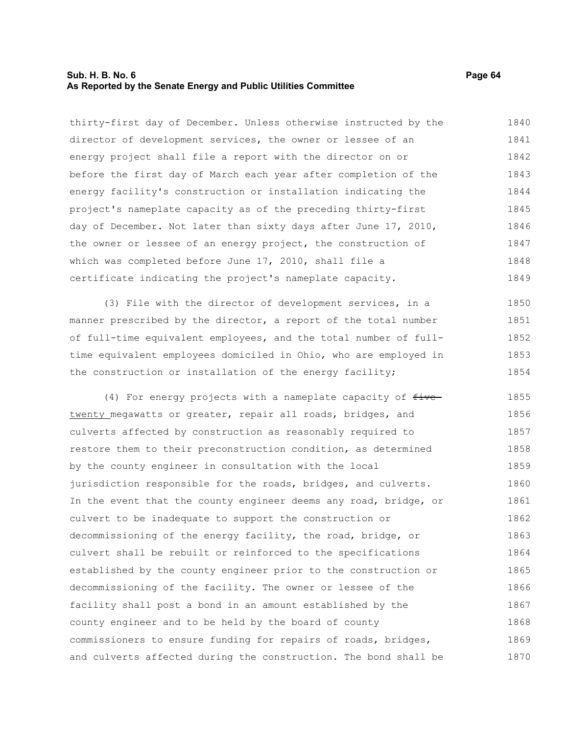thirty-first day of December. Unless otherwise instructed by the director of development services, the owner or lessee of an energy project shall file a report with the director on or before the first day of March each year after completion of the energy facility's construction or installation indicating the project's nameplate capacity as of the preceding thirty-first day of December. Not later than sixty days after June 17, 2010, the owner or lessee of an energy project, the construction of which was completed before June 17, 2010, shall file a certificate indicating the project's nameplate capacity.

(3) File with the director of development services, in a manner prescribed by the director, a report of the total number of full-time equivalent employees, and the total number of full-time equivalent employees domiciled in Ohio, who are employed in the construction or installation of the energy facility;

(4) For energy projects with a nameplate capacity of ~~five~~ twenty megawatts or greater, repair all roads, bridges, and culverts affected by construction as reasonably required to restore them to their preconstruction condition, as determined by the county engineer in consultation with the local jurisdiction responsible for the roads, bridges, and culverts. In the event that the county engineer deems any road, bridge, or culvert to be inadequate to support the construction or decommissioning of the energy facility, the road, bridge, or culvert shall be rebuilt or reinforced to the specifications established by the county engineer prior to the construction or decommissioning of the facility. The owner or lessee of the facility shall post a bond in an amount established by the county engineer and to be held by the board of county commissioners to ensure funding for repairs of roads, bridges, and culverts affected during the construction. The bond shall be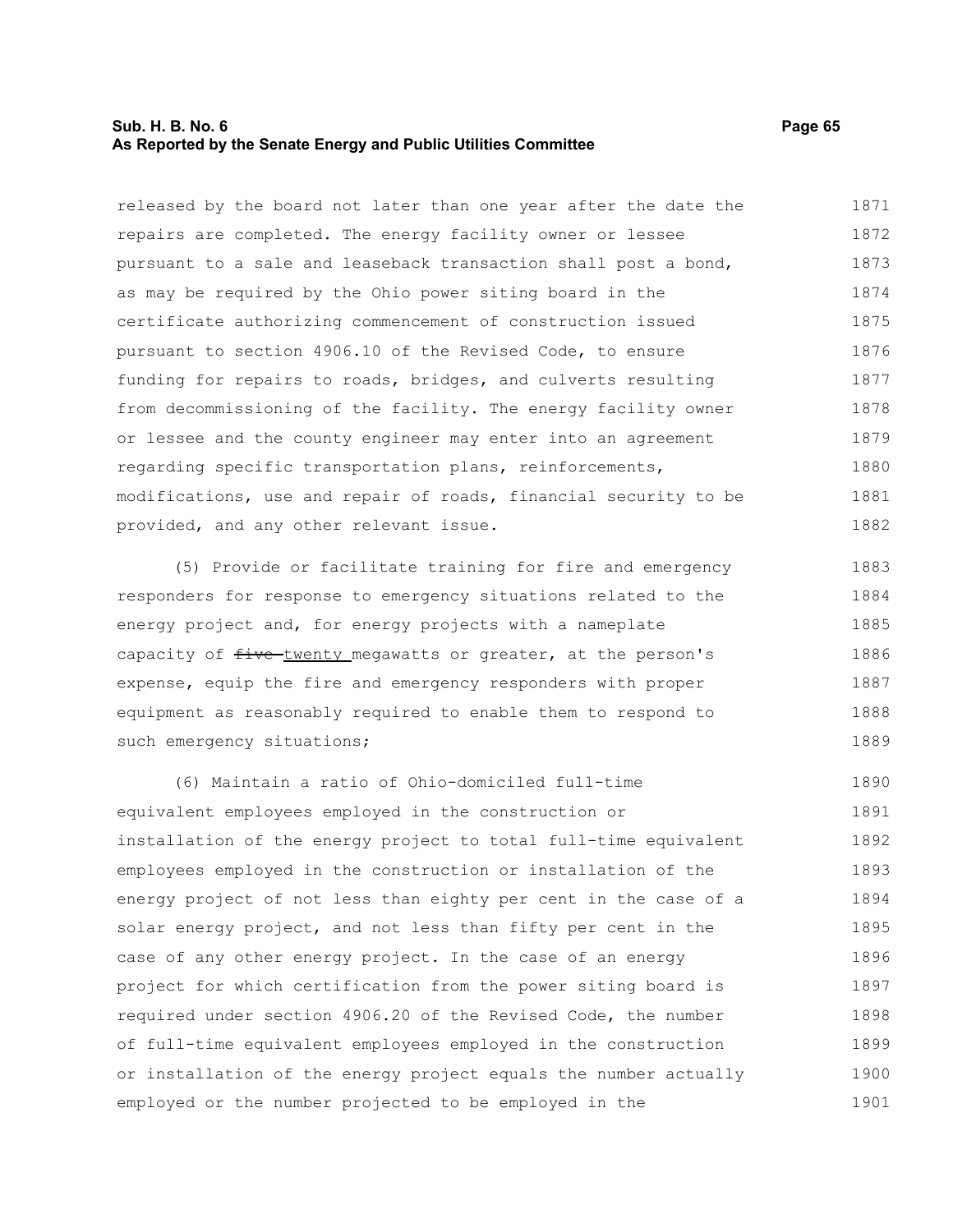released by the board not later than one year after the date the repairs are completed. The energy facility owner or lessee pursuant to a sale and leaseback transaction shall post a bond, as may be required by the Ohio power siting board in the certificate authorizing commencement of construction issued pursuant to section 4906.10 of the Revised Code, to ensure funding for repairs to roads, bridges, and culverts resulting from decommissioning of the facility. The energy facility owner or lessee and the county engineer may enter into an agreement regarding specific transportation plans, reinforcements, modifications, use and repair of roads, financial security to be provided, and any other relevant issue.

(5) Provide or facilitate training for fire and emergency responders for response to emergency situations related to the energy project and, for energy projects with a nameplate capacity of ~~five~~ <u>twenty</u> megawatts or greater, at the person's expense, equip the fire and emergency responders with proper equipment as reasonably required to enable them to respond to such emergency situations;

(6) Maintain a ratio of Ohio-domiciled full-time equivalent employees employed in the construction or installation of the energy project to total full-time equivalent employees employed in the construction or installation of the energy project of not less than eighty per cent in the case of a solar energy project, and not less than fifty per cent in the case of any other energy project. In the case of an energy project for which certification from the power siting board is required under section 4906.20 of the Revised Code, the number of full-time equivalent employees employed in the construction or installation of the energy project equals the number actually employed or the number projected to be employed in the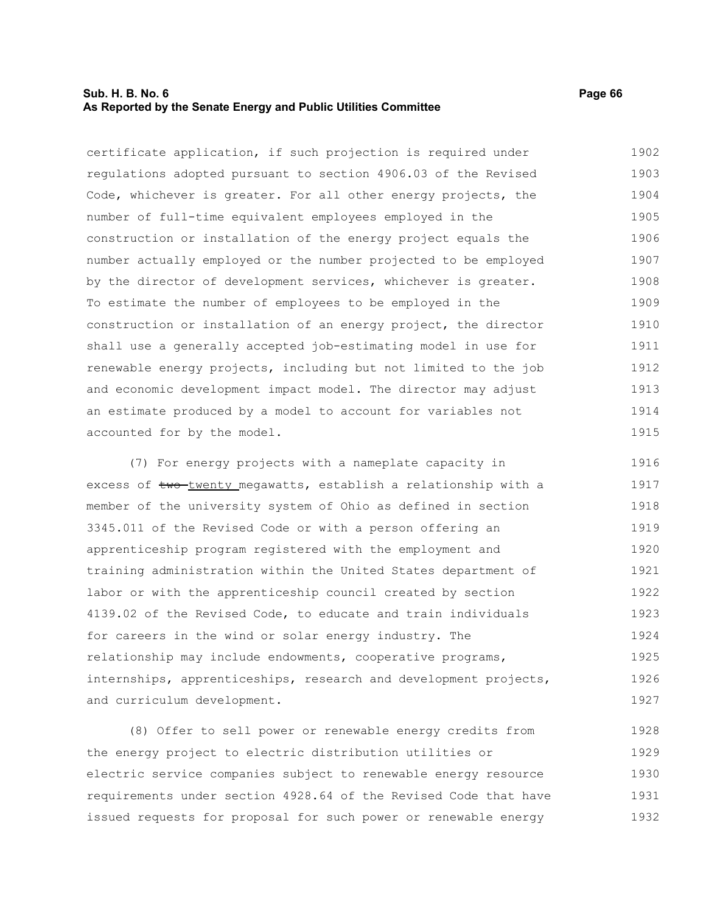certificate application, if such projection is required under regulations adopted pursuant to section 4906.03 of the Revised Code, whichever is greater. For all other energy projects, the number of full-time equivalent employees employed in the construction or installation of the energy project equals the number actually employed or the number projected to be employed by the director of development services, whichever is greater. To estimate the number of employees to be employed in the construction or installation of an energy project, the director shall use a generally accepted job-estimating model in use for renewable energy projects, including but not limited to the job and economic development impact model. The director may adjust an estimate produced by a model to account for variables not accounted for by the model.

(7) For energy projects with a nameplate capacity in excess of ~~two~~ twenty megawatts, establish a relationship with a member of the university system of Ohio as defined in section 3345.011 of the Revised Code or with a person offering an apprenticeship program registered with the employment and training administration within the United States department of labor or with the apprenticeship council created by section 4139.02 of the Revised Code, to educate and train individuals for careers in the wind or solar energy industry. The relationship may include endowments, cooperative programs, internships, apprenticeships, research and development projects, and curriculum development.

(8) Offer to sell power or renewable energy credits from the energy project to electric distribution utilities or electric service companies subject to renewable energy resource requirements under section 4928.64 of the Revised Code that have issued requests for proposal for such power or renewable energy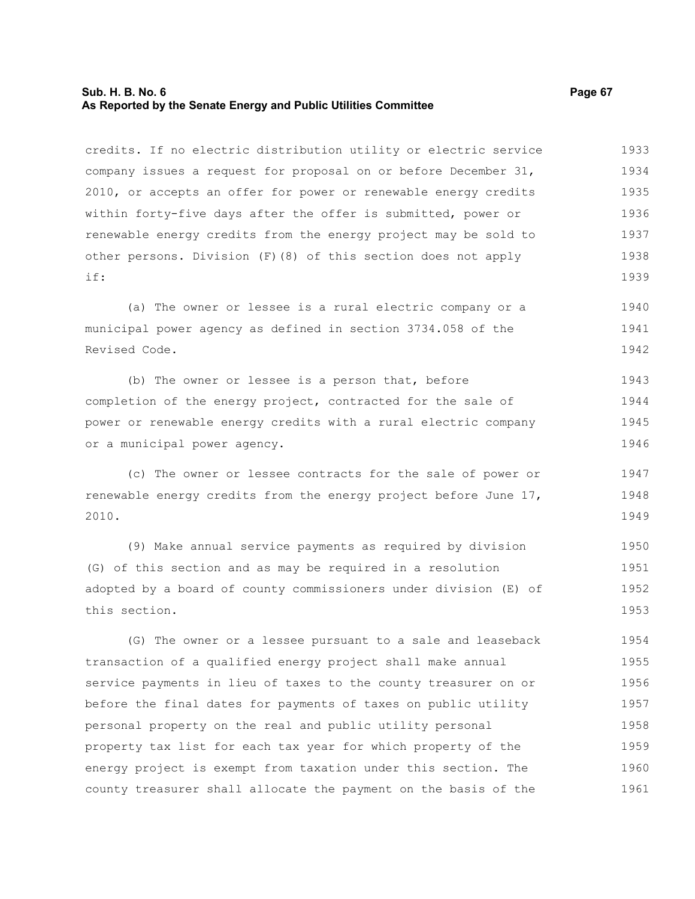credits. If no electric distribution utility or electric service company issues a request for proposal on or before December 31, 2010, or accepts an offer for power or renewable energy credits within forty-five days after the offer is submitted, power or renewable energy credits from the energy project may be sold to other persons. Division (F)(8) of this section does not apply if:

(a) The owner or lessee is a rural electric company or a municipal power agency as defined in section 3734.058 of the Revised Code.

(b) The owner or lessee is a person that, before completion of the energy project, contracted for the sale of power or renewable energy credits with a rural electric company or a municipal power agency.

(c) The owner or lessee contracts for the sale of power or renewable energy credits from the energy project before June 17, 2010.

(9) Make annual service payments as required by division (G) of this section and as may be required in a resolution adopted by a board of county commissioners under division (E) of this section.

(G) The owner or a lessee pursuant to a sale and leaseback transaction of a qualified energy project shall make annual service payments in lieu of taxes to the county treasurer on or before the final dates for payments of taxes on public utility personal property on the real and public utility personal property tax list for each tax year for which property of the energy project is exempt from taxation under this section. The county treasurer shall allocate the payment on the basis of the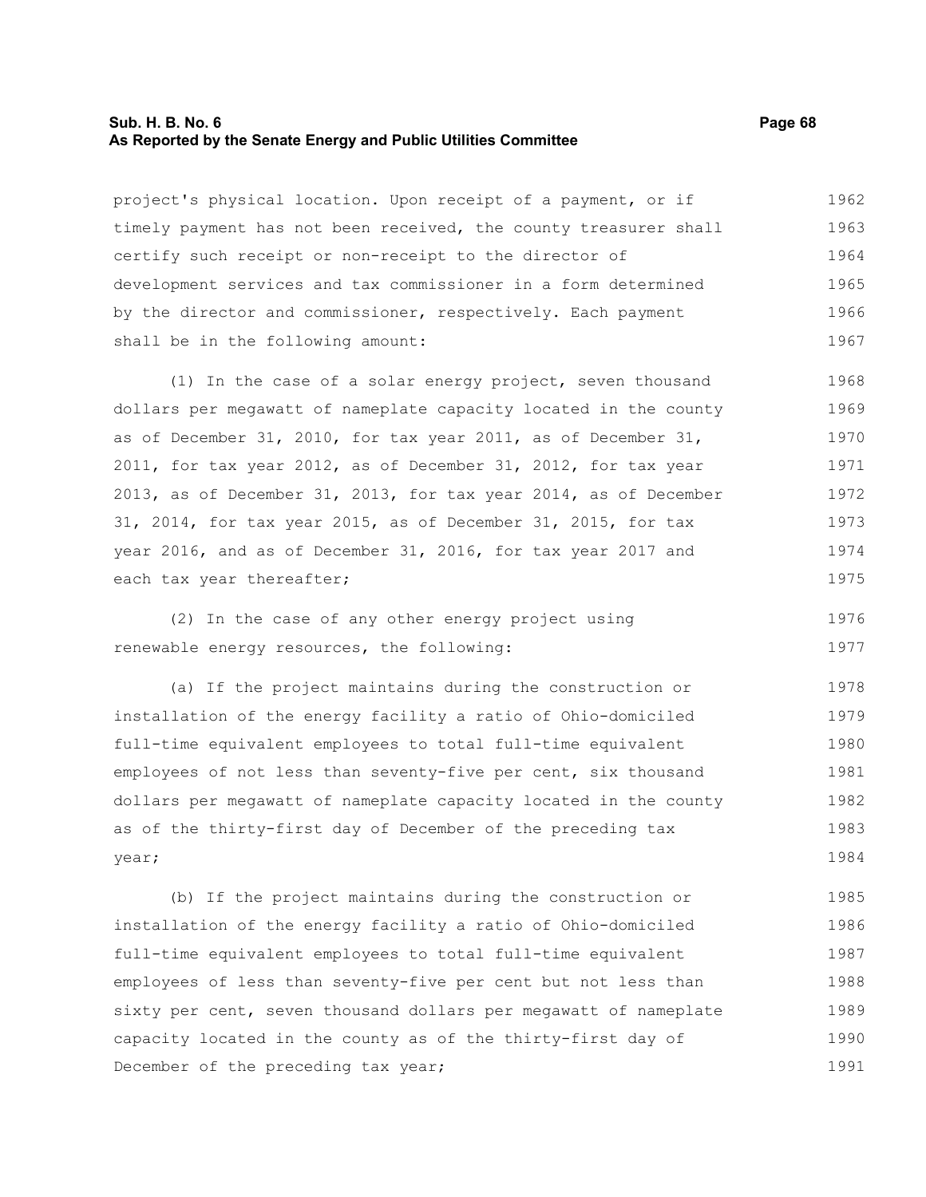project's physical location. Upon receipt of a payment, or if timely payment has not been received, the county treasurer shall certify such receipt or non-receipt to the director of development services and tax commissioner in a form determined by the director and commissioner, respectively. Each payment shall be in the following amount:

(1) In the case of a solar energy project, seven thousand dollars per megawatt of nameplate capacity located in the county as of December 31, 2010, for tax year 2011, as of December 31, 2011, for tax year 2012, as of December 31, 2012, for tax year 2013, as of December 31, 2013, for tax year 2014, as of December 31, 2014, for tax year 2015, as of December 31, 2015, for tax year 2016, and as of December 31, 2016, for tax year 2017 and each tax year thereafter;

(2) In the case of any other energy project using renewable energy resources, the following:

(a) If the project maintains during the construction or installation of the energy facility a ratio of Ohio-domiciled full-time equivalent employees to total full-time equivalent employees of not less than seventy-five per cent, six thousand dollars per megawatt of nameplate capacity located in the county as of the thirty-first day of December of the preceding tax year;

(b) If the project maintains during the construction or installation of the energy facility a ratio of Ohio-domiciled full-time equivalent employees to total full-time equivalent employees of less than seventy-five per cent but not less than sixty per cent, seven thousand dollars per megawatt of nameplate capacity located in the county as of the thirty-first day of December of the preceding tax year;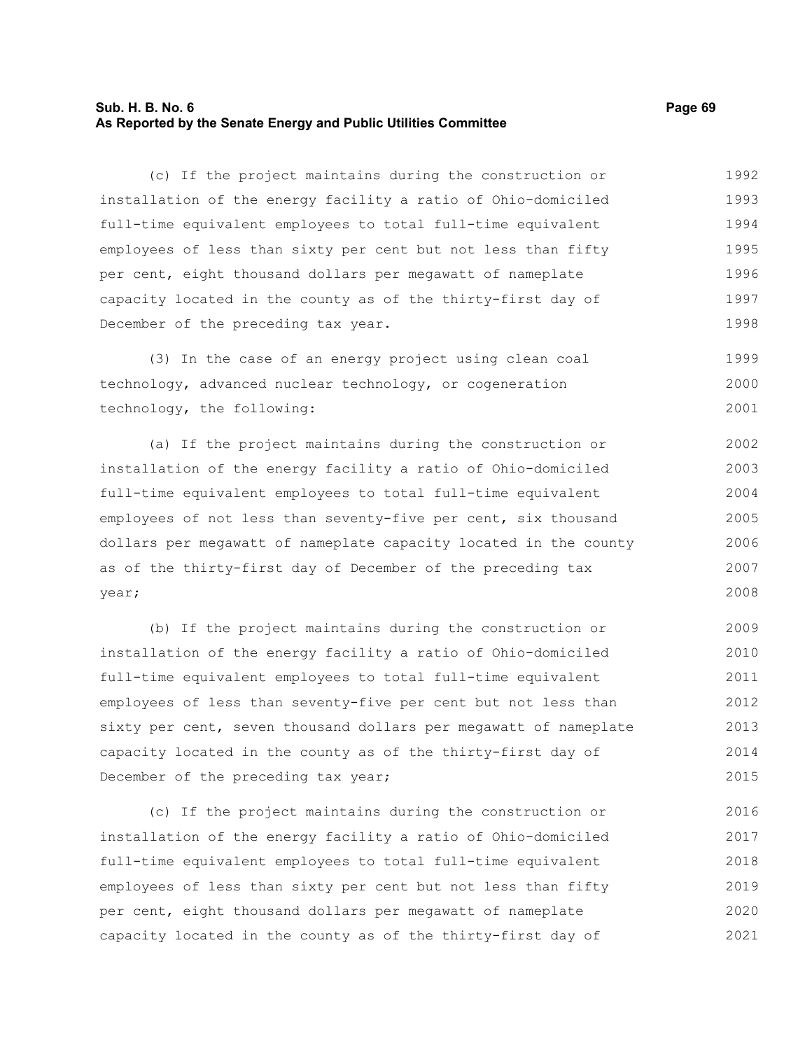(c) If the project maintains during the construction or installation of the energy facility a ratio of Ohio-domiciled full-time equivalent employees to total full-time equivalent employees of less than sixty per cent but not less than fifty per cent, eight thousand dollars per megawatt of nameplate capacity located in the county as of the thirty-first day of December of the preceding tax year.

(3) In the case of an energy project using clean coal technology, advanced nuclear technology, or cogeneration technology, the following:

(a) If the project maintains during the construction or installation of the energy facility a ratio of Ohio-domiciled full-time equivalent employees to total full-time equivalent employees of not less than seventy-five per cent, six thousand dollars per megawatt of nameplate capacity located in the county as of the thirty-first day of December of the preceding tax year;

(b) If the project maintains during the construction or installation of the energy facility a ratio of Ohio-domiciled full-time equivalent employees to total full-time equivalent employees of less than seventy-five per cent but not less than sixty per cent, seven thousand dollars per megawatt of nameplate capacity located in the county as of the thirty-first day of December of the preceding tax year;

(c) If the project maintains during the construction or installation of the energy facility a ratio of Ohio-domiciled full-time equivalent employees to total full-time equivalent employees of less than sixty per cent but not less than fifty per cent, eight thousand dollars per megawatt of nameplate capacity located in the county as of the thirty-first day of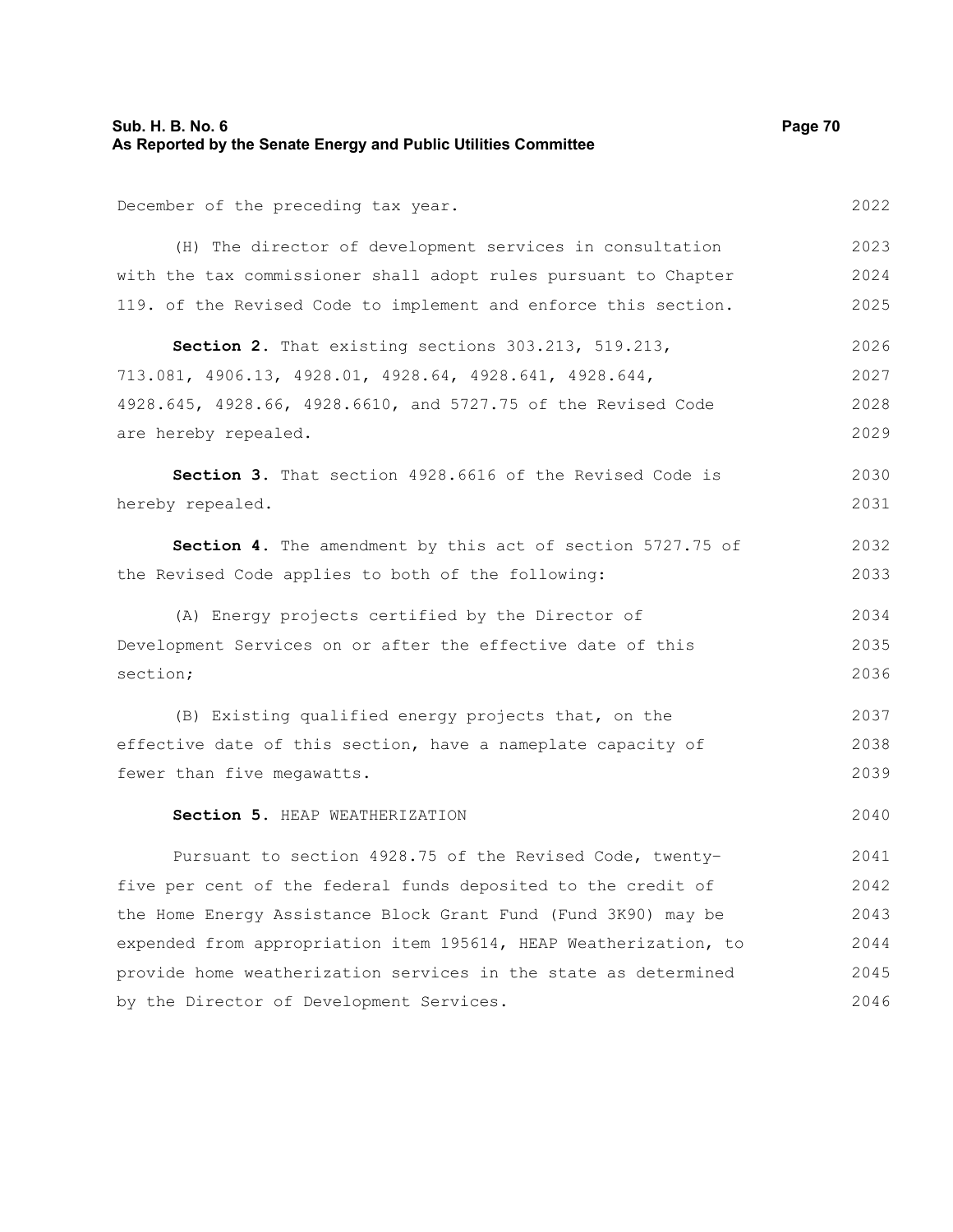December of the preceding tax year.

(H) The director of development services in consultation with the tax commissioner shall adopt rules pursuant to Chapter 119. of the Revised Code to implement and enforce this section.

**Section 2.** That existing sections 303.213, 519.213, 713.081, 4906.13, 4928.01, 4928.64, 4928.641, 4928.644, 4928.645, 4928.66, 4928.6610, and 5727.75 of the Revised Code are hereby repealed.

**Section 3.** That section 4928.6616 of the Revised Code is hereby repealed.

**Section 4.** The amendment by this act of section 5727.75 of the Revised Code applies to both of the following:

(A) Energy projects certified by the Director of Development Services on or after the effective date of this section;

(B) Existing qualified energy projects that, on the effective date of this section, have a nameplate capacity of fewer than five megawatts.

**Section 5.** HEAP WEATHERIZATION

Pursuant to section 4928.75 of the Revised Code, twenty-five per cent of the federal funds deposited to the credit of the Home Energy Assistance Block Grant Fund (Fund 3K90) may be expended from appropriation item 195614, HEAP Weatherization, to provide home weatherization services in the state as determined by the Director of Development Services.